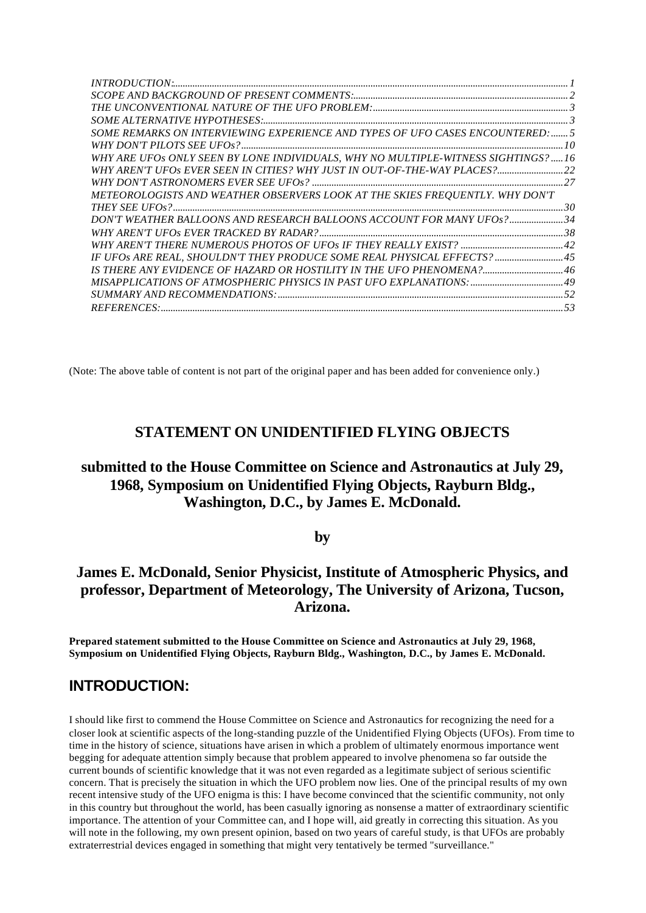*INTRODUCTION:*..................................................................................................................................................... *1*
*SCOPE AND BACKGROUND OF PRESENT COMMENTS:*....................................................................................... *2*
*THE UNCONVENTIONAL NATURE OF THE UFO PROBLEM:*............................................................................... *3*
*SOME ALTERNATIVE HYPOTHESES:*........................................................................................................................ *3*
*SOME REMARKS ON INTERVIEWING EXPERIENCE AND TYPES OF UFO CASES ENCOUNTERED:*....... *5*
*WHY DON'T PILOTS SEE UFOs?*.................................................................................................................................. *10*
*WHY ARE UFOs ONLY SEEN BY LONE INDIVIDUALS, WHY NO MULTIPLE-WITNESS SIGHTINGS?*..... *16*
*WHY AREN'T UFOs EVER SEEN IN CITIES? WHY JUST IN OUT-OF-THE-WAY PLACES?*.......................... *22*
*WHY DON'T ASTRONOMERS EVER SEE UFOs?*...................................................................................................... *27*
*METEOROLOGISTS AND WEATHER OBSERVERS LOOK AT THE SKIES FREQUENTLY. WHY DON'T THEY SEE UFOs?*..................................................................................................................................................... *30*
*DON'T WEATHER BALLOONS AND RESEARCH BALLOONS ACCOUNT FOR MANY UFOs?*...................... *34*
*WHY AREN'T UFOs EVER TRACKED BY RADAR?*.................................................................................................. *38*
*WHY AREN'T THERE NUMEROUS PHOTOS OF UFOs IF THEY REALLY EXIST?*.......................................... *42*
*IF UFOs ARE REAL, SHOULDN'T THEY PRODUCE SOME REAL PHYSICAL EFFECTS?*............................ *45*
*IS THERE ANY EVIDENCE OF HAZARD OR HOSTILITY IN THE UFO PHENOMENA?*................................ *46*
*MISAPPLICATIONS OF ATMOSPHERIC PHYSICS IN PAST UFO EXPLANATIONS:*..................................... *49*
*SUMMARY AND RECOMMENDATIONS:*.................................................................................................................... *52*
*REFERENCES:*..................................................................................................................................................... *53*

(Note: The above table of content is not part of the original paper and has been added for convenience only.)

## STATEMENT ON UNIDENTIFIED FLYING OBJECTS

## submitted to the House Committee on Science and Astronautics at July 29, 1968, Symposium on Unidentified Flying Objects, Rayburn Bldg., Washington, D.C., by James E. McDonald.

## by

## James E. McDonald, Senior Physicist, Institute of Atmospheric Physics, and professor, Department of Meteorology, The University of Arizona, Tucson, Arizona.

**Prepared statement submitted to the House Committee on Science and Astronautics at July 29, 1968, Symposium on Unidentified Flying Objects, Rayburn Bldg., Washington, D.C., by James E. McDonald.**

## INTRODUCTION:

I should like first to commend the House Committee on Science and Astronautics for recognizing the need for a closer look at scientific aspects of the long-standing puzzle of the Unidentified Flying Objects (UFOs). From time to time in the history of science, situations have arisen in which a problem of ultimately enormous importance went begging for adequate attention simply because that problem appeared to involve phenomena so far outside the current bounds of scientific knowledge that it was not even regarded as a legitimate subject of serious scientific concern. That is precisely the situation in which the UFO problem now lies. One of the principal results of my own recent intensive study of the UFO enigma is this: I have become convinced that the scientific community, not only in this country but throughout the world, has been casually ignoring as nonsense a matter of extraordinary scientific importance. The attention of your Committee can, and I hope will, aid greatly in correcting this situation. As you will note in the following, my own present opinion, based on two years of careful study, is that UFOs are probably extraterrestrial devices engaged in something that might very tentatively be termed "surveillance."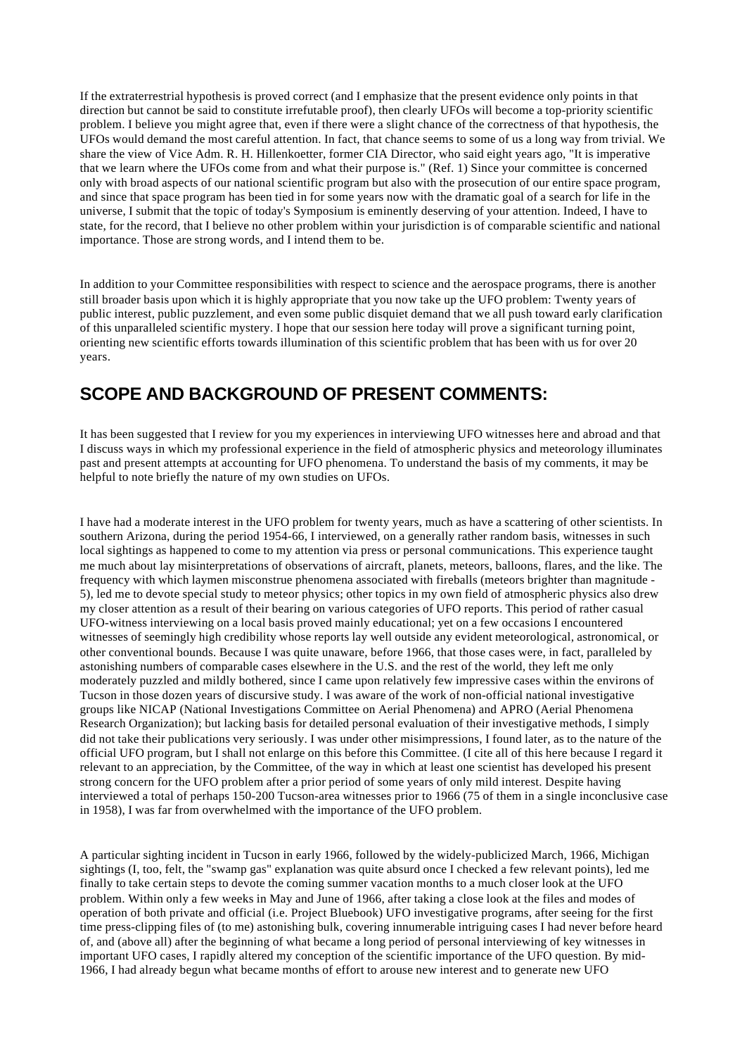If the extraterrestrial hypothesis is proved correct (and I emphasize that the present evidence only points in that direction but cannot be said to constitute irrefutable proof), then clearly UFOs will become a top-priority scientific problem. I believe you might agree that, even if there were a slight chance of the correctness of that hypothesis, the UFOs would demand the most careful attention. In fact, that chance seems to some of us a long way from trivial. We share the view of Vice Adm. R. H. Hillenkoetter, former CIA Director, who said eight years ago, "It is imperative that we learn where the UFOs come from and what their purpose is." (Ref. 1) Since your committee is concerned only with broad aspects of our national scientific program but also with the prosecution of our entire space program, and since that space program has been tied in for some years now with the dramatic goal of a search for life in the universe, I submit that the topic of today's Symposium is eminently deserving of your attention. Indeed, I have to state, for the record, that I believe no other problem within your jurisdiction is of comparable scientific and national importance. Those are strong words, and I intend them to be.

In addition to your Committee responsibilities with respect to science and the aerospace programs, there is another still broader basis upon which it is highly appropriate that you now take up the UFO problem: Twenty years of public interest, public puzzlement, and even some public disquiet demand that we all push toward early clarification of this unparalleled scientific mystery. I hope that our session here today will prove a significant turning point, orienting new scientific efforts towards illumination of this scientific problem that has been with us for over 20 years.

## SCOPE AND BACKGROUND OF PRESENT COMMENTS:

It has been suggested that I review for you my experiences in interviewing UFO witnesses here and abroad and that I discuss ways in which my professional experience in the field of atmospheric physics and meteorology illuminates past and present attempts at accounting for UFO phenomena. To understand the basis of my comments, it may be helpful to note briefly the nature of my own studies on UFOs.

I have had a moderate interest in the UFO problem for twenty years, much as have a scattering of other scientists. In southern Arizona, during the period 1954-66, I interviewed, on a generally rather random basis, witnesses in such local sightings as happened to come to my attention via press or personal communications. This experience taught me much about lay misinterpretations of observations of aircraft, planets, meteors, balloons, flares, and the like. The frequency with which laymen misconstrue phenomena associated with fireballs (meteors brighter than magnitude -5), led me to devote special study to meteor physics; other topics in my own field of atmospheric physics also drew my closer attention as a result of their bearing on various categories of UFO reports. This period of rather casual UFO-witness interviewing on a local basis proved mainly educational; yet on a few occasions I encountered witnesses of seemingly high credibility whose reports lay well outside any evident meteorological, astronomical, or other conventional bounds. Because I was quite unaware, before 1966, that those cases were, in fact, paralleled by astonishing numbers of comparable cases elsewhere in the U.S. and the rest of the world, they left me only moderately puzzled and mildly bothered, since I came upon relatively few impressive cases within the environs of Tucson in those dozen years of discursive study. I was aware of the work of non-official national investigative groups like NICAP (National Investigations Committee on Aerial Phenomena) and APRO (Aerial Phenomena Research Organization); but lacking basis for detailed personal evaluation of their investigative methods, I simply did not take their publications very seriously. I was under other misimpressions, I found later, as to the nature of the official UFO program, but I shall not enlarge on this before this Committee. (I cite all of this here because I regard it relevant to an appreciation, by the Committee, of the way in which at least one scientist has developed his present strong concern for the UFO problem after a prior period of some years of only mild interest. Despite having interviewed a total of perhaps 150-200 Tucson-area witnesses prior to 1966 (75 of them in a single inconclusive case in 1958), I was far from overwhelmed with the importance of the UFO problem.

A particular sighting incident in Tucson in early 1966, followed by the widely-publicized March, 1966, Michigan sightings (I, too, felt, the "swamp gas" explanation was quite absurd once I checked a few relevant points), led me finally to take certain steps to devote the coming summer vacation months to a much closer look at the UFO problem. Within only a few weeks in May and June of 1966, after taking a close look at the files and modes of operation of both private and official (i.e. Project Bluebook) UFO investigative programs, after seeing for the first time press-clipping files of (to me) astonishing bulk, covering innumerable intriguing cases I had never before heard of, and (above all) after the beginning of what became a long period of personal interviewing of key witnesses in important UFO cases, I rapidly altered my conception of the scientific importance of the UFO question. By mid-1966, I had already begun what became months of effort to arouse new interest and to generate new UFO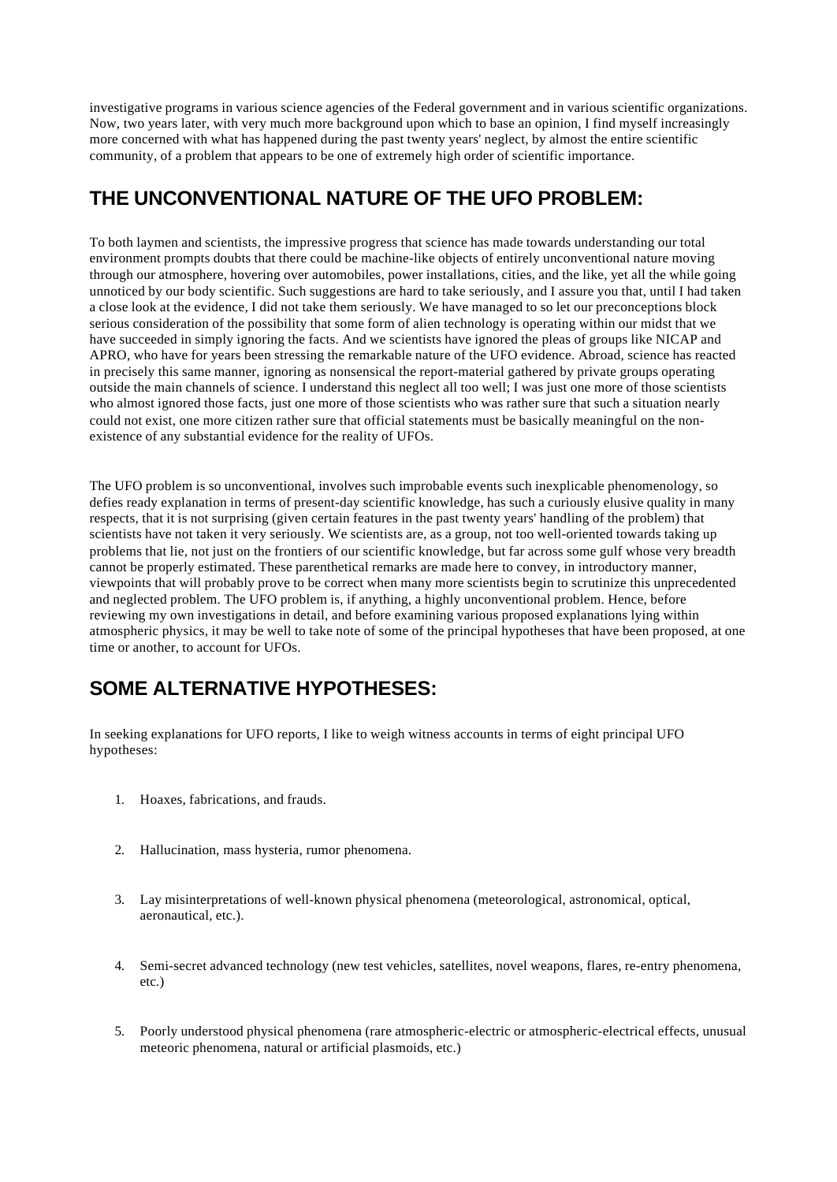investigative programs in various science agencies of the Federal government and in various scientific organizations. Now, two years later, with very much more background upon which to base an opinion, I find myself increasingly more concerned with what has happened during the past twenty years' neglect, by almost the entire scientific community, of a problem that appears to be one of extremely high order of scientific importance.

## THE UNCONVENTIONAL NATURE OF THE UFO PROBLEM:

To both laymen and scientists, the impressive progress that science has made towards understanding our total environment prompts doubts that there could be machine-like objects of entirely unconventional nature moving through our atmosphere, hovering over automobiles, power installations, cities, and the like, yet all the while going unnoticed by our body scientific. Such suggestions are hard to take seriously, and I assure you that, until I had taken a close look at the evidence, I did not take them seriously. We have managed to so let our preconceptions block serious consideration of the possibility that some form of alien technology is operating within our midst that we have succeeded in simply ignoring the facts. And we scientists have ignored the pleas of groups like NICAP and APRO, who have for years been stressing the remarkable nature of the UFO evidence. Abroad, science has reacted in precisely this same manner, ignoring as nonsensical the report-material gathered by private groups operating outside the main channels of science. I understand this neglect all too well; I was just one more of those scientists who almost ignored those facts, just one more of those scientists who was rather sure that such a situation nearly could not exist, one more citizen rather sure that official statements must be basically meaningful on the non-existence of any substantial evidence for the reality of UFOs.

The UFO problem is so unconventional, involves such improbable events such inexplicable phenomenology, so defies ready explanation in terms of present-day scientific knowledge, has such a curiously elusive quality in many respects, that it is not surprising (given certain features in the past twenty years' handling of the problem) that scientists have not taken it very seriously. We scientists are, as a group, not too well-oriented towards taking up problems that lie, not just on the frontiers of our scientific knowledge, but far across some gulf whose very breadth cannot be properly estimated. These parenthetical remarks are made here to convey, in introductory manner, viewpoints that will probably prove to be correct when many more scientists begin to scrutinize this unprecedented and neglected problem. The UFO problem is, if anything, a highly unconventional problem. Hence, before reviewing my own investigations in detail, and before examining various proposed explanations lying within atmospheric physics, it may be well to take note of some of the principal hypotheses that have been proposed, at one time or another, to account for UFOs.

## SOME ALTERNATIVE HYPOTHESES:

In seeking explanations for UFO reports, I like to weigh witness accounts in terms of eight principal UFO hypotheses:

1. Hoaxes, fabrications, and frauds.
2. Hallucination, mass hysteria, rumor phenomena.
3. Lay misinterpretations of well-known physical phenomena (meteorological, astronomical, optical, aeronautical, etc.).
4. Semi-secret advanced technology (new test vehicles, satellites, novel weapons, flares, re-entry phenomena, etc.)
5. Poorly understood physical phenomena (rare atmospheric-electric or atmospheric-electrical effects, unusual meteoric phenomena, natural or artificial plasmoids, etc.)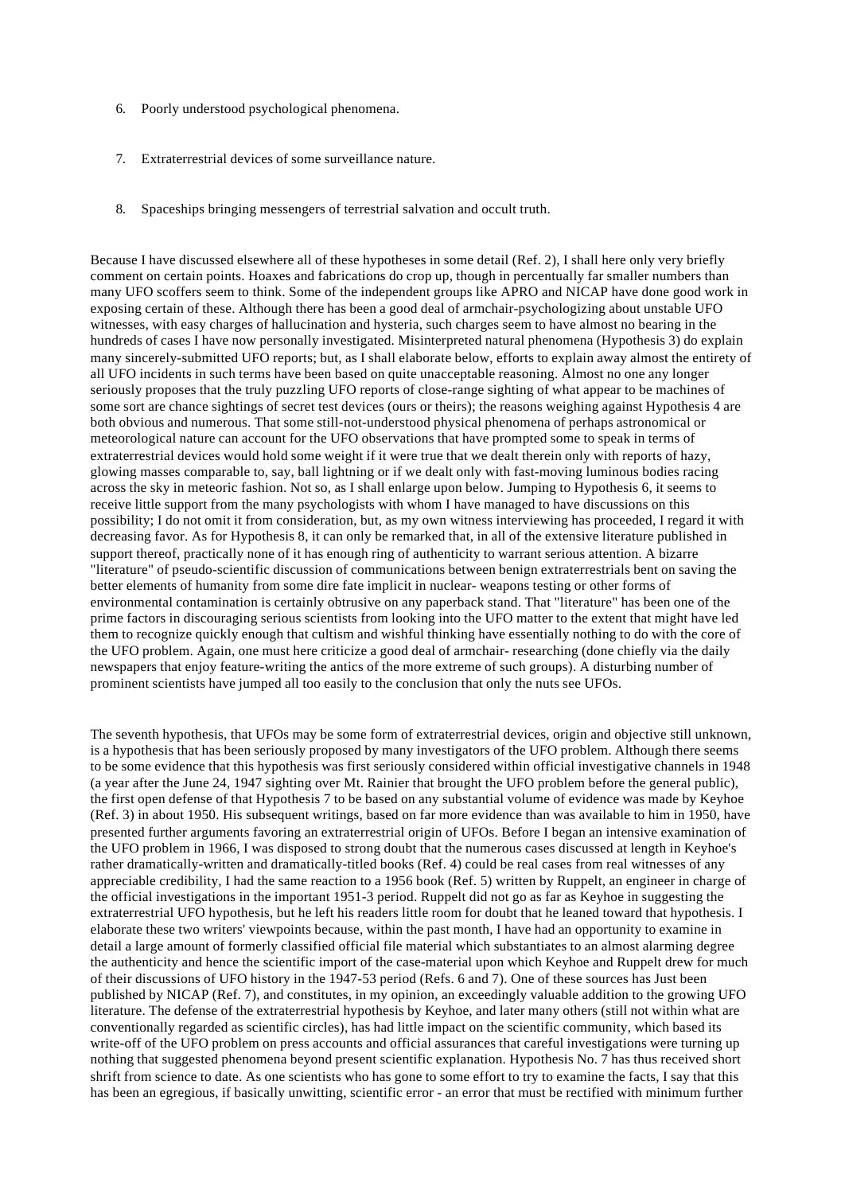6. Poorly understood psychological phenomena.

7. Extraterrestrial devices of some surveillance nature.

8. Spaceships bringing messengers of terrestrial salvation and occult truth.

Because I have discussed elsewhere all of these hypotheses in some detail (Ref. 2), I shall here only very briefly comment on certain points. Hoaxes and fabrications do crop up, though in percentually far smaller numbers than many UFO scoffers seem to think. Some of the independent groups like APRO and NICAP have done good work in exposing certain of these. Although there has been a good deal of armchair-psychologizing about unstable UFO witnesses, with easy charges of hallucination and hysteria, such charges seem to have almost no bearing in the hundreds of cases I have now personally investigated. Misinterpreted natural phenomena (Hypothesis 3) do explain many sincerely-submitted UFO reports; but, as I shall elaborate below, efforts to explain away almost the entirety of all UFO incidents in such terms have been based on quite unacceptable reasoning. Almost no one any longer seriously proposes that the truly puzzling UFO reports of close-range sighting of what appear to be machines of some sort are chance sightings of secret test devices (ours or theirs); the reasons weighing against Hypothesis 4 are both obvious and numerous. That some still-not-understood physical phenomena of perhaps astronomical or meteorological nature can account for the UFO observations that have prompted some to speak in terms of extraterrestrial devices would hold some weight if it were true that we dealt therein only with reports of hazy, glowing masses comparable to, say, ball lightning or if we dealt only with fast-moving luminous bodies racing across the sky in meteoric fashion. Not so, as I shall enlarge upon below. Jumping to Hypothesis 6, it seems to receive little support from the many psychologists with whom I have managed to have discussions on this possibility; I do not omit it from consideration, but, as my own witness interviewing has proceeded, I regard it with decreasing favor. As for Hypothesis 8, it can only be remarked that, in all of the extensive literature published in support thereof, practically none of it has enough ring of authenticity to warrant serious attention. A bizarre "literature" of pseudo-scientific discussion of communications between benign extraterrestrials bent on saving the better elements of humanity from some dire fate implicit in nuclear- weapons testing or other forms of environmental contamination is certainly obtrusive on any paperback stand. That "literature" has been one of the prime factors in discouraging serious scientists from looking into the UFO matter to the extent that might have led them to recognize quickly enough that cultism and wishful thinking have essentially nothing to do with the core of the UFO problem. Again, one must here criticize a good deal of armchair- researching (done chiefly via the daily newspapers that enjoy feature-writing the antics of the more extreme of such groups). A disturbing number of prominent scientists have jumped all too easily to the conclusion that only the nuts see UFOs.

The seventh hypothesis, that UFOs may be some form of extraterrestrial devices, origin and objective still unknown, is a hypothesis that has been seriously proposed by many investigators of the UFO problem. Although there seems to be some evidence that this hypothesis was first seriously considered within official investigative channels in 1948 (a year after the June 24, 1947 sighting over Mt. Rainier that brought the UFO problem before the general public), the first open defense of that Hypothesis 7 to be based on any substantial volume of evidence was made by Keyhoe (Ref. 3) in about 1950. His subsequent writings, based on far more evidence than was available to him in 1950, have presented further arguments favoring an extraterrestrial origin of UFOs. Before I began an intensive examination of the UFO problem in 1966, I was disposed to strong doubt that the numerous cases discussed at length in Keyhoe's rather dramatically-written and dramatically-titled books (Ref. 4) could be real cases from real witnesses of any appreciable credibility, I had the same reaction to a 1956 book (Ref. 5) written by Ruppelt, an engineer in charge of the official investigations in the important 1951-3 period. Ruppelt did not go as far as Keyhoe in suggesting the extraterrestrial UFO hypothesis, but he left his readers little room for doubt that he leaned toward that hypothesis. I elaborate these two writers' viewpoints because, within the past month, I have had an opportunity to examine in detail a large amount of formerly classified official file material which substantiates to an almost alarming degree the authenticity and hence the scientific import of the case-material upon which Keyhoe and Ruppelt drew for much of their discussions of UFO history in the 1947-53 period (Refs. 6 and 7). One of these sources has Just been published by NICAP (Ref. 7), and constitutes, in my opinion, an exceedingly valuable addition to the growing UFO literature. The defense of the extraterrestrial hypothesis by Keyhoe, and later many others (still not within what are conventionally regarded as scientific circles), has had little impact on the scientific community, which based its write-off of the UFO problem on press accounts and official assurances that careful investigations were turning up nothing that suggested phenomena beyond present scientific explanation. Hypothesis No. 7 has thus received short shrift from science to date. As one scientists who has gone to some effort to try to examine the facts, I say that this has been an egregious, if basically unwitting, scientific error - an error that must be rectified with minimum further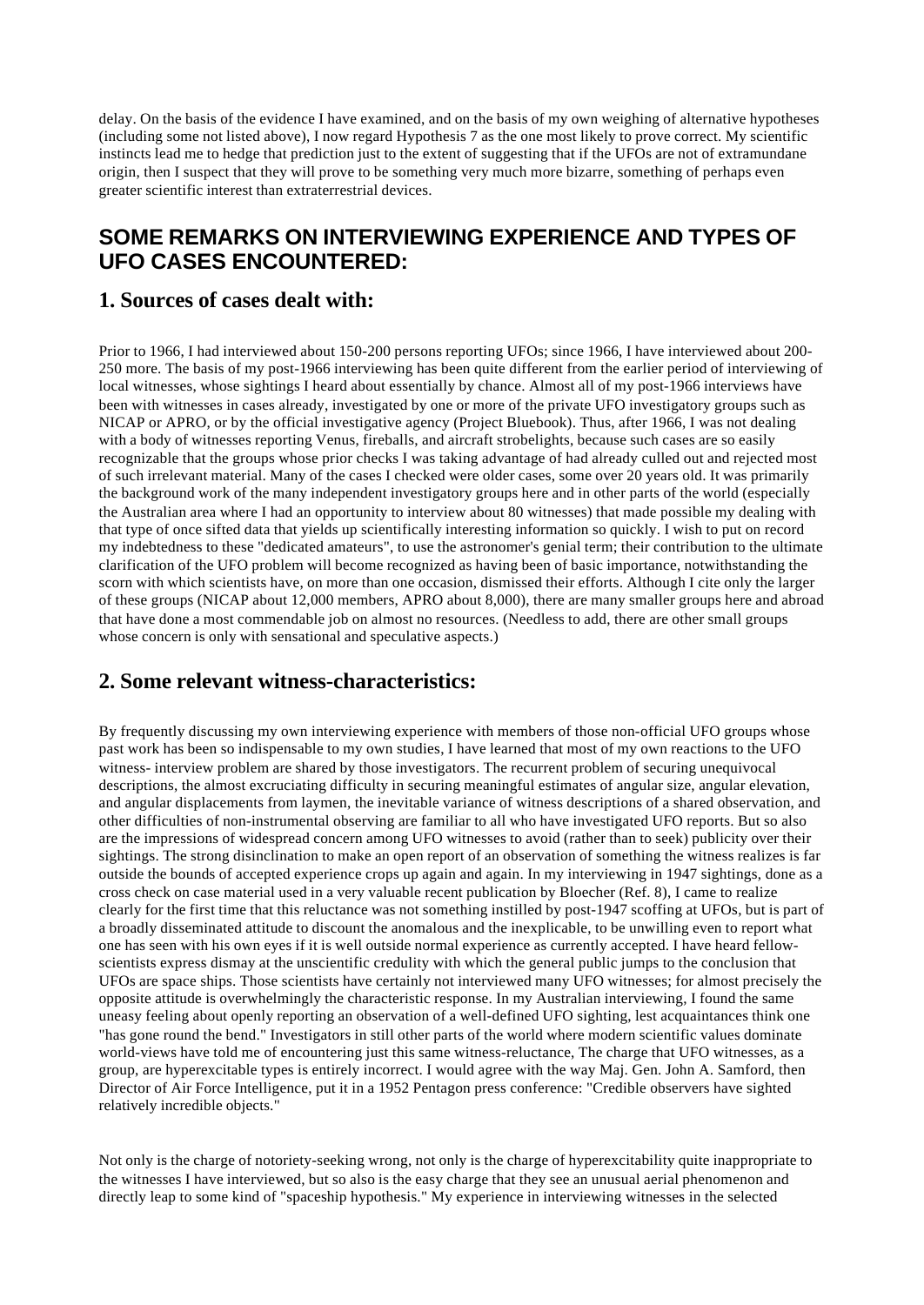delay. On the basis of the evidence I have examined, and on the basis of my own weighing of alternative hypotheses (including some not listed above), I now regard Hypothesis 7 as the one most likely to prove correct. My scientific instincts lead me to hedge that prediction just to the extent of suggesting that if the UFOs are not of extramundane origin, then I suspect that they will prove to be something very much more bizarre, something of perhaps even greater scientific interest than extraterrestrial devices.

## SOME REMARKS ON INTERVIEWING EXPERIENCE AND TYPES OF UFO CASES ENCOUNTERED:

### 1. Sources of cases dealt with:

Prior to 1966, I had interviewed about 150-200 persons reporting UFOs; since 1966, I have interviewed about 200-250 more. The basis of my post-1966 interviewing has been quite different from the earlier period of interviewing of local witnesses, whose sightings I heard about essentially by chance. Almost all of my post-1966 interviews have been with witnesses in cases already, investigated by one or more of the private UFO investigatory groups such as NICAP or APRO, or by the official investigative agency (Project Bluebook). Thus, after 1966, I was not dealing with a body of witnesses reporting Venus, fireballs, and aircraft strobelights, because such cases are so easily recognizable that the groups whose prior checks I was taking advantage of had already culled out and rejected most of such irrelevant material. Many of the cases I checked were older cases, some over 20 years old. It was primarily the background work of the many independent investigatory groups here and in other parts of the world (especially the Australian area where I had an opportunity to interview about 80 witnesses) that made possible my dealing with that type of once sifted data that yields up scientifically interesting information so quickly. I wish to put on record my indebtedness to these "dedicated amateurs", to use the astronomer's genial term; their contribution to the ultimate clarification of the UFO problem will become recognized as having been of basic importance, notwithstanding the scorn with which scientists have, on more than one occasion, dismissed their efforts. Although I cite only the larger of these groups (NICAP about 12,000 members, APRO about 8,000), there are many smaller groups here and abroad that have done a most commendable job on almost no resources. (Needless to add, there are other small groups whose concern is only with sensational and speculative aspects.)

### 2. Some relevant witness-characteristics:

By frequently discussing my own interviewing experience with members of those non-official UFO groups whose past work has been so indispensable to my own studies, I have learned that most of my own reactions to the UFO witness- interview problem are shared by those investigators. The recurrent problem of securing unequivocal descriptions, the almost excruciating difficulty in securing meaningful estimates of angular size, angular elevation, and angular displacements from laymen, the inevitable variance of witness descriptions of a shared observation, and other difficulties of non-instrumental observing are familiar to all who have investigated UFO reports. But so also are the impressions of widespread concern among UFO witnesses to avoid (rather than to seek) publicity over their sightings. The strong disinclination to make an open report of an observation of something the witness realizes is far outside the bounds of accepted experience crops up again and again. In my interviewing in 1947 sightings, done as a cross check on case material used in a very valuable recent publication by Bloecher (Ref. 8), I came to realize clearly for the first time that this reluctance was not something instilled by post-1947 scoffing at UFOs, but is part of a broadly disseminated attitude to discount the anomalous and the inexplicable, to be unwilling even to report what one has seen with his own eyes if it is well outside normal experience as currently accepted. I have heard fellow-scientists express dismay at the unscientific credulity with which the general public jumps to the conclusion that UFOs are space ships. Those scientists have certainly not interviewed many UFO witnesses; for almost precisely the opposite attitude is overwhelmingly the characteristic response. In my Australian interviewing, I found the same uneasy feeling about openly reporting an observation of a well-defined UFO sighting, lest acquaintances think one "has gone round the bend." Investigators in still other parts of the world where modern scientific values dominate world-views have told me of encountering just this same witness-reluctance, The charge that UFO witnesses, as a group, are hyperexcitable types is entirely incorrect. I would agree with the way Maj. Gen. John A. Samford, then Director of Air Force Intelligence, put it in a 1952 Pentagon press conference: "Credible observers have sighted relatively incredible objects."

Not only is the charge of notoriety-seeking wrong, not only is the charge of hyperexcitability quite inappropriate to the witnesses I have interviewed, but so also is the easy charge that they see an unusual aerial phenomenon and directly leap to some kind of "spaceship hypothesis." My experience in interviewing witnesses in the selected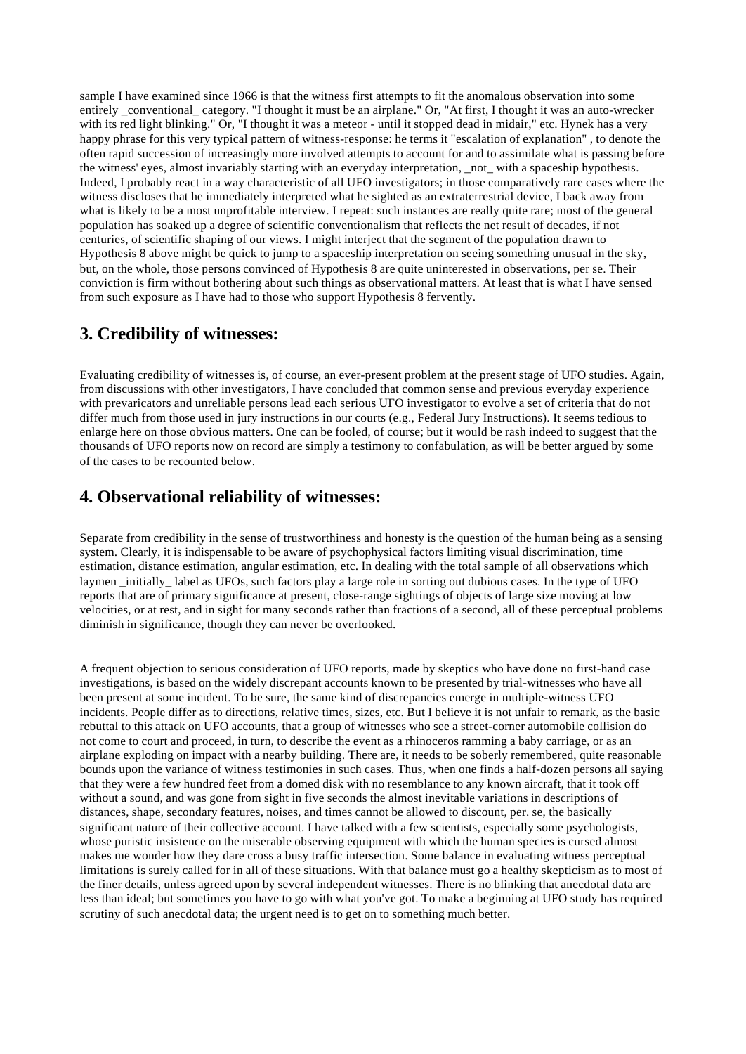sample I have examined since 1966 is that the witness first attempts to fit the anomalous observation into some entirely _conventional_ category. "I thought it must be an airplane." Or, "At first, I thought it was an auto-wrecker with its red light blinking." Or, "I thought it was a meteor - until it stopped dead in midair," etc. Hynek has a very happy phrase for this very typical pattern of witness-response: he terms it "escalation of explanation" , to denote the often rapid succession of increasingly more involved attempts to account for and to assimilate what is passing before the witness' eyes, almost invariably starting with an everyday interpretation, _not_ with a spaceship hypothesis. Indeed, I probably react in a way characteristic of all UFO investigators; in those comparatively rare cases where the witness discloses that he immediately interpreted what he sighted as an extraterrestrial device, I back away from what is likely to be a most unprofitable interview. I repeat: such instances are really quite rare; most of the general population has soaked up a degree of scientific conventionalism that reflects the net result of decades, if not centuries, of scientific shaping of our views. I might interject that the segment of the population drawn to Hypothesis 8 above might be quick to jump to a spaceship interpretation on seeing something unusual in the sky, but, on the whole, those persons convinced of Hypothesis 8 are quite uninterested in observations, per se. Their conviction is firm without bothering about such things as observational matters. At least that is what I have sensed from such exposure as I have had to those who support Hypothesis 8 fervently.

## 3. Credibility of witnesses:

Evaluating credibility of witnesses is, of course, an ever-present problem at the present stage of UFO studies. Again, from discussions with other investigators, I have concluded that common sense and previous everyday experience with prevaricators and unreliable persons lead each serious UFO investigator to evolve a set of criteria that do not differ much from those used in jury instructions in our courts (e.g., Federal Jury Instructions). It seems tedious to enlarge here on those obvious matters. One can be fooled, of course; but it would be rash indeed to suggest that the thousands of UFO reports now on record are simply a testimony to confabulation, as will be better argued by some of the cases to be recounted below.

## 4. Observational reliability of witnesses:

Separate from credibility in the sense of trustworthiness and honesty is the question of the human being as a sensing system. Clearly, it is indispensable to be aware of psychophysical factors limiting visual discrimination, time estimation, distance estimation, angular estimation, etc. In dealing with the total sample of all observations which laymen _initially_ label as UFOs, such factors play a large role in sorting out dubious cases. In the type of UFO reports that are of primary significance at present, close-range sightings of objects of large size moving at low velocities, or at rest, and in sight for many seconds rather than fractions of a second, all of these perceptual problems diminish in significance, though they can never be overlooked.

A frequent objection to serious consideration of UFO reports, made by skeptics who have done no first-hand case investigations, is based on the widely discrepant accounts known to be presented by trial-witnesses who have all been present at some incident. To be sure, the same kind of discrepancies emerge in multiple-witness UFO incidents. People differ as to directions, relative times, sizes, etc. But I believe it is not unfair to remark, as the basic rebuttal to this attack on UFO accounts, that a group of witnesses who see a street-corner automobile collision do not come to court and proceed, in turn, to describe the event as a rhinoceros ramming a baby carriage, or as an airplane exploding on impact with a nearby building. There are, it needs to be soberly remembered, quite reasonable bounds upon the variance of witness testimonies in such cases. Thus, when one finds a half-dozen persons all saying that they were a few hundred feet from a domed disk with no resemblance to any known aircraft, that it took off without a sound, and was gone from sight in five seconds the almost inevitable variations in descriptions of distances, shape, secondary features, noises, and times cannot be allowed to discount, per. se, the basically significant nature of their collective account. I have talked with a few scientists, especially some psychologists, whose puristic insistence on the miserable observing equipment with which the human species is cursed almost makes me wonder how they dare cross a busy traffic intersection. Some balance in evaluating witness perceptual limitations is surely called for in all of these situations. With that balance must go a healthy skepticism as to most of the finer details, unless agreed upon by several independent witnesses. There is no blinking that anecdotal data are less than ideal; but sometimes you have to go with what you've got. To make a beginning at UFO study has required scrutiny of such anecdotal data; the urgent need is to get on to something much better.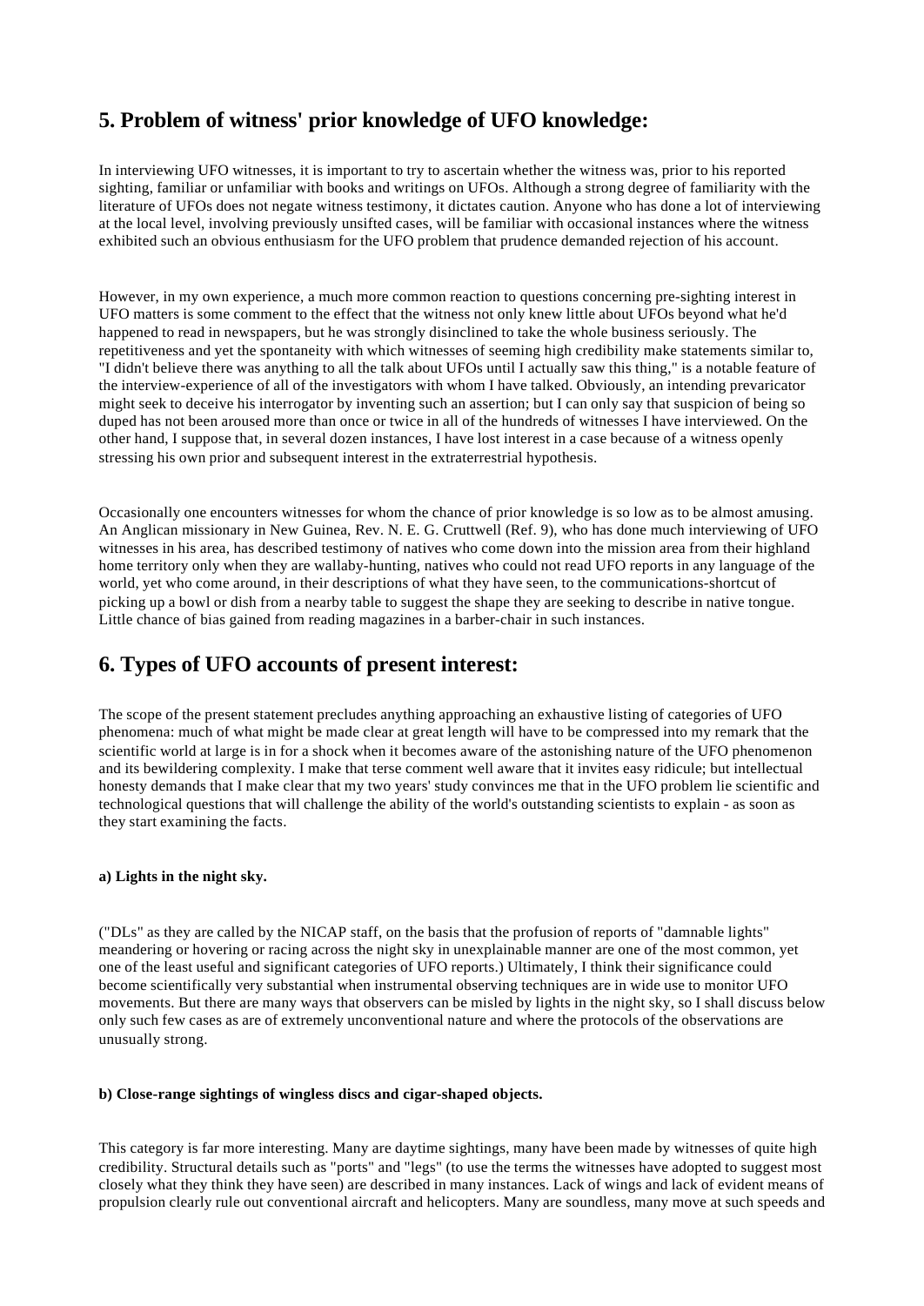## 5. Problem of witness' prior knowledge of UFO knowledge:

In interviewing UFO witnesses, it is important to try to ascertain whether the witness was, prior to his reported sighting, familiar or unfamiliar with books and writings on UFOs. Although a strong degree of familiarity with the literature of UFOs does not negate witness testimony, it dictates caution. Anyone who has done a lot of interviewing at the local level, involving previously unsifted cases, will be familiar with occasional instances where the witness exhibited such an obvious enthusiasm for the UFO problem that prudence demanded rejection of his account.

However, in my own experience, a much more common reaction to questions concerning pre-sighting interest in UFO matters is some comment to the effect that the witness not only knew little about UFOs beyond what he'd happened to read in newspapers, but he was strongly disinclined to take the whole business seriously. The repetitiveness and yet the spontaneity with which witnesses of seeming high credibility make statements similar to, "I didn't believe there was anything to all the talk about UFOs until I actually saw this thing," is a notable feature of the interview-experience of all of the investigators with whom I have talked. Obviously, an intending prevaricator might seek to deceive his interrogator by inventing such an assertion; but I can only say that suspicion of being so duped has not been aroused more than once or twice in all of the hundreds of witnesses I have interviewed. On the other hand, I suppose that, in several dozen instances, I have lost interest in a case because of a witness openly stressing his own prior and subsequent interest in the extraterrestrial hypothesis.

Occasionally one encounters witnesses for whom the chance of prior knowledge is so low as to be almost amusing. An Anglican missionary in New Guinea, Rev. N. E. G. Cruttwell (Ref. 9), who has done much interviewing of UFO witnesses in his area, has described testimony of natives who come down into the mission area from their highland home territory only when they are wallaby-hunting, natives who could not read UFO reports in any language of the world, yet who come around, in their descriptions of what they have seen, to the communications-shortcut of picking up a bowl or dish from a nearby table to suggest the shape they are seeking to describe in native tongue. Little chance of bias gained from reading magazines in a barber-chair in such instances.

## 6. Types of UFO accounts of present interest:

The scope of the present statement precludes anything approaching an exhaustive listing of categories of UFO phenomena: much of what might be made clear at great length will have to be compressed into my remark that the scientific world at large is in for a shock when it becomes aware of the astonishing nature of the UFO phenomenon and its bewildering complexity. I make that terse comment well aware that it invites easy ridicule; but intellectual honesty demands that I make clear that my two years' study convinces me that in the UFO problem lie scientific and technological questions that will challenge the ability of the world's outstanding scientists to explain - as soon as they start examining the facts.

#### a) Lights in the night sky.

("DLs" as they are called by the NICAP staff, on the basis that the profusion of reports of "damnable lights" meandering or hovering or racing across the night sky in unexplainable manner are one of the most common, yet one of the least useful and significant categories of UFO reports.) Ultimately, I think their significance could become scientifically very substantial when instrumental observing techniques are in wide use to monitor UFO movements. But there are many ways that observers can be misled by lights in the night sky, so I shall discuss below only such few cases as are of extremely unconventional nature and where the protocols of the observations are unusually strong.

#### b) Close-range sightings of wingless discs and cigar-shaped objects.

This category is far more interesting. Many are daytime sightings, many have been made by witnesses of quite high credibility. Structural details such as "ports" and "legs" (to use the terms the witnesses have adopted to suggest most closely what they think they have seen) are described in many instances. Lack of wings and lack of evident means of propulsion clearly rule out conventional aircraft and helicopters. Many are soundless, many move at such speeds and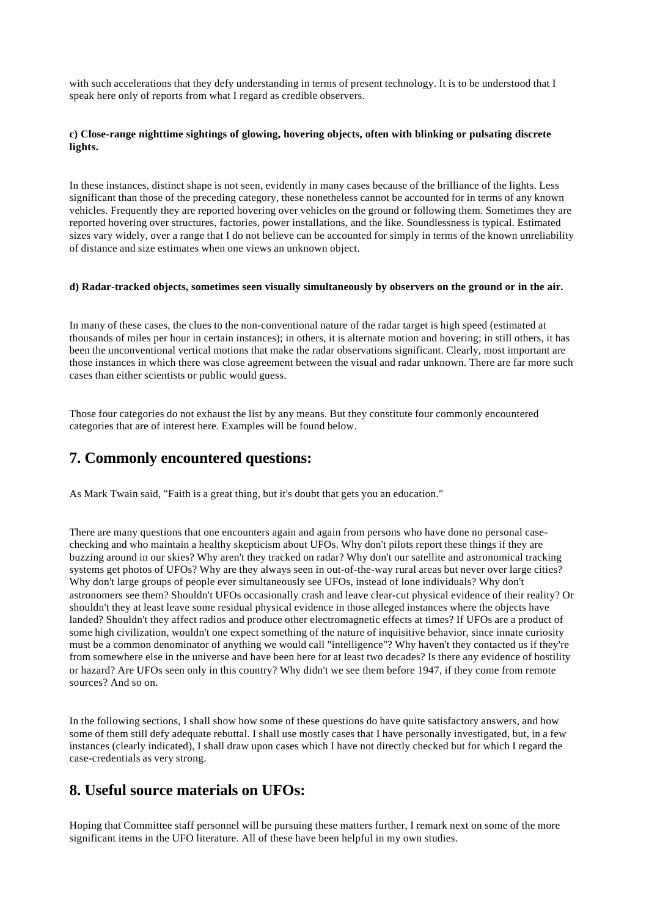with such accelerations that they defy understanding in terms of present technology. It is to be understood that I speak here only of reports from what I regard as credible observers.

**c) Close-range nighttime sightings of glowing, hovering objects, often with blinking or pulsating discrete lights.**

In these instances, distinct shape is not seen, evidently in many cases because of the brilliance of the lights. Less significant than those of the preceding category, these nonetheless cannot be accounted for in terms of any known vehicles. Frequently they are reported hovering over vehicles on the ground or following them. Sometimes they are reported hovering over structures, factories, power installations, and the like. Soundlessness is typical. Estimated sizes vary widely, over a range that I do not believe can be accounted for simply in terms of the known unreliability of distance and size estimates when one views an unknown object.

**d) Radar-tracked objects, sometimes seen visually simultaneously by observers on the ground or in the air.**

In many of these cases, the clues to the non-conventional nature of the radar target is high speed (estimated at thousands of miles per hour in certain instances); in others, it is alternate motion and hovering; in still others, it has been the unconventional vertical motions that make the radar observations significant. Clearly, most important are those instances in which there was close agreement between the visual and radar unknown. There are far more such cases than either scientists or public would guess.

Those four categories do not exhaust the list by any means. But they constitute four commonly encountered categories that are of interest here. Examples will be found below.

## 7. Commonly encountered questions:

As Mark Twain said, "Faith is a great thing, but it's doubt that gets you an education."

There are many questions that one encounters again and again from persons who have done no personal case-checking and who maintain a healthy skepticism about UFOs. Why don't pilots report these things if they are buzzing around in our skies? Why aren't they tracked on radar? Why don't our satellite and astronomical tracking systems get photos of UFOs? Why are they always seen in out-of-the-way rural areas but never over large cities? Why don't large groups of people ever simultaneously see UFOs, instead of lone individuals? Why don't astronomers see them? Shouldn't UFOs occasionally crash and leave clear-cut physical evidence of their reality? Or shouldn't they at least leave some residual physical evidence in those alleged instances where the objects have landed? Shouldn't they affect radios and produce other electromagnetic effects at times? If UFOs are a product of some high civilization, wouldn't one expect something of the nature of inquisitive behavior, since innate curiosity must be a common denominator of anything we would call "intelligence"? Why haven't they contacted us if they're from somewhere else in the universe and have been here for at least two decades? Is there any evidence of hostility or hazard? Are UFOs seen only in this country? Why didn't we see them before 1947, if they come from remote sources? And so on.

In the following sections, I shall show how some of these questions do have quite satisfactory answers, and how some of them still defy adequate rebuttal. I shall use mostly cases that I have personally investigated, but, in a few instances (clearly indicated), I shall draw upon cases which I have not directly checked but for which I regard the case-credentials as very strong.

## 8. Useful source materials on UFOs:

Hoping that Committee staff personnel will be pursuing these matters further, I remark next on some of the more significant items in the UFO literature. All of these have been helpful in my own studies.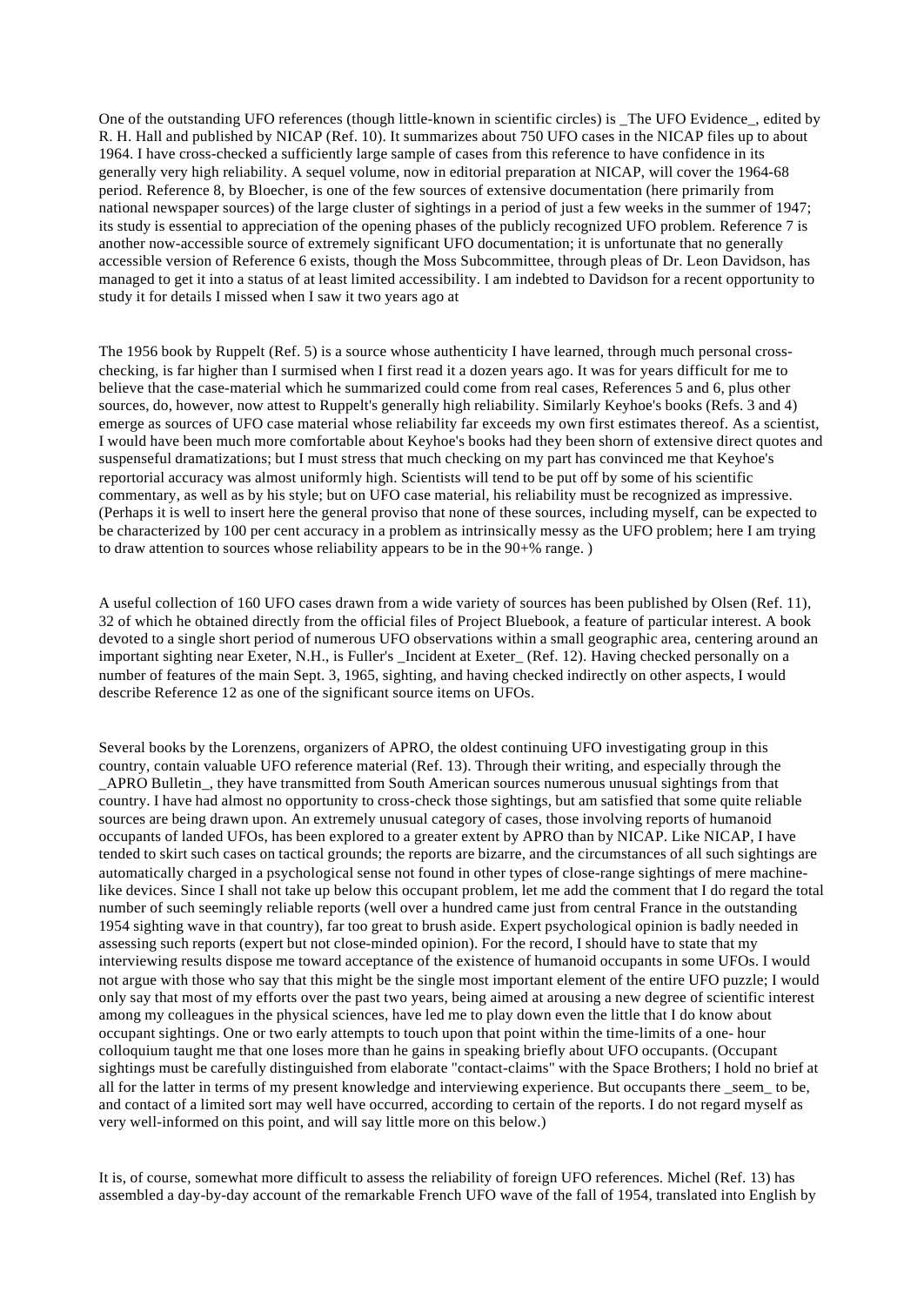One of the outstanding UFO references (though little-known in scientific circles) is _The UFO Evidence_, edited by R. H. Hall and published by NICAP (Ref. 10). It summarizes about 750 UFO cases in the NICAP files up to about 1964. I have cross-checked a sufficiently large sample of cases from this reference to have confidence in its generally very high reliability. A sequel volume, now in editorial preparation at NICAP, will cover the 1964-68 period. Reference 8, by Bloecher, is one of the few sources of extensive documentation (here primarily from national newspaper sources) of the large cluster of sightings in a period of just a few weeks in the summer of 1947; its study is essential to appreciation of the opening phases of the publicly recognized UFO problem. Reference 7 is another now-accessible source of extremely significant UFO documentation; it is unfortunate that no generally accessible version of Reference 6 exists, though the Moss Subcommittee, through pleas of Dr. Leon Davidson, has managed to get it into a status of at least limited accessibility. I am indebted to Davidson for a recent opportunity to study it for details I missed when I saw it two years ago at

The 1956 book by Ruppelt (Ref. 5) is a source whose authenticity I have learned, through much personal cross-checking, is far higher than I surmised when I first read it a dozen years ago. It was for years difficult for me to believe that the case-material which he summarized could come from real cases, References 5 and 6, plus other sources, do, however, now attest to Ruppelt's generally high reliability. Similarly Keyhoe's books (Refs. 3 and 4) emerge as sources of UFO case material whose reliability far exceeds my own first estimates thereof. As a scientist, I would have been much more comfortable about Keyhoe's books had they been shorn of extensive direct quotes and suspenseful dramatizations; but I must stress that much checking on my part has convinced me that Keyhoe's reportorial accuracy was almost uniformly high. Scientists will tend to be put off by some of his scientific commentary, as well as by his style; but on UFO case material, his reliability must be recognized as impressive. (Perhaps it is well to insert here the general proviso that none of these sources, including myself, can be expected to be characterized by 100 per cent accuracy in a problem as intrinsically messy as the UFO problem; here I am trying to draw attention to sources whose reliability appears to be in the 90+% range. )

A useful collection of 160 UFO cases drawn from a wide variety of sources has been published by Olsen (Ref. 11), 32 of which he obtained directly from the official files of Project Bluebook, a feature of particular interest. A book devoted to a single short period of numerous UFO observations within a small geographic area, centering around an important sighting near Exeter, N.H., is Fuller's _Incident at Exeter_ (Ref. 12). Having checked personally on a number of features of the main Sept. 3, 1965, sighting, and having checked indirectly on other aspects, I would describe Reference 12 as one of the significant source items on UFOs.

Several books by the Lorenzens, organizers of APRO, the oldest continuing UFO investigating group in this country, contain valuable UFO reference material (Ref. 13). Through their writing, and especially through the _APRO Bulletin_, they have transmitted from South American sources numerous unusual sightings from that country. I have had almost no opportunity to cross-check those sightings, but am satisfied that some quite reliable sources are being drawn upon. An extremely unusual category of cases, those involving reports of humanoid occupants of landed UFOs, has been explored to a greater extent by APRO than by NICAP. Like NICAP, I have tended to skirt such cases on tactical grounds; the reports are bizarre, and the circumstances of all such sightings are automatically charged in a psychological sense not found in other types of close-range sightings of mere machine-like devices. Since I shall not take up below this occupant problem, let me add the comment that I do regard the total number of such seemingly reliable reports (well over a hundred came just from central France in the outstanding 1954 sighting wave in that country), far too great to brush aside. Expert psychological opinion is badly needed in assessing such reports (expert but not close-minded opinion). For the record, I should have to state that my interviewing results dispose me toward acceptance of the existence of humanoid occupants in some UFOs. I would not argue with those who say that this might be the single most important element of the entire UFO puzzle; I would only say that most of my efforts over the past two years, being aimed at arousing a new degree of scientific interest among my colleagues in the physical sciences, have led me to play down even the little that I do know about occupant sightings. One or two early attempts to touch upon that point within the time-limits of a one- hour colloquium taught me that one loses more than he gains in speaking briefly about UFO occupants. (Occupant sightings must be carefully distinguished from elaborate "contact-claims" with the Space Brothers; I hold no brief at all for the latter in terms of my present knowledge and interviewing experience. But occupants there _seem_ to be, and contact of a limited sort may well have occurred, according to certain of the reports. I do not regard myself as very well-informed on this point, and will say little more on this below.)

It is, of course, somewhat more difficult to assess the reliability of foreign UFO references. Michel (Ref. 13) has assembled a day-by-day account of the remarkable French UFO wave of the fall of 1954, translated into English by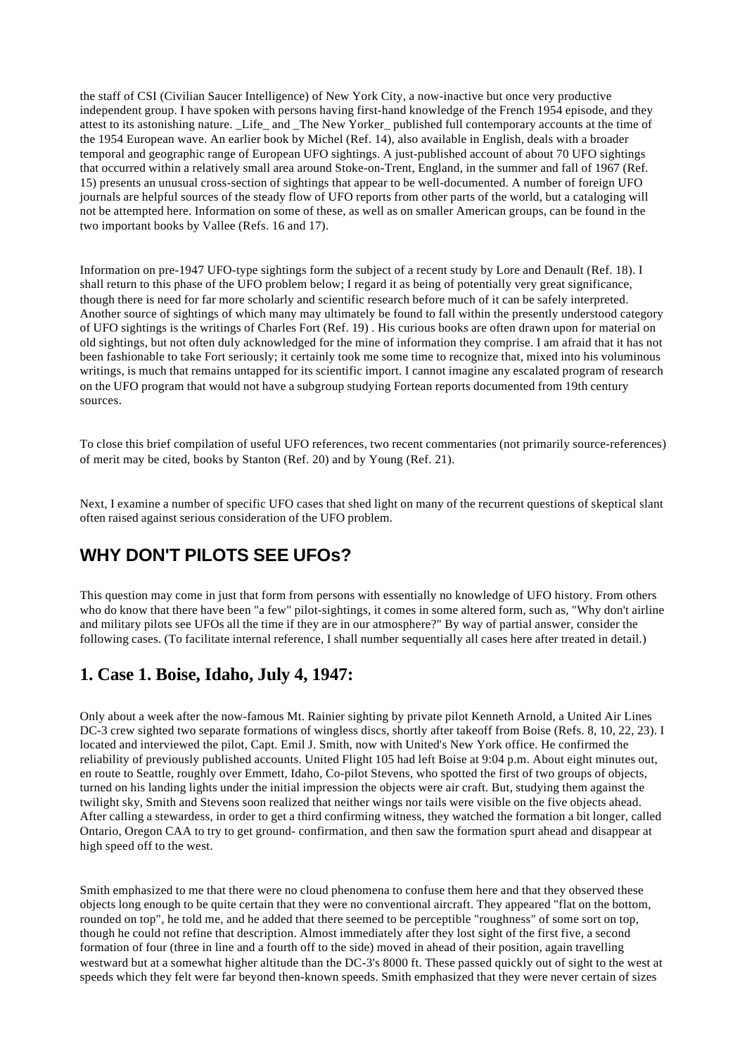the staff of CSI (Civilian Saucer Intelligence) of New York City, a now-inactive but once very productive independent group. I have spoken with persons having first-hand knowledge of the French 1954 episode, and they attest to its astonishing nature. _Life_ and _The New Yorker_ published full contemporary accounts at the time of the 1954 European wave. An earlier book by Michel (Ref. 14), also available in English, deals with a broader temporal and geographic range of European UFO sightings. A just-published account of about 70 UFO sightings that occurred within a relatively small area around Stoke-on-Trent, England, in the summer and fall of 1967 (Ref. 15) presents an unusual cross-section of sightings that appear to be well-documented. A number of foreign UFO journals are helpful sources of the steady flow of UFO reports from other parts of the world, but a cataloging will not be attempted here. Information on some of these, as well as on smaller American groups, can be found in the two important books by Vallee (Refs. 16 and 17).

Information on pre-1947 UFO-type sightings form the subject of a recent study by Lore and Denault (Ref. 18). I shall return to this phase of the UFO problem below; I regard it as being of potentially very great significance, though there is need for far more scholarly and scientific research before much of it can be safely interpreted. Another source of sightings of which many may ultimately be found to fall within the presently understood category of UFO sightings is the writings of Charles Fort (Ref. 19) . His curious books are often drawn upon for material on old sightings, but not often duly acknowledged for the mine of information they comprise. I am afraid that it has not been fashionable to take Fort seriously; it certainly took me some time to recognize that, mixed into his voluminous writings, is much that remains untapped for its scientific import. I cannot imagine any escalated program of research on the UFO program that would not have a subgroup studying Fortean reports documented from 19th century sources.

To close this brief compilation of useful UFO references, two recent commentaries (not primarily source-references) of merit may be cited, books by Stanton (Ref. 20) and by Young (Ref. 21).

Next, I examine a number of specific UFO cases that shed light on many of the recurrent questions of skeptical slant often raised against serious consideration of the UFO problem.

## WHY DON'T PILOTS SEE UFOs?

This question may come in just that form from persons with essentially no knowledge of UFO history. From others who do know that there have been "a few" pilot-sightings, it comes in some altered form, such as, "Why don't airline and military pilots see UFOs all the time if they are in our atmosphere?" By way of partial answer, consider the following cases. (To facilitate internal reference, I shall number sequentially all cases here after treated in detail.)

### 1. Case 1. Boise, Idaho, July 4, 1947:

Only about a week after the now-famous Mt. Rainier sighting by private pilot Kenneth Arnold, a United Air Lines DC-3 crew sighted two separate formations of wingless discs, shortly after takeoff from Boise (Refs. 8, 10, 22, 23). I located and interviewed the pilot, Capt. Emil J. Smith, now with United's New York office. He confirmed the reliability of previously published accounts. United Flight 105 had left Boise at 9:04 p.m. About eight minutes out, en route to Seattle, roughly over Emmett, Idaho, Co-pilot Stevens, who spotted the first of two groups of objects, turned on his landing lights under the initial impression the objects were air craft. But, studying them against the twilight sky, Smith and Stevens soon realized that neither wings nor tails were visible on the five objects ahead. After calling a stewardess, in order to get a third confirming witness, they watched the formation a bit longer, called Ontario, Oregon CAA to try to get ground- confirmation, and then saw the formation spurt ahead and disappear at high speed off to the west.

Smith emphasized to me that there were no cloud phenomena to confuse them here and that they observed these objects long enough to be quite certain that they were no conventional aircraft. They appeared "flat on the bottom, rounded on top", he told me, and he added that there seemed to be perceptible "roughness" of some sort on top, though he could not refine that description. Almost immediately after they lost sight of the first five, a second formation of four (three in line and a fourth off to the side) moved in ahead of their position, again travelling westward but at a somewhat higher altitude than the DC-3's 8000 ft. These passed quickly out of sight to the west at speeds which they felt were far beyond then-known speeds. Smith emphasized that they were never certain of sizes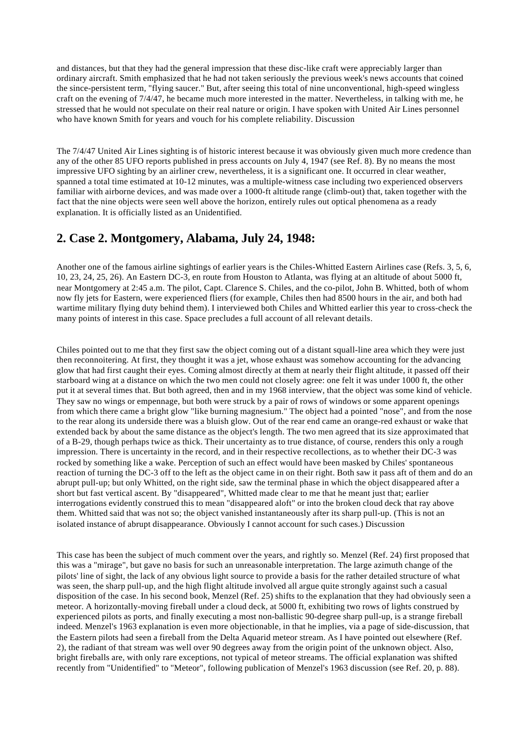and distances, but that they had the general impression that these disc-like craft were appreciably larger than ordinary aircraft. Smith emphasized that he had not taken seriously the previous week's news accounts that coined the since-persistent term, "flying saucer." But, after seeing this total of nine unconventional, high-speed wingless craft on the evening of 7/4/47, he became much more interested in the matter. Nevertheless, in talking with me, he stressed that he would not speculate on their real nature or origin. I have spoken with United Air Lines personnel who have known Smith for years and vouch for his complete reliability. Discussion

The 7/4/47 United Air Lines sighting is of historic interest because it was obviously given much more credence than any of the other 85 UFO reports published in press accounts on July 4, 1947 (see Ref. 8). By no means the most impressive UFO sighting by an airliner crew, nevertheless, it is a significant one. It occurred in clear weather, spanned a total time estimated at 10-12 minutes, was a multiple-witness case including two experienced observers familiar with airborne devices, and was made over a 1000-ft altitude range (climb-out) that, taken together with the fact that the nine objects were seen well above the horizon, entirely rules out optical phenomena as a ready explanation. It is officially listed as an Unidentified.

## 2. Case 2. Montgomery, Alabama, July 24, 1948:

Another one of the famous airline sightings of earlier years is the Chiles-Whitted Eastern Airlines case (Refs. 3, 5, 6, 10, 23, 24, 25, 26). An Eastern DC-3, en route from Houston to Atlanta, was flying at an altitude of about 5000 ft, near Montgomery at 2:45 a.m. The pilot, Capt. Clarence S. Chiles, and the co-pilot, John B. Whitted, both of whom now fly jets for Eastern, were experienced fliers (for example, Chiles then had 8500 hours in the air, and both had wartime military flying duty behind them). I interviewed both Chiles and Whitted earlier this year to cross-check the many points of interest in this case. Space precludes a full account of all relevant details.

Chiles pointed out to me that they first saw the object coming out of a distant squall-line area which they were just then reconnoitering. At first, they thought it was a jet, whose exhaust was somehow accounting for the advancing glow that had first caught their eyes. Coming almost directly at them at nearly their flight altitude, it passed off their starboard wing at a distance on which the two men could not closely agree: one felt it was under 1000 ft, the other put it at several times that. But both agreed, then and in my 1968 interview, that the object was some kind of vehicle. They saw no wings or empennage, but both were struck by a pair of rows of windows or some apparent openings from which there came a bright glow "like burning magnesium." The object had a pointed "nose", and from the nose to the rear along its underside there was a bluish glow. Out of the rear end came an orange-red exhaust or wake that extended back by about the same distance as the object's length. The two men agreed that its size approximated that of a B-29, though perhaps twice as thick. Their uncertainty as to true distance, of course, renders this only a rough impression. There is uncertainty in the record, and in their respective recollections, as to whether their DC-3 was rocked by something like a wake. Perception of such an effect would have been masked by Chiles' spontaneous reaction of turning the DC-3 off to the left as the object came in on their right. Both saw it pass aft of them and do an abrupt pull-up; but only Whitted, on the right side, saw the terminal phase in which the object disappeared after a short but fast vertical ascent. By "disappeared", Whitted made clear to me that he meant just that; earlier interrogations evidently construed this to mean "disappeared aloft" or into the broken cloud deck that ray above them. Whitted said that was not so; the object vanished instantaneously after its sharp pull-up. (This is not an isolated instance of abrupt disappearance. Obviously I cannot account for such cases.) Discussion

This case has been the subject of much comment over the years, and rightly so. Menzel (Ref. 24) first proposed that this was a "mirage", but gave no basis for such an unreasonable interpretation. The large azimuth change of the pilots' line of sight, the lack of any obvious light source to provide a basis for the rather detailed structure of what was seen, the sharp pull-up, and the high flight altitude involved all argue quite strongly against such a casual disposition of the case. In his second book, Menzel (Ref. 25) shifts to the explanation that they had obviously seen a meteor. A horizontally-moving fireball under a cloud deck, at 5000 ft, exhibiting two rows of lights construed by experienced pilots as ports, and finally executing a most non-ballistic 90-degree sharp pull-up, is a strange fireball indeed. Menzel's 1963 explanation is even more objectionable, in that he implies, via a page of side-discussion, that the Eastern pilots had seen a fireball from the Delta Aquarid meteor stream. As I have pointed out elsewhere (Ref. 2), the radiant of that stream was well over 90 degrees away from the origin point of the unknown object. Also, bright fireballs are, with only rare exceptions, not typical of meteor streams. The official explanation was shifted recently from "Unidentified" to "Meteor", following publication of Menzel's 1963 discussion (see Ref. 20, p. 88).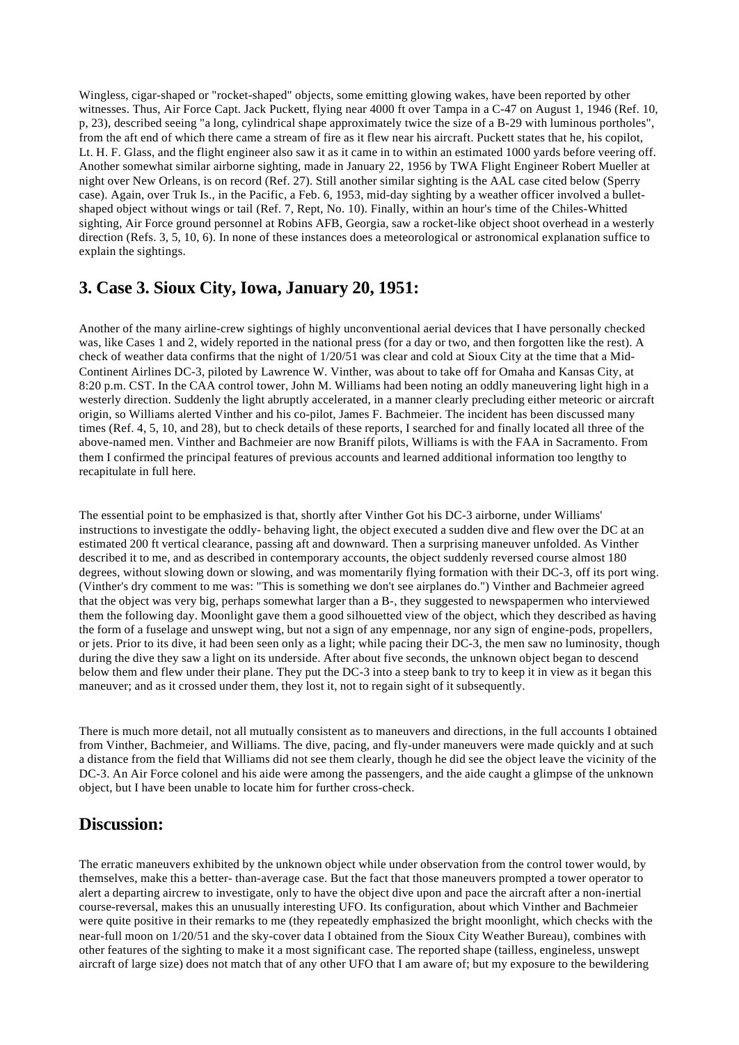Wingless, cigar-shaped or "rocket-shaped" objects, some emitting glowing wakes, have been reported by other witnesses. Thus, Air Force Capt. Jack Puckett, flying near 4000 ft over Tampa in a C-47 on August 1, 1946 (Ref. 10, p, 23), described seeing "a long, cylindrical shape approximately twice the size of a B-29 with luminous portholes", from the aft end of which there came a stream of fire as it flew near his aircraft. Puckett states that he, his copilot, Lt. H. F. Glass, and the flight engineer also saw it as it came in to within an estimated 1000 yards before veering off. Another somewhat similar airborne sighting, made in January 22, 1956 by TWA Flight Engineer Robert Mueller at night over New Orleans, is on record (Ref. 27). Still another similar sighting is the AAL case cited below (Sperry case). Again, over Truk Is., in the Pacific, a Feb. 6, 1953, mid-day sighting by a weather officer involved a bullet-shaped object without wings or tail (Ref. 7, Rept, No. 10). Finally, within an hour's time of the Chiles-Whitted sighting, Air Force ground personnel at Robins AFB, Georgia, saw a rocket-like object shoot overhead in a westerly direction (Refs. 3, 5, 10, 6). In none of these instances does a meteorological or astronomical explanation suffice to explain the sightings.

## 3. Case 3. Sioux City, Iowa, January 20, 1951:

Another of the many airline-crew sightings of highly unconventional aerial devices that I have personally checked was, like Cases 1 and 2, widely reported in the national press (for a day or two, and then forgotten like the rest). A check of weather data confirms that the night of 1/20/51 was clear and cold at Sioux City at the time that a Mid-Continent Airlines DC-3, piloted by Lawrence W. Vinther, was about to take off for Omaha and Kansas City, at 8:20 p.m. CST. In the CAA control tower, John M. Williams had been noting an oddly maneuvering light high in a westerly direction. Suddenly the light abruptly accelerated, in a manner clearly precluding either meteoric or aircraft origin, so Williams alerted Vinther and his co-pilot, James F. Bachmeier. The incident has been discussed many times (Ref. 4, 5, 10, and 28), but to check details of these reports, I searched for and finally located all three of the above-named men. Vinther and Bachmeier are now Braniff pilots, Williams is with the FAA in Sacramento. From them I confirmed the principal features of previous accounts and learned additional information too lengthy to recapitulate in full here.

The essential point to be emphasized is that, shortly after Vinther Got his DC-3 airborne, under Williams' instructions to investigate the oddly- behaving light, the object executed a sudden dive and flew over the DC at an estimated 200 ft vertical clearance, passing aft and downward. Then a surprising maneuver unfolded. As Vinther described it to me, and as described in contemporary accounts, the object suddenly reversed course almost 180 degrees, without slowing down or slowing, and was momentarily flying formation with their DC-3, off its port wing. (Vinther's dry comment to me was: "This is something we don't see airplanes do.") Vinther and Bachmeier agreed that the object was very big, perhaps somewhat larger than a B-, they suggested to newspapermen who interviewed them the following day. Moonlight gave them a good silhouetted view of the object, which they described as having the form of a fuselage and unswept wing, but not a sign of any empennage, nor any sign of engine-pods, propellers, or jets. Prior to its dive, it had been seen only as a light; while pacing their DC-3, the men saw no luminosity, though during the dive they saw a light on its underside. After about five seconds, the unknown object began to descend below them and flew under their plane. They put the DC-3 into a steep bank to try to keep it in view as it began this maneuver; and as it crossed under them, they lost it, not to regain sight of it subsequently.

There is much more detail, not all mutually consistent as to maneuvers and directions, in the full accounts I obtained from Vinther, Bachmeier, and Williams. The dive, pacing, and fly-under maneuvers were made quickly and at such a distance from the field that Williams did not see them clearly, though he did see the object leave the vicinity of the DC-3. An Air Force colonel and his aide were among the passengers, and the aide caught a glimpse of the unknown object, but I have been unable to locate him for further cross-check.

## Discussion:

The erratic maneuvers exhibited by the unknown object while under observation from the control tower would, by themselves, make this a better- than-average case. But the fact that those maneuvers prompted a tower operator to alert a departing aircrew to investigate, only to have the object dive upon and pace the aircraft after a non-inertial course-reversal, makes this an unusually interesting UFO. Its configuration, about which Vinther and Bachmeier were quite positive in their remarks to me (they repeatedly emphasized the bright moonlight, which checks with the near-full moon on 1/20/51 and the sky-cover data I obtained from the Sioux City Weather Bureau), combines with other features of the sighting to make it a most significant case. The reported shape (tailless, engineless, unswept aircraft of large size) does not match that of any other UFO that I am aware of; but my exposure to the bewildering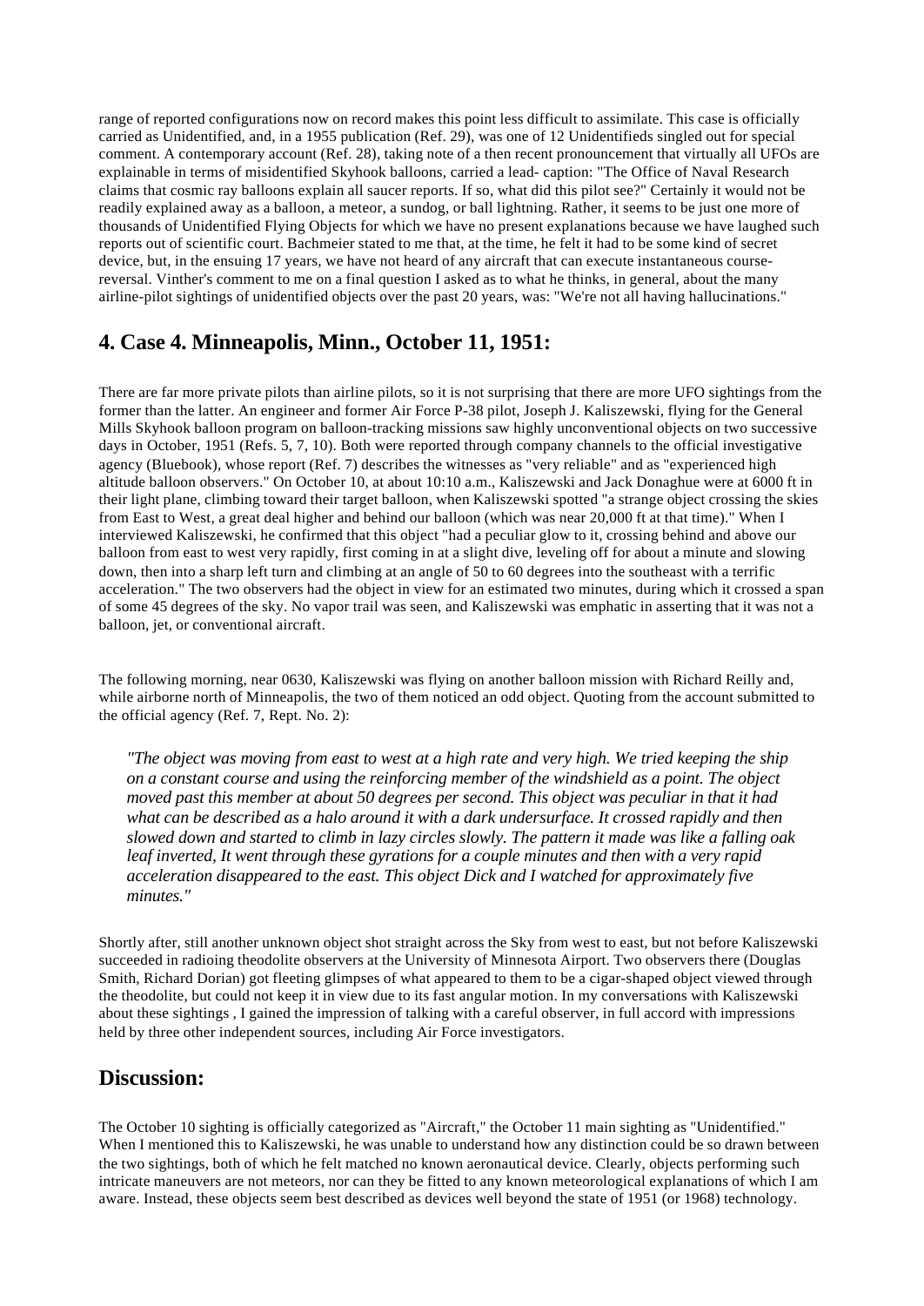range of reported configurations now on record makes this point less difficult to assimilate. This case is officially carried as Unidentified, and, in a 1955 publication (Ref. 29), was one of 12 Unidentifieds singled out for special comment. A contemporary account (Ref. 28), taking note of a then recent pronouncement that virtually all UFOs are explainable in terms of misidentified Skyhook balloons, carried a lead- caption: "The Office of Naval Research claims that cosmic ray balloons explain all saucer reports. If so, what did this pilot see?" Certainly it would not be readily explained away as a balloon, a meteor, a sundog, or ball lightning. Rather, it seems to be just one more of thousands of Unidentified Flying Objects for which we have no present explanations because we have laughed such reports out of scientific court. Bachmeier stated to me that, at the time, he felt it had to be some kind of secret device, but, in the ensuing 17 years, we have not heard of any aircraft that can execute instantaneous course-reversal. Vinther's comment to me on a final question I asked as to what he thinks, in general, about the many airline-pilot sightings of unidentified objects over the past 20 years, was: "We're not all having hallucinations."

## 4. Case 4. Minneapolis, Minn., October 11, 1951:

There are far more private pilots than airline pilots, so it is not surprising that there are more UFO sightings from the former than the latter. An engineer and former Air Force P-38 pilot, Joseph J. Kaliszewski, flying for the General Mills Skyhook balloon program on balloon-tracking missions saw highly unconventional objects on two successive days in October, 1951 (Refs. 5, 7, 10). Both were reported through company channels to the official investigative agency (Bluebook), whose report (Ref. 7) describes the witnesses as "very reliable" and as "experienced high altitude balloon observers." On October 10, at about 10:10 a.m., Kaliszewski and Jack Donaghue were at 6000 ft in their light plane, climbing toward their target balloon, when Kaliszewski spotted "a strange object crossing the skies from East to West, a great deal higher and behind our balloon (which was near 20,000 ft at that time)." When I interviewed Kaliszewski, he confirmed that this object "had a peculiar glow to it, crossing behind and above our balloon from east to west very rapidly, first coming in at a slight dive, leveling off for about a minute and slowing down, then into a sharp left turn and climbing at an angle of 50 to 60 degrees into the southeast with a terrific acceleration." The two observers had the object in view for an estimated two minutes, during which it crossed a span of some 45 degrees of the sky. No vapor trail was seen, and Kaliszewski was emphatic in asserting that it was not a balloon, jet, or conventional aircraft.

The following morning, near 0630, Kaliszewski was flying on another balloon mission with Richard Reilly and, while airborne north of Minneapolis, the two of them noticed an odd object. Quoting from the account submitted to the official agency (Ref. 7, Rept. No. 2):

> *"The object was moving from east to west at a high rate and very high. We tried keeping the ship on a constant course and using the reinforcing member of the windshield as a point. The object moved past this member at about 50 degrees per second. This object was peculiar in that it had what can be described as a halo around it with a dark undersurface. It crossed rapidly and then slowed down and started to climb in lazy circles slowly. The pattern it made was like a falling oak leaf inverted, It went through these gyrations for a couple minutes and then with a very rapid acceleration disappeared to the east. This object Dick and I watched for approximately five minutes."*

Shortly after, still another unknown object shot straight across the Sky from west to east, but not before Kaliszewski succeeded in radioing theodolite observers at the University of Minnesota Airport. Two observers there (Douglas Smith, Richard Dorian) got fleeting glimpses of what appeared to them to be a cigar-shaped object viewed through the theodolite, but could not keep it in view due to its fast angular motion. In my conversations with Kaliszewski about these sightings , I gained the impression of talking with a careful observer, in full accord with impressions held by three other independent sources, including Air Force investigators.

## Discussion:

The October 10 sighting is officially categorized as "Aircraft," the October 11 main sighting as "Unidentified." When I mentioned this to Kaliszewski, he was unable to understand how any distinction could be so drawn between the two sightings, both of which he felt matched no known aeronautical device. Clearly, objects performing such intricate maneuvers are not meteors, nor can they be fitted to any known meteorological explanations of which I am aware. Instead, these objects seem best described as devices well beyond the state of 1951 (or 1968) technology.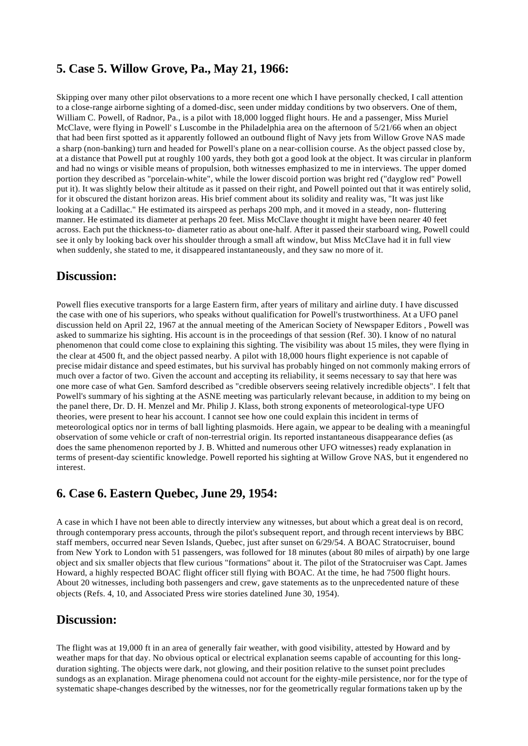## 5. Case 5. Willow Grove, Pa., May 21, 1966:

Skipping over many other pilot observations to a more recent one which I have personally checked, I call attention to a close-range airborne sighting of a domed-disc, seen under midday conditions by two observers. One of them, William C. Powell, of Radnor, Pa., is a pilot with 18,000 logged flight hours. He and a passenger, Miss Muriel McClave, were flying in Powell' s Luscombe in the Philadelphia area on the afternoon of 5/21/66 when an object that had been first spotted as it apparently followed an outbound flight of Navy jets from Willow Grove NAS made a sharp (non-banking) turn and headed for Powell's plane on a near-collision course. As the object passed close by, at a distance that Powell put at roughly 100 yards, they both got a good look at the object. It was circular in planform and had no wings or visible means of propulsion, both witnesses emphasized to me in interviews. The upper domed portion they described as "porcelain-white", while the lower discoid portion was bright red ("dayglow red" Powell put it). It was slightly below their altitude as it passed on their right, and Powell pointed out that it was entirely solid, for it obscured the distant horizon areas. His brief comment about its solidity and reality was, "It was just like looking at a Cadillac." He estimated its airspeed as perhaps 200 mph, and it moved in a steady, non- fluttering manner. He estimated its diameter at perhaps 20 feet. Miss McClave thought it might have been nearer 40 feet across. Each put the thickness-to- diameter ratio as about one-half. After it passed their starboard wing, Powell could see it only by looking back over his shoulder through a small aft window, but Miss McClave had it in full view when suddenly, she stated to me, it disappeared instantaneously, and they saw no more of it.

## Discussion:

Powell flies executive transports for a large Eastern firm, after years of military and airline duty. I have discussed the case with one of his superiors, who speaks without qualification for Powell's trustworthiness. At a UFO panel discussion held on April 22, 1967 at the annual meeting of the American Society of Newspaper Editors , Powell was asked to summarize his sighting. His account is in the proceedings of that session (Ref. 30). I know of no natural phenomenon that could come close to explaining this sighting. The visibility was about 15 miles, they were flying in the clear at 4500 ft, and the object passed nearby. A pilot with 18,000 hours flight experience is not capable of precise midair distance and speed estimates, but his survival has probably hinged on not commonly making errors of much over a factor of two. Given the account and accepting its reliability, it seems necessary to say that here was one more case of what Gen. Samford described as "credible observers seeing relatively incredible objects". I felt that Powell's summary of his sighting at the ASNE meeting was particularly relevant because, in addition to my being on the panel there, Dr. D. H. Menzel and Mr. Philip J. Klass, both strong exponents of meteorological-type UFO theories, were present to hear his account. I cannot see how one could explain this incident in terms of meteorological optics nor in terms of ball lighting plasmoids. Here again, we appear to be dealing with a meaningful observation of some vehicle or craft of non-terrestrial origin. Its reported instantaneous disappearance defies (as does the same phenomenon reported by J. B. Whitted and numerous other UFO witnesses) ready explanation in terms of present-day scientific knowledge. Powell reported his sighting at Willow Grove NAS, but it engendered no interest.

## 6. Case 6. Eastern Quebec, June 29, 1954:

A case in which I have not been able to directly interview any witnesses, but about which a great deal is on record, through contemporary press accounts, through the pilot's subsequent report, and through recent interviews by BBC staff members, occurred near Seven Islands, Quebec, just after sunset on 6/29/54. A BOAC Stratocruiser, bound from New York to London with 51 passengers, was followed for 18 minutes (about 80 miles of airpath) by one large object and six smaller objects that flew curious "formations" about it. The pilot of the Stratocruiser was Capt. James Howard, a highly respected BOAC flight officer still flying with BOAC. At the time, he had 7500 flight hours. About 20 witnesses, including both passengers and crew, gave statements as to the unprecedented nature of these objects (Refs. 4, 10, and Associated Press wire stories datelined June 30, 1954).

## Discussion:

The flight was at 19,000 ft in an area of generally fair weather, with good visibility, attested by Howard and by weather maps for that day. No obvious optical or electrical explanation seems capable of accounting for this long-duration sighting. The objects were dark, not glowing, and their position relative to the sunset point precludes sundogs as an explanation. Mirage phenomena could not account for the eighty-mile persistence, nor for the type of systematic shape-changes described by the witnesses, nor for the geometrically regular formations taken up by the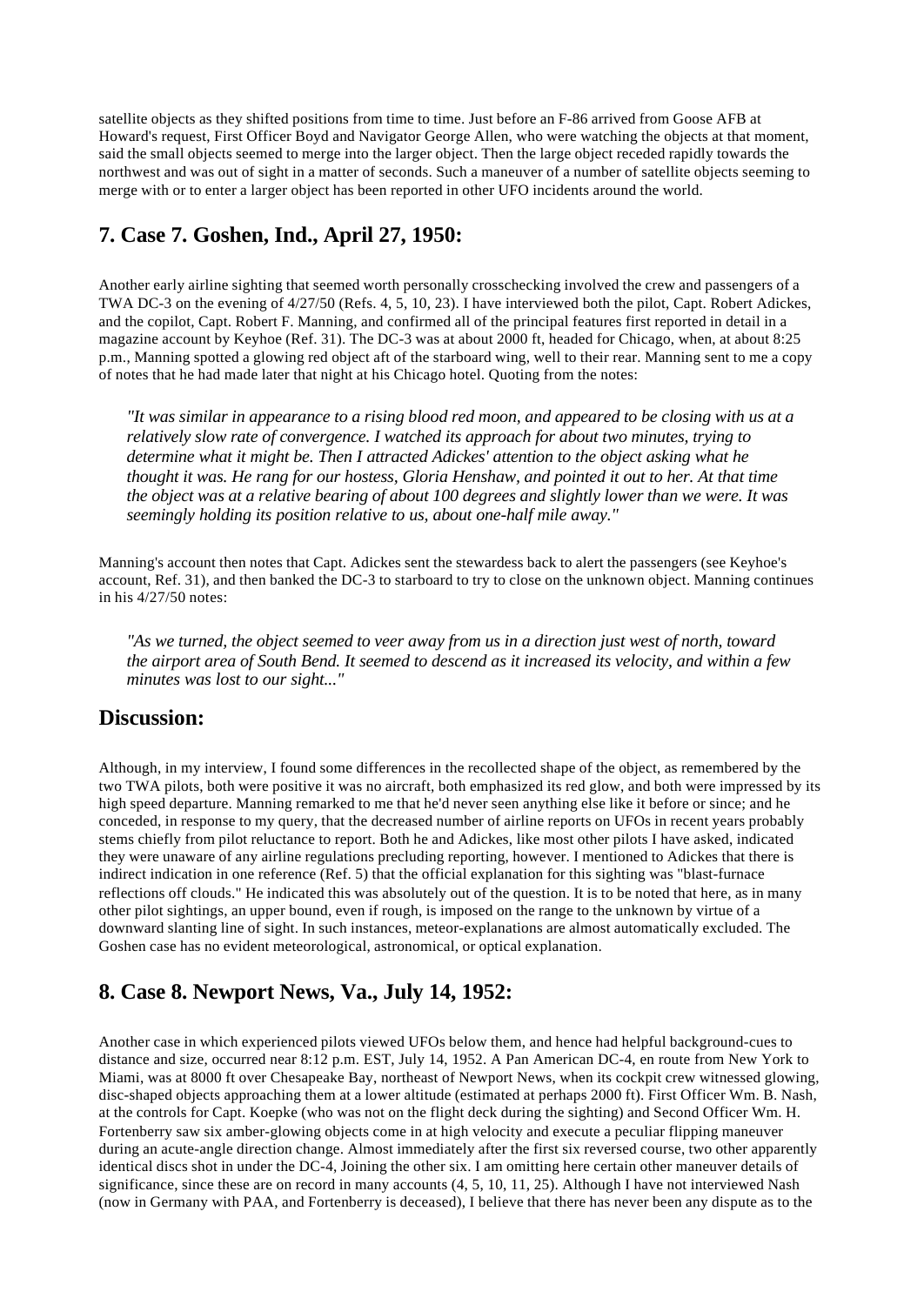satellite objects as they shifted positions from time to time. Just before an F-86 arrived from Goose AFB at Howard's request, First Officer Boyd and Navigator George Allen, who were watching the objects at that moment, said the small objects seemed to merge into the larger object. Then the large object receded rapidly towards the northwest and was out of sight in a matter of seconds. Such a maneuver of a number of satellite objects seeming to merge with or to enter a larger object has been reported in other UFO incidents around the world.

## 7. Case 7. Goshen, Ind., April 27, 1950:

Another early airline sighting that seemed worth personally crosschecking involved the crew and passengers of a TWA DC-3 on the evening of 4/27/50 (Refs. 4, 5, 10, 23). I have interviewed both the pilot, Capt. Robert Adickes, and the copilot, Capt. Robert F. Manning, and confirmed all of the principal features first reported in detail in a magazine account by Keyhoe (Ref. 31). The DC-3 was at about 2000 ft, headed for Chicago, when, at about 8:25 p.m., Manning spotted a glowing red object aft of the starboard wing, well to their rear. Manning sent to me a copy of notes that he had made later that night at his Chicago hotel. Quoting from the notes:

> *"It was similar in appearance to a rising blood red moon, and appeared to be closing with us at a relatively slow rate of convergence. I watched its approach for about two minutes, trying to determine what it might be. Then I attracted Adickes' attention to the object asking what he thought it was. He rang for our hostess, Gloria Henshaw, and pointed it out to her. At that time the object was at a relative bearing of about 100 degrees and slightly lower than we were. It was seemingly holding its position relative to us, about one-half mile away."*

Manning's account then notes that Capt. Adickes sent the stewardess back to alert the passengers (see Keyhoe's account, Ref. 31), and then banked the DC-3 to starboard to try to close on the unknown object. Manning continues in his 4/27/50 notes:

> *"As we turned, the object seemed to veer away from us in a direction just west of north, toward the airport area of South Bend. It seemed to descend as it increased its velocity, and within a few minutes was lost to our sight..."*

## Discussion:

Although, in my interview, I found some differences in the recollected shape of the object, as remembered by the two TWA pilots, both were positive it was no aircraft, both emphasized its red glow, and both were impressed by its high speed departure. Manning remarked to me that he'd never seen anything else like it before or since; and he conceded, in response to my query, that the decreased number of airline reports on UFOs in recent years probably stems chiefly from pilot reluctance to report. Both he and Adickes, like most other pilots I have asked, indicated they were unaware of any airline regulations precluding reporting, however. I mentioned to Adickes that there is indirect indication in one reference (Ref. 5) that the official explanation for this sighting was "blast-furnace reflections off clouds." He indicated this was absolutely out of the question. It is to be noted that here, as in many other pilot sightings, an upper bound, even if rough, is imposed on the range to the unknown by virtue of a downward slanting line of sight. In such instances, meteor-explanations are almost automatically excluded. The Goshen case has no evident meteorological, astronomical, or optical explanation.

## 8. Case 8. Newport News, Va., July 14, 1952:

Another case in which experienced pilots viewed UFOs below them, and hence had helpful background-cues to distance and size, occurred near 8:12 p.m. EST, July 14, 1952. A Pan American DC-4, en route from New York to Miami, was at 8000 ft over Chesapeake Bay, northeast of Newport News, when its cockpit crew witnessed glowing, disc-shaped objects approaching them at a lower altitude (estimated at perhaps 2000 ft). First Officer Wm. B. Nash, at the controls for Capt. Koepke (who was not on the flight deck during the sighting) and Second Officer Wm. H. Fortenberry saw six amber-glowing objects come in at high velocity and execute a peculiar flipping maneuver during an acute-angle direction change. Almost immediately after the first six reversed course, two other apparently identical discs shot in under the DC-4, Joining the other six. I am omitting here certain other maneuver details of significance, since these are on record in many accounts (4, 5, 10, 11, 25). Although I have not interviewed Nash (now in Germany with PAA, and Fortenberry is deceased), I believe that there has never been any dispute as to the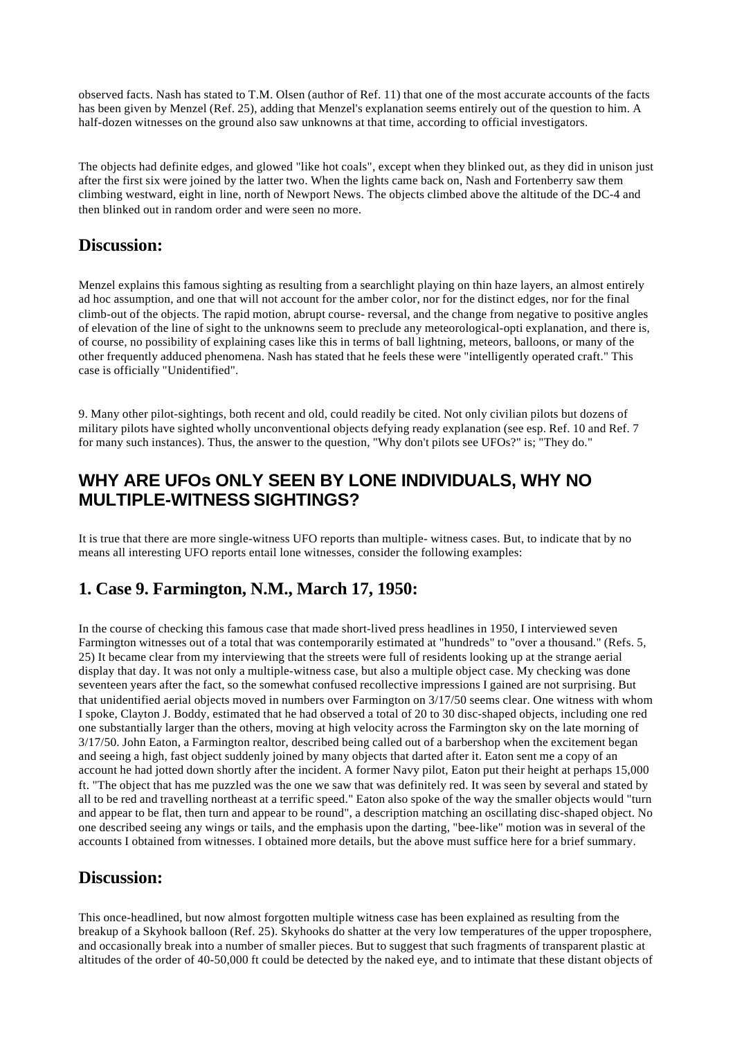observed facts. Nash has stated to T.M. Olsen (author of Ref. 11) that one of the most accurate accounts of the facts has been given by Menzel (Ref. 25), adding that Menzel's explanation seems entirely out of the question to him. A half-dozen witnesses on the ground also saw unknowns at that time, according to official investigators.

The objects had definite edges, and glowed "like hot coals", except when they blinked out, as they did in unison just after the first six were joined by the latter two. When the lights came back on, Nash and Fortenberry saw them climbing westward, eight in line, north of Newport News. The objects climbed above the altitude of the DC-4 and then blinked out in random order and were seen no more.

## Discussion:

Menzel explains this famous sighting as resulting from a searchlight playing on thin haze layers, an almost entirely ad hoc assumption, and one that will not account for the amber color, nor for the distinct edges, nor for the final climb-out of the objects. The rapid motion, abrupt course- reversal, and the change from negative to positive angles of elevation of the line of sight to the unknowns seem to preclude any meteorological-opti explanation, and there is, of course, no possibility of explaining cases like this in terms of ball lightning, meteors, balloons, or many of the other frequently adduced phenomena. Nash has stated that he feels these were "intelligently operated craft." This case is officially "Unidentified".

9. Many other pilot-sightings, both recent and old, could readily be cited. Not only civilian pilots but dozens of military pilots have sighted wholly unconventional objects defying ready explanation (see esp. Ref. 10 and Ref. 7 for many such instances). Thus, the answer to the question, "Why don't pilots see UFOs?" is; "They do."

## WHY ARE UFOs ONLY SEEN BY LONE INDIVIDUALS, WHY NO MULTIPLE-WITNESS SIGHTINGS?

It is true that there are more single-witness UFO reports than multiple- witness cases. But, to indicate that by no means all interesting UFO reports entail lone witnesses, consider the following examples:

## 1. Case 9. Farmington, N.M., March 17, 1950:

In the course of checking this famous case that made short-lived press headlines in 1950, I interviewed seven Farmington witnesses out of a total that was contemporarily estimated at "hundreds" to "over a thousand." (Refs. 5, 25) It became clear from my interviewing that the streets were full of residents looking up at the strange aerial display that day. It was not only a multiple-witness case, but also a multiple object case. My checking was done seventeen years after the fact, so the somewhat confused recollective impressions I gained are not surprising. But that unidentified aerial objects moved in numbers over Farmington on 3/17/50 seems clear. One witness with whom I spoke, Clayton J. Boddy, estimated that he had observed a total of 20 to 30 disc-shaped objects, including one red one substantially larger than the others, moving at high velocity across the Farmington sky on the late morning of 3/17/50. John Eaton, a Farmington realtor, described being called out of a barbershop when the excitement began and seeing a high, fast object suddenly joined by many objects that darted after it. Eaton sent me a copy of an account he had jotted down shortly after the incident. A former Navy pilot, Eaton put their height at perhaps 15,000 ft. "The object that has me puzzled was the one we saw that was definitely red. It was seen by several and stated by all to be red and travelling northeast at a terrific speed." Eaton also spoke of the way the smaller objects would "turn and appear to be flat, then turn and appear to be round", a description matching an oscillating disc-shaped object. No one described seeing any wings or tails, and the emphasis upon the darting, "bee-like" motion was in several of the accounts I obtained from witnesses. I obtained more details, but the above must suffice here for a brief summary.

## Discussion:

This once-headlined, but now almost forgotten multiple witness case has been explained as resulting from the breakup of a Skyhook balloon (Ref. 25). Skyhooks do shatter at the very low temperatures of the upper troposphere, and occasionally break into a number of smaller pieces. But to suggest that such fragments of transparent plastic at altitudes of the order of 40-50,000 ft could be detected by the naked eye, and to intimate that these distant objects of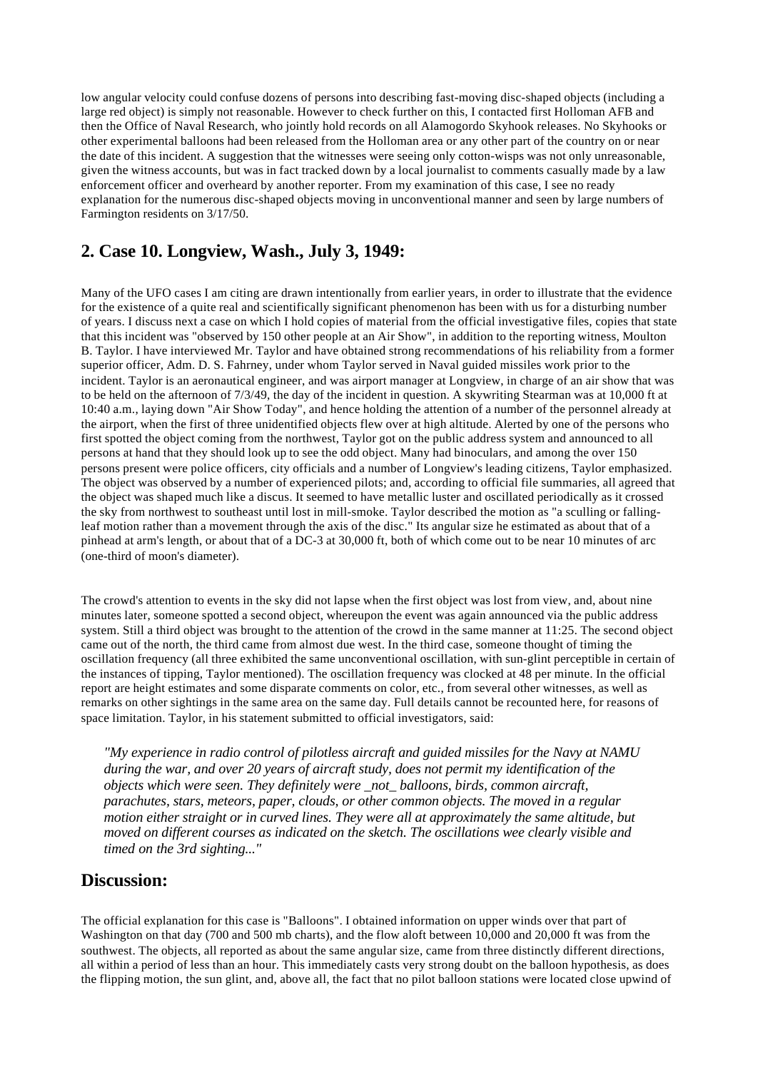low angular velocity could confuse dozens of persons into describing fast-moving disc-shaped objects (including a large red object) is simply not reasonable. However to check further on this, I contacted first Holloman AFB and then the Office of Naval Research, who jointly hold records on all Alamogordo Skyhook releases. No Skyhooks or other experimental balloons had been released from the Holloman area or any other part of the country on or near the date of this incident. A suggestion that the witnesses were seeing only cotton-wisps was not only unreasonable, given the witness accounts, but was in fact tracked down by a local journalist to comments casually made by a law enforcement officer and overheard by another reporter. From my examination of this case, I see no ready explanation for the numerous disc-shaped objects moving in unconventional manner and seen by large numbers of Farmington residents on 3/17/50.

## 2. Case 10. Longview, Wash., July 3, 1949:

Many of the UFO cases I am citing are drawn intentionally from earlier years, in order to illustrate that the evidence for the existence of a quite real and scientifically significant phenomenon has been with us for a disturbing number of years. I discuss next a case on which I hold copies of material from the official investigative files, copies that state that this incident was "observed by 150 other people at an Air Show", in addition to the reporting witness, Moulton B. Taylor. I have interviewed Mr. Taylor and have obtained strong recommendations of his reliability from a former superior officer, Adm. D. S. Fahrney, under whom Taylor served in Naval guided missiles work prior to the incident. Taylor is an aeronautical engineer, and was airport manager at Longview, in charge of an air show that was to be held on the afternoon of 7/3/49, the day of the incident in question. A skywriting Stearman was at 10,000 ft at 10:40 a.m., laying down "Air Show Today", and hence holding the attention of a number of the personnel already at the airport, when the first of three unidentified objects flew over at high altitude. Alerted by one of the persons who first spotted the object coming from the northwest, Taylor got on the public address system and announced to all persons at hand that they should look up to see the odd object. Many had binoculars, and among the over 150 persons present were police officers, city officials and a number of Longview's leading citizens, Taylor emphasized. The object was observed by a number of experienced pilots; and, according to official file summaries, all agreed that the object was shaped much like a discus. It seemed to have metallic luster and oscillated periodically as it crossed the sky from northwest to southeast until lost in mill-smoke. Taylor described the motion as "a sculling or falling-leaf motion rather than a movement through the axis of the disc." Its angular size he estimated as about that of a pinhead at arm's length, or about that of a DC-3 at 30,000 ft, both of which come out to be near 10 minutes of arc (one-third of moon's diameter).

The crowd's attention to events in the sky did not lapse when the first object was lost from view, and, about nine minutes later, someone spotted a second object, whereupon the event was again announced via the public address system. Still a third object was brought to the attention of the crowd in the same manner at 11:25. The second object came out of the north, the third came from almost due west. In the third case, someone thought of timing the oscillation frequency (all three exhibited the same unconventional oscillation, with sun-glint perceptible in certain of the instances of tipping, Taylor mentioned). The oscillation frequency was clocked at 48 per minute. In the official report are height estimates and some disparate comments on color, etc., from several other witnesses, as well as remarks on other sightings in the same area on the same day. Full details cannot be recounted here, for reasons of space limitation. Taylor, in his statement submitted to official investigators, said:

> *"My experience in radio control of pilotless aircraft and guided missiles for the Navy at NAMU during the war, and over 20 years of aircraft study, does not permit my identification of the objects which were seen. They definitely were _not_ balloons, birds, common aircraft, parachutes, stars, meteors, paper, clouds, or other common objects. The moved in a regular motion either straight or in curved lines. They were all at approximately the same altitude, but moved on different courses as indicated on the sketch. The oscillations wee clearly visible and timed on the 3rd sighting..."*

## Discussion:

The official explanation for this case is "Balloons". I obtained information on upper winds over that part of Washington on that day (700 and 500 mb charts), and the flow aloft between 10,000 and 20,000 ft was from the southwest. The objects, all reported as about the same angular size, came from three distinctly different directions, all within a period of less than an hour. This immediately casts very strong doubt on the balloon hypothesis, as does the flipping motion, the sun glint, and, above all, the fact that no pilot balloon stations were located close upwind of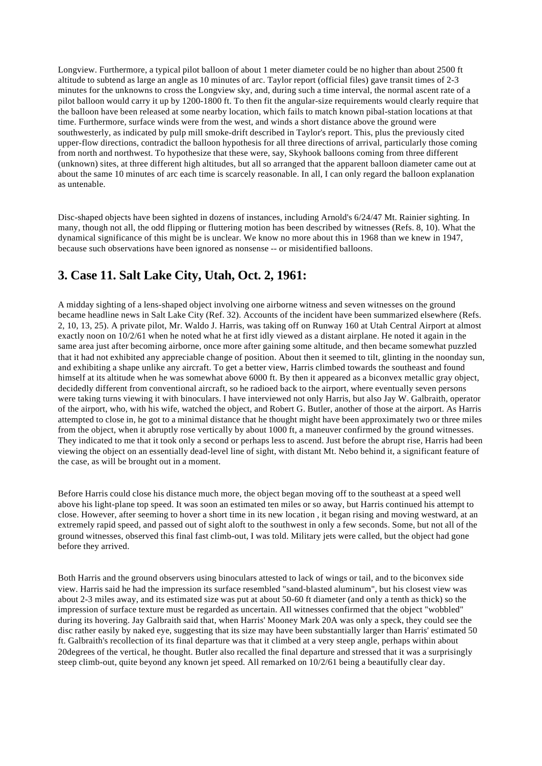Longview. Furthermore, a typical pilot balloon of about 1 meter diameter could be no higher than about 2500 ft altitude to subtend as large an angle as 10 minutes of arc. Taylor report (official files) gave transit times of 2-3 minutes for the unknowns to cross the Longview sky, and, during such a time interval, the normal ascent rate of a pilot balloon would carry it up by 1200-1800 ft. To then fit the angular-size requirements would clearly require that the balloon have been released at some nearby location, which fails to match known pibal-station locations at that time. Furthermore, surface winds were from the west, and winds a short distance above the ground were southwesterly, as indicated by pulp mill smoke-drift described in Taylor's report. This, plus the previously cited upper-flow directions, contradict the balloon hypothesis for all three directions of arrival, particularly those coming from north and northwest. To hypothesize that these were, say, Skyhook balloons coming from three different (unknown) sites, at three different high altitudes, but all so arranged that the apparent balloon diameter came out at about the same 10 minutes of arc each time is scarcely reasonable. In all, I can only regard the balloon explanation as untenable.

Disc-shaped objects have been sighted in dozens of instances, including Arnold's 6/24/47 Mt. Rainier sighting. In many, though not all, the odd flipping or fluttering motion has been described by witnesses (Refs. 8, 10). What the dynamical significance of this might be is unclear. We know no more about this in 1968 than we knew in 1947, because such observations have been ignored as nonsense -- or misidentified balloons.

## 3. Case 11. Salt Lake City, Utah, Oct. 2, 1961:

A midday sighting of a lens-shaped object involving one airborne witness and seven witnesses on the ground became headline news in Salt Lake City (Ref. 32). Accounts of the incident have been summarized elsewhere (Refs. 2, 10, 13, 25). A private pilot, Mr. Waldo J. Harris, was taking off on Runway 160 at Utah Central Airport at almost exactly noon on 10/2/61 when he noted what he at first idly viewed as a distant airplane. He noted it again in the same area just after becoming airborne, once more after gaining some altitude, and then became somewhat puzzled that it had not exhibited any appreciable change of position. About then it seemed to tilt, glinting in the noonday sun, and exhibiting a shape unlike any aircraft. To get a better view, Harris climbed towards the southeast and found himself at its altitude when he was somewhat above 6000 ft. By then it appeared as a biconvex metallic gray object, decidedly different from conventional aircraft, so he radioed back to the airport, where eventually seven persons were taking turns viewing it with binoculars. I have interviewed not only Harris, but also Jay W. Galbraith, operator of the airport, who, with his wife, watched the object, and Robert G. Butler, another of those at the airport. As Harris attempted to close in, he got to a minimal distance that he thought might have been approximately two or three miles from the object, when it abruptly rose vertically by about 1000 ft, a maneuver confirmed by the ground witnesses. They indicated to me that it took only a second or perhaps less to ascend. Just before the abrupt rise, Harris had been viewing the object on an essentially dead-level line of sight, with distant Mt. Nebo behind it, a significant feature of the case, as will be brought out in a moment.

Before Harris could close his distance much more, the object began moving off to the southeast at a speed well above his light-plane top speed. It was soon an estimated ten miles or so away, but Harris continued his attempt to close. However, after seeming to hover a short time in its new location , it began rising and moving westward, at an extremely rapid speed, and passed out of sight aloft to the southwest in only a few seconds. Some, but not all of the ground witnesses, observed this final fast climb-out, I was told. Military jets were called, but the object had gone before they arrived.

Both Harris and the ground observers using binoculars attested to lack of wings or tail, and to the biconvex side view. Harris said he had the impression its surface resembled "sand-blasted aluminum", but his closest view was about 2-3 miles away, and its estimated size was put at about 50-60 ft diameter (and only a tenth as thick) so the impression of surface texture must be regarded as uncertain. All witnesses confirmed that the object "wobbled" during its hovering. Jay Galbraith said that, when Harris' Mooney Mark 20A was only a speck, they could see the disc rather easily by naked eye, suggesting that its size may have been substantially larger than Harris' estimated 50 ft. Galbraith's recollection of its final departure was that it climbed at a very steep angle, perhaps within about 20degrees of the vertical, he thought. Butler also recalled the final departure and stressed that it was a surprisingly steep climb-out, quite beyond any known jet speed. All remarked on 10/2/61 being a beautifully clear day.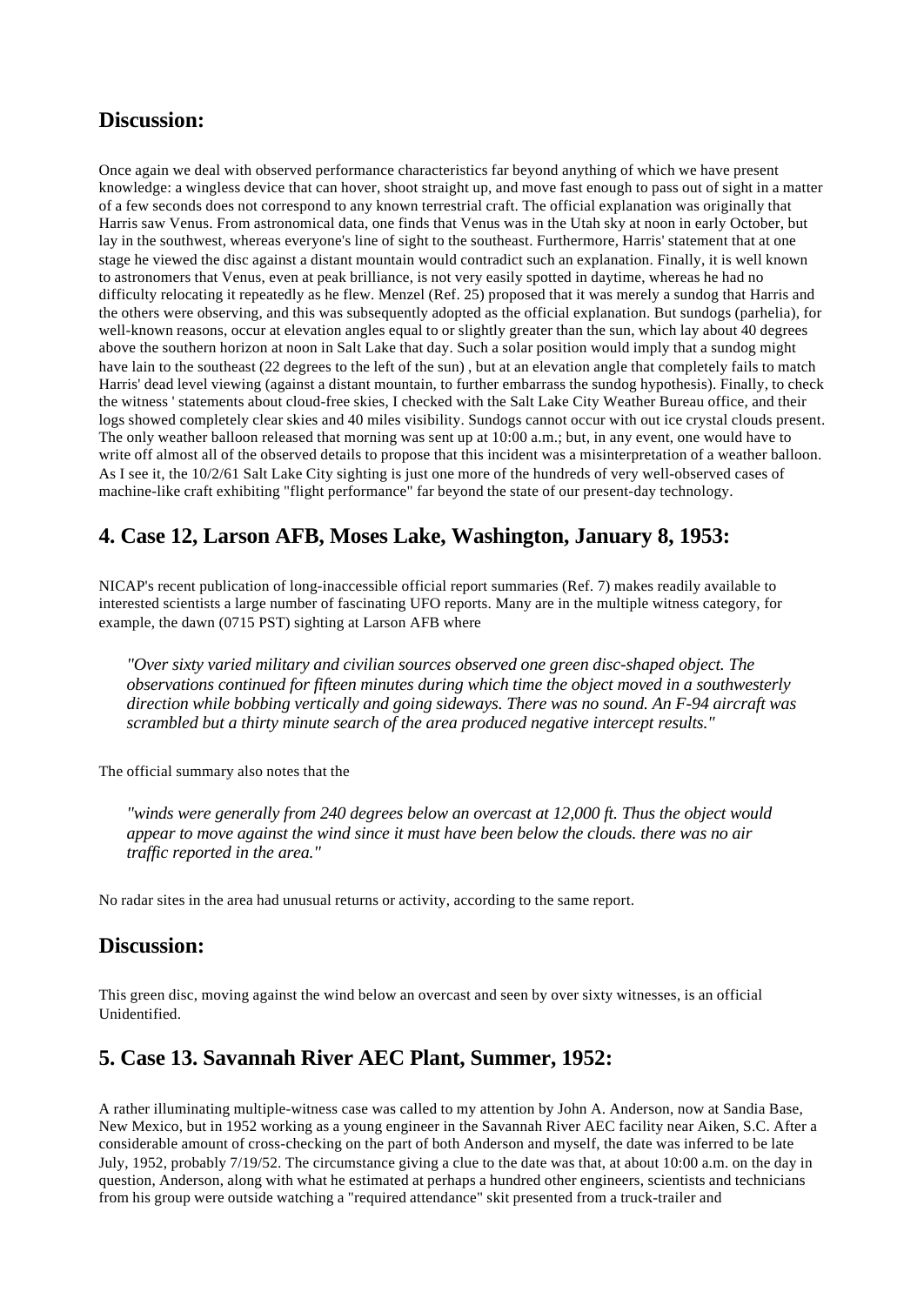## Discussion:

Once again we deal with observed performance characteristics far beyond anything of which we have present knowledge: a wingless device that can hover, shoot straight up, and move fast enough to pass out of sight in a matter of a few seconds does not correspond to any known terrestrial craft. The official explanation was originally that Harris saw Venus. From astronomical data, one finds that Venus was in the Utah sky at noon in early October, but lay in the southwest, whereas everyone's line of sight to the southeast. Furthermore, Harris' statement that at one stage he viewed the disc against a distant mountain would contradict such an explanation. Finally, it is well known to astronomers that Venus, even at peak brilliance, is not very easily spotted in daytime, whereas he had no difficulty relocating it repeatedly as he flew. Menzel (Ref. 25) proposed that it was merely a sundog that Harris and the others were observing, and this was subsequently adopted as the official explanation. But sundogs (parhelia), for well-known reasons, occur at elevation angles equal to or slightly greater than the sun, which lay about 40 degrees above the southern horizon at noon in Salt Lake that day. Such a solar position would imply that a sundog might have lain to the southeast (22 degrees to the left of the sun) , but at an elevation angle that completely fails to match Harris' dead level viewing (against a distant mountain, to further embarrass the sundog hypothesis). Finally, to check the witness ' statements about cloud-free skies, I checked with the Salt Lake City Weather Bureau office, and their logs showed completely clear skies and 40 miles visibility. Sundogs cannot occur with out ice crystal clouds present. The only weather balloon released that morning was sent up at 10:00 a.m.; but, in any event, one would have to write off almost all of the observed details to propose that this incident was a misinterpretation of a weather balloon. As I see it, the 10/2/61 Salt Lake City sighting is just one more of the hundreds of very well-observed cases of machine-like craft exhibiting "flight performance" far beyond the state of our present-day technology.

## 4. Case 12, Larson AFB, Moses Lake, Washington, January 8, 1953:

NICAP's recent publication of long-inaccessible official report summaries (Ref. 7) makes readily available to interested scientists a large number of fascinating UFO reports. Many are in the multiple witness category, for example, the dawn (0715 PST) sighting at Larson AFB where

> *"Over sixty varied military and civilian sources observed one green disc-shaped object. The observations continued for fifteen minutes during which time the object moved in a southwesterly direction while bobbing vertically and going sideways. There was no sound. An F-94 aircraft was scrambled but a thirty minute search of the area produced negative intercept results."*

The official summary also notes that the

> *"winds were generally from 240 degrees below an overcast at 12,000 ft. Thus the object would appear to move against the wind since it must have been below the clouds. there was no air traffic reported in the area."*

No radar sites in the area had unusual returns or activity, according to the same report.

## Discussion:

This green disc, moving against the wind below an overcast and seen by over sixty witnesses, is an official Unidentified.

## 5. Case 13. Savannah River AEC Plant, Summer, 1952:

A rather illuminating multiple-witness case was called to my attention by John A. Anderson, now at Sandia Base, New Mexico, but in 1952 working as a young engineer in the Savannah River AEC facility near Aiken, S.C. After a considerable amount of cross-checking on the part of both Anderson and myself, the date was inferred to be late July, 1952, probably 7/19/52. The circumstance giving a clue to the date was that, at about 10:00 a.m. on the day in question, Anderson, along with what he estimated at perhaps a hundred other engineers, scientists and technicians from his group were outside watching a "required attendance" skit presented from a truck-trailer and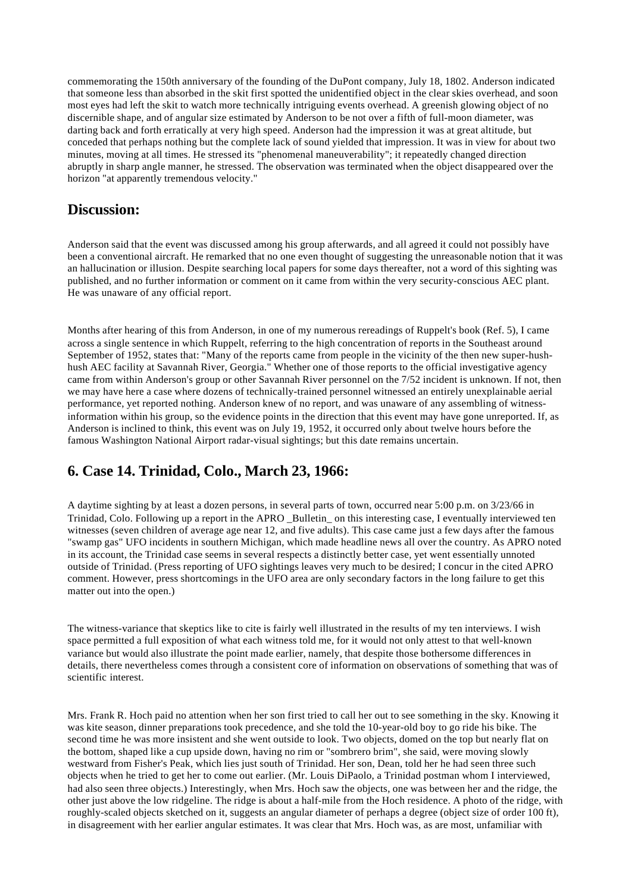commemorating the 150th anniversary of the founding of the DuPont company, July 18, 1802. Anderson indicated that someone less than absorbed in the skit first spotted the unidentified object in the clear skies overhead, and soon most eyes had left the skit to watch more technically intriguing events overhead. A greenish glowing object of no discernible shape, and of angular size estimated by Anderson to be not over a fifth of full-moon diameter, was darting back and forth erratically at very high speed. Anderson had the impression it was at great altitude, but conceded that perhaps nothing but the complete lack of sound yielded that impression. It was in view for about two minutes, moving at all times. He stressed its "phenomenal maneuverability"; it repeatedly changed direction abruptly in sharp angle manner, he stressed. The observation was terminated when the object disappeared over the horizon "at apparently tremendous velocity."

## Discussion:

Anderson said that the event was discussed among his group afterwards, and all agreed it could not possibly have been a conventional aircraft. He remarked that no one even thought of suggesting the unreasonable notion that it was an hallucination or illusion. Despite searching local papers for some days thereafter, not a word of this sighting was published, and no further information or comment on it came from within the very security-conscious AEC plant. He was unaware of any official report.

Months after hearing of this from Anderson, in one of my numerous rereadings of Ruppelt's book (Ref. 5), I came across a single sentence in which Ruppelt, referring to the high concentration of reports in the Southeast around September of 1952, states that: "Many of the reports came from people in the vicinity of the then new super-hush-hush AEC facility at Savannah River, Georgia." Whether one of those reports to the official investigative agency came from within Anderson's group or other Savannah River personnel on the 7/52 incident is unknown. If not, then we may have here a case where dozens of technically-trained personnel witnessed an entirely unexplainable aerial performance, yet reported nothing. Anderson knew of no report, and was unaware of any assembling of witness-information within his group, so the evidence points in the direction that this event may have gone unreported. If, as Anderson is inclined to think, this event was on July 19, 1952, it occurred only about twelve hours before the famous Washington National Airport radar-visual sightings; but this date remains uncertain.

## 6. Case 14. Trinidad, Colo., March 23, 1966:

A daytime sighting by at least a dozen persons, in several parts of town, occurred near 5:00 p.m. on 3/23/66 in Trinidad, Colo. Following up a report in the APRO _Bulletin_ on this interesting case, I eventually interviewed ten witnesses (seven children of average age near 12, and five adults). This case came just a few days after the famous "swamp gas" UFO incidents in southern Michigan, which made headline news all over the country. As APRO noted in its account, the Trinidad case seems in several respects a distinctly better case, yet went essentially unnoted outside of Trinidad. (Press reporting of UFO sightings leaves very much to be desired; I concur in the cited APRO comment. However, press shortcomings in the UFO area are only secondary factors in the long failure to get this matter out into the open.)

The witness-variance that skeptics like to cite is fairly well illustrated in the results of my ten interviews. I wish space permitted a full exposition of what each witness told me, for it would not only attest to that well-known variance but would also illustrate the point made earlier, namely, that despite those bothersome differences in details, there nevertheless comes through a consistent core of information on observations of something that was of scientific interest.

Mrs. Frank R. Hoch paid no attention when her son first tried to call her out to see something in the sky. Knowing it was kite season, dinner preparations took precedence, and she told the 10-year-old boy to go ride his bike. The second time he was more insistent and she went outside to look. Two objects, domed on the top but nearly flat on the bottom, shaped like a cup upside down, having no rim or "sombrero brim", she said, were moving slowly westward from Fisher's Peak, which lies just south of Trinidad. Her son, Dean, told her he had seen three such objects when he tried to get her to come out earlier. (Mr. Louis DiPaolo, a Trinidad postman whom I interviewed, had also seen three objects.) Interestingly, when Mrs. Hoch saw the objects, one was between her and the ridge, the other just above the low ridgeline. The ridge is about a half-mile from the Hoch residence. A photo of the ridge, with roughly-scaled objects sketched on it, suggests an angular diameter of perhaps a degree (object size of order 100 ft), in disagreement with her earlier angular estimates. It was clear that Mrs. Hoch was, as are most, unfamiliar with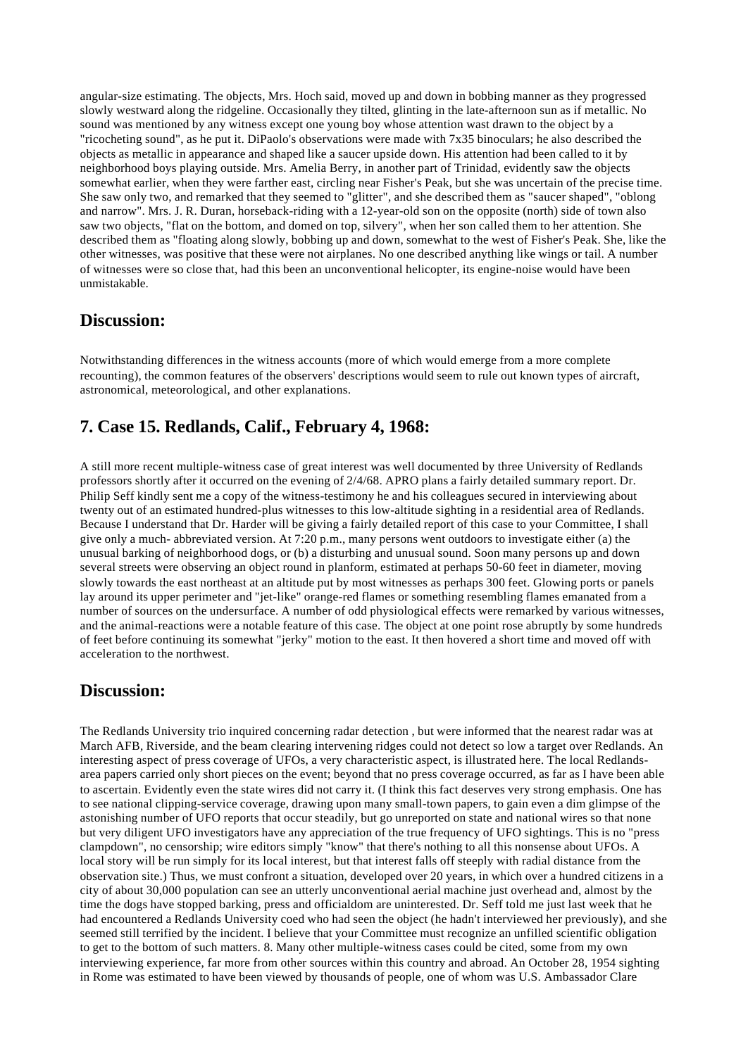angular-size estimating. The objects, Mrs. Hoch said, moved up and down in bobbing manner as they progressed slowly westward along the ridgeline. Occasionally they tilted, glinting in the late-afternoon sun as if metallic. No sound was mentioned by any witness except one young boy whose attention wast drawn to the object by a "ricocheting sound", as he put it. DiPaolo's observations were made with 7x35 binoculars; he also described the objects as metallic in appearance and shaped like a saucer upside down. His attention had been called to it by neighborhood boys playing outside. Mrs. Amelia Berry, in another part of Trinidad, evidently saw the objects somewhat earlier, when they were farther east, circling near Fisher's Peak, but she was uncertain of the precise time. She saw only two, and remarked that they seemed to "glitter", and she described them as "saucer shaped", "oblong and narrow". Mrs. J. R. Duran, horseback-riding with a 12-year-old son on the opposite (north) side of town also saw two objects, "flat on the bottom, and domed on top, silvery", when her son called them to her attention. She described them as "floating along slowly, bobbing up and down, somewhat to the west of Fisher's Peak. She, like the other witnesses, was positive that these were not airplanes. No one described anything like wings or tail. A number of witnesses were so close that, had this been an unconventional helicopter, its engine-noise would have been unmistakable.

## Discussion:

Notwithstanding differences in the witness accounts (more of which would emerge from a more complete recounting), the common features of the observers' descriptions would seem to rule out known types of aircraft, astronomical, meteorological, and other explanations.

## 7. Case 15. Redlands, Calif., February 4, 1968:

A still more recent multiple-witness case of great interest was well documented by three University of Redlands professors shortly after it occurred on the evening of 2/4/68. APRO plans a fairly detailed summary report. Dr. Philip Seff kindly sent me a copy of the witness-testimony he and his colleagues secured in interviewing about twenty out of an estimated hundred-plus witnesses to this low-altitude sighting in a residential area of Redlands. Because I understand that Dr. Harder will be giving a fairly detailed report of this case to your Committee, I shall give only a much- abbreviated version. At 7:20 p.m., many persons went outdoors to investigate either (a) the unusual barking of neighborhood dogs, or (b) a disturbing and unusual sound. Soon many persons up and down several streets were observing an object round in planform, estimated at perhaps 50-60 feet in diameter, moving slowly towards the east northeast at an altitude put by most witnesses as perhaps 300 feet. Glowing ports or panels lay around its upper perimeter and "jet-like" orange-red flames or something resembling flames emanated from a number of sources on the undersurface. A number of odd physiological effects were remarked by various witnesses, and the animal-reactions were a notable feature of this case. The object at one point rose abruptly by some hundreds of feet before continuing its somewhat "jerky" motion to the east. It then hovered a short time and moved off with acceleration to the northwest.

## Discussion:

The Redlands University trio inquired concerning radar detection , but were informed that the nearest radar was at March AFB, Riverside, and the beam clearing intervening ridges could not detect so low a target over Redlands. An interesting aspect of press coverage of UFOs, a very characteristic aspect, is illustrated here. The local Redlands-area papers carried only short pieces on the event; beyond that no press coverage occurred, as far as I have been able to ascertain. Evidently even the state wires did not carry it. (I think this fact deserves very strong emphasis. One has to see national clipping-service coverage, drawing upon many small-town papers, to gain even a dim glimpse of the astonishing number of UFO reports that occur steadily, but go unreported on state and national wires so that none but very diligent UFO investigators have any appreciation of the true frequency of UFO sightings. This is no "press clampdown", no censorship; wire editors simply "know" that there's nothing to all this nonsense about UFOs. A local story will be run simply for its local interest, but that interest falls off steeply with radial distance from the observation site.) Thus, we must confront a situation, developed over 20 years, in which over a hundred citizens in a city of about 30,000 population can see an utterly unconventional aerial machine just overhead and, almost by the time the dogs have stopped barking, press and officialdom are uninterested. Dr. Seff told me just last week that he had encountered a Redlands University coed who had seen the object (he hadn't interviewed her previously), and she seemed still terrified by the incident. I believe that your Committee must recognize an unfilled scientific obligation to get to the bottom of such matters. 8. Many other multiple-witness cases could be cited, some from my own interviewing experience, far more from other sources within this country and abroad. An October 28, 1954 sighting in Rome was estimated to have been viewed by thousands of people, one of whom was U.S. Ambassador Clare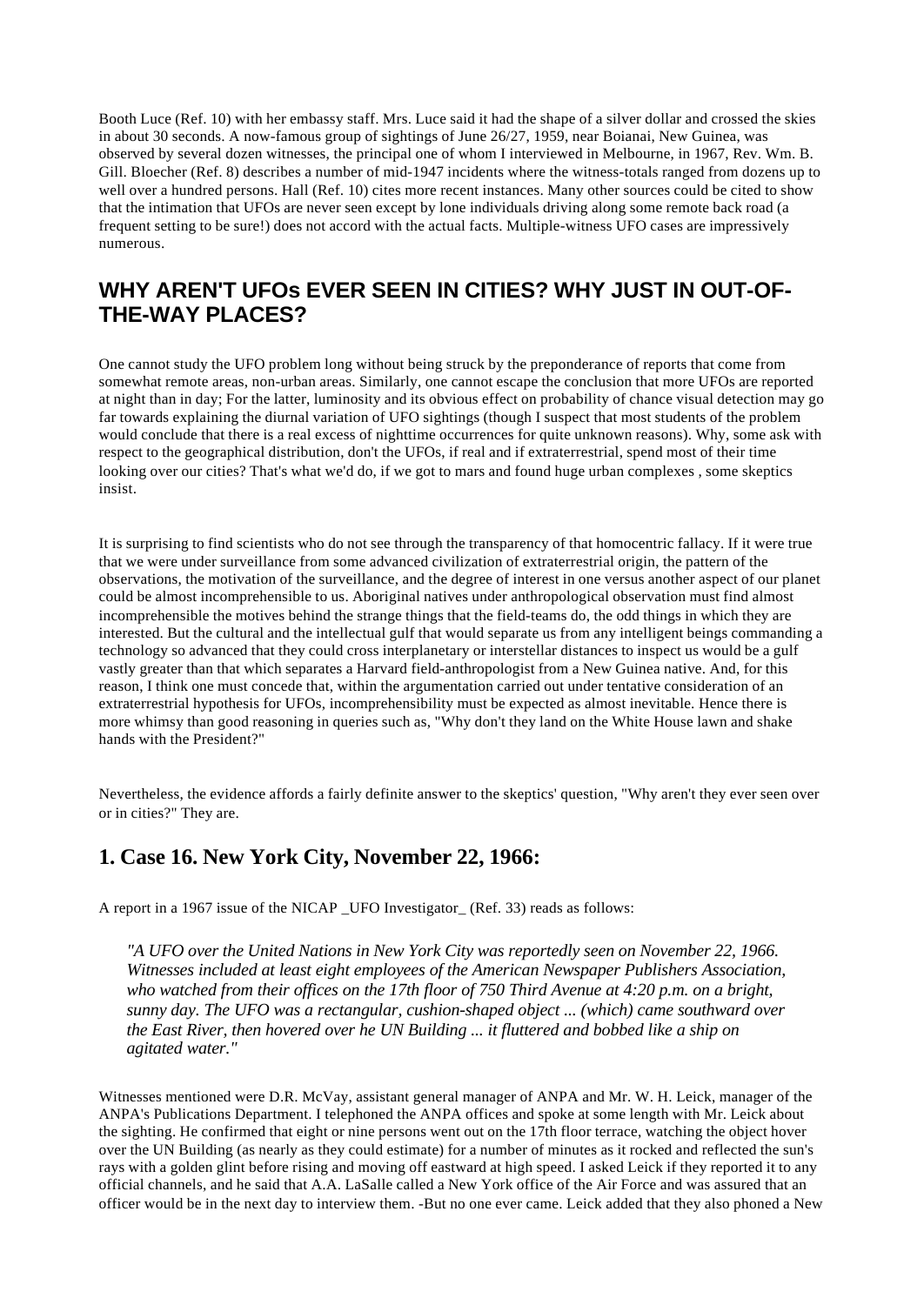Booth Luce (Ref. 10) with her embassy staff. Mrs. Luce said it had the shape of a silver dollar and crossed the skies in about 30 seconds. A now-famous group of sightings of June 26/27, 1959, near Boianai, New Guinea, was observed by several dozen witnesses, the principal one of whom I interviewed in Melbourne, in 1967, Rev. Wm. B. Gill. Bloecher (Ref. 8) describes a number of mid-1947 incidents where the witness-totals ranged from dozens up to well over a hundred persons. Hall (Ref. 10) cites more recent instances. Many other sources could be cited to show that the intimation that UFOs are never seen except by lone individuals driving along some remote back road (a frequent setting to be sure!) does not accord with the actual facts. Multiple-witness UFO cases are impressively numerous.

## WHY AREN'T UFOs EVER SEEN IN CITIES? WHY JUST IN OUT-OF-THE-WAY PLACES?

One cannot study the UFO problem long without being struck by the preponderance of reports that come from somewhat remote areas, non-urban areas. Similarly, one cannot escape the conclusion that more UFOs are reported at night than in day; For the latter, luminosity and its obvious effect on probability of chance visual detection may go far towards explaining the diurnal variation of UFO sightings (though I suspect that most students of the problem would conclude that there is a real excess of nighttime occurrences for quite unknown reasons). Why, some ask with respect to the geographical distribution, don't the UFOs, if real and if extraterrestrial, spend most of their time looking over our cities? That's what we'd do, if we got to mars and found huge urban complexes , some skeptics insist.

It is surprising to find scientists who do not see through the transparency of that homocentric fallacy. If it were true that we were under surveillance from some advanced civilization of extraterrestrial origin, the pattern of the observations, the motivation of the surveillance, and the degree of interest in one versus another aspect of our planet could be almost incomprehensible to us. Aboriginal natives under anthropological observation must find almost incomprehensible the motives behind the strange things that the field-teams do, the odd things in which they are interested. But the cultural and the intellectual gulf that would separate us from any intelligent beings commanding a technology so advanced that they could cross interplanetary or interstellar distances to inspect us would be a gulf vastly greater than that which separates a Harvard field-anthropologist from a New Guinea native. And, for this reason, I think one must concede that, within the argumentation carried out under tentative consideration of an extraterrestrial hypothesis for UFOs, incomprehensibility must be expected as almost inevitable. Hence there is more whimsy than good reasoning in queries such as, "Why don't they land on the White House lawn and shake hands with the President?"

Nevertheless, the evidence affords a fairly definite answer to the skeptics' question, "Why aren't they ever seen over or in cities?" They are.

### 1. Case 16. New York City, November 22, 1966:

A report in a 1967 issue of the NICAP _UFO Investigator_ (Ref. 33) reads as follows:

> *"A UFO over the United Nations in New York City was reportedly seen on November 22, 1966. Witnesses included at least eight employees of the American Newspaper Publishers Association, who watched from their offices on the 17th floor of 750 Third Avenue at 4:20 p.m. on a bright, sunny day. The UFO was a rectangular, cushion-shaped object ... (which) came southward over the East River, then hovered over he UN Building ... it fluttered and bobbed like a ship on agitated water."*

Witnesses mentioned were D.R. McVay, assistant general manager of ANPA and Mr. W. H. Leick, manager of the ANPA's Publications Department. I telephoned the ANPA offices and spoke at some length with Mr. Leick about the sighting. He confirmed that eight or nine persons went out on the 17th floor terrace, watching the object hover over the UN Building (as nearly as they could estimate) for a number of minutes as it rocked and reflected the sun's rays with a golden glint before rising and moving off eastward at high speed. I asked Leick if they reported it to any official channels, and he said that A.A. LaSalle called a New York office of the Air Force and was assured that an officer would be in the next day to interview them. -But no one ever came. Leick added that they also phoned a New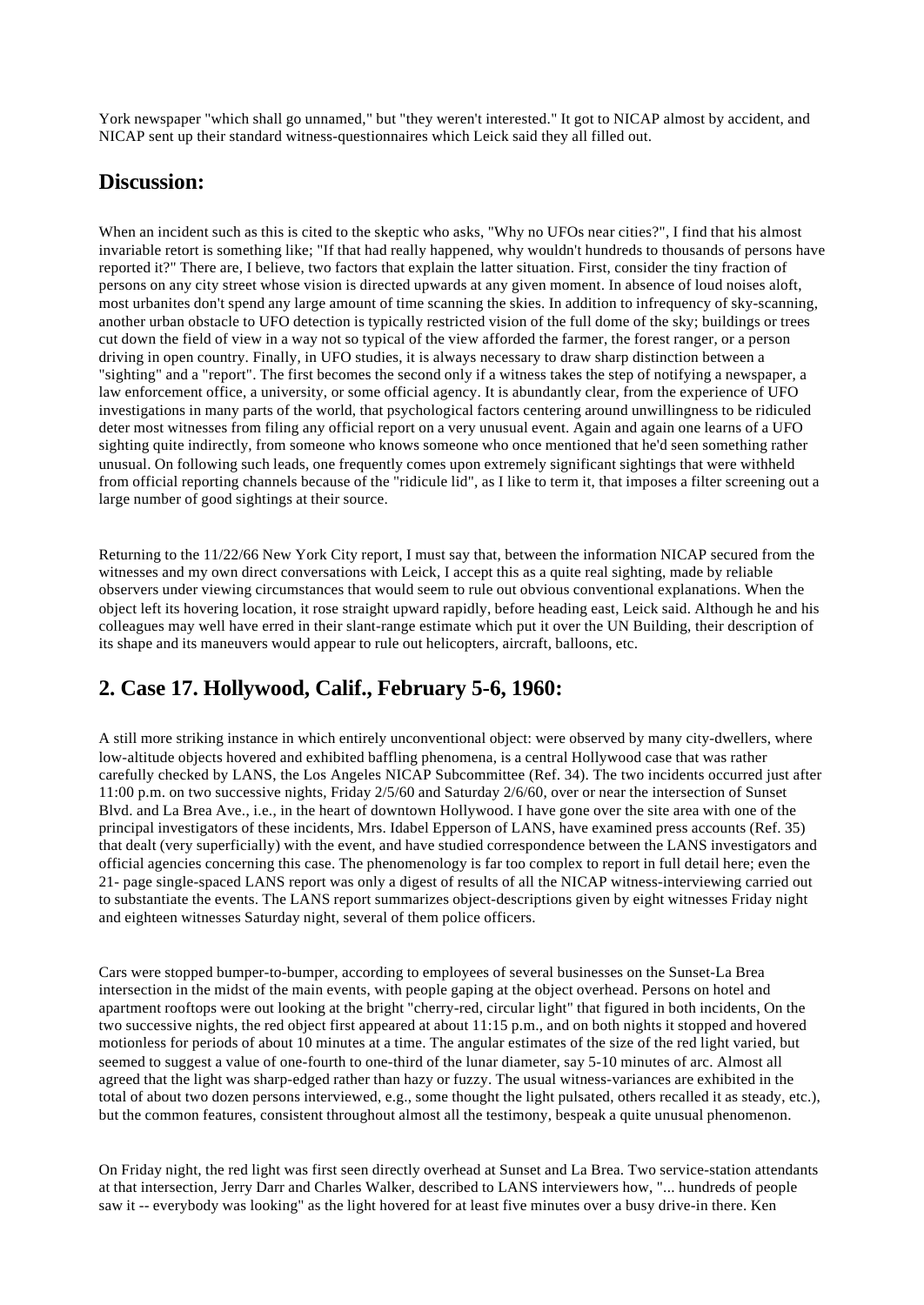York newspaper "which shall go unnamed," but "they weren't interested." It got to NICAP almost by accident, and NICAP sent up their standard witness-questionnaires which Leick said they all filled out.

## Discussion:

When an incident such as this is cited to the skeptic who asks, "Why no UFOs near cities?", I find that his almost invariable retort is something like; "If that had really happened, why wouldn't hundreds to thousands of persons have reported it?" There are, I believe, two factors that explain the latter situation. First, consider the tiny fraction of persons on any city street whose vision is directed upwards at any given moment. In absence of loud noises aloft, most urbanites don't spend any large amount of time scanning the skies. In addition to infrequency of sky-scanning, another urban obstacle to UFO detection is typically restricted vision of the full dome of the sky; buildings or trees cut down the field of view in a way not so typical of the view afforded the farmer, the forest ranger, or a person driving in open country. Finally, in UFO studies, it is always necessary to draw sharp distinction between a "sighting" and a "report". The first becomes the second only if a witness takes the step of notifying a newspaper, a law enforcement office, a university, or some official agency. It is abundantly clear, from the experience of UFO investigations in many parts of the world, that psychological factors centering around unwillingness to be ridiculed deter most witnesses from filing any official report on a very unusual event. Again and again one learns of a UFO sighting quite indirectly, from someone who knows someone who once mentioned that he'd seen something rather unusual. On following such leads, one frequently comes upon extremely significant sightings that were withheld from official reporting channels because of the "ridicule lid", as I like to term it, that imposes a filter screening out a large number of good sightings at their source.

Returning to the 11/22/66 New York City report, I must say that, between the information NICAP secured from the witnesses and my own direct conversations with Leick, I accept this as a quite real sighting, made by reliable observers under viewing circumstances that would seem to rule out obvious conventional explanations. When the object left its hovering location, it rose straight upward rapidly, before heading east, Leick said. Although he and his colleagues may well have erred in their slant-range estimate which put it over the UN Building, their description of its shape and its maneuvers would appear to rule out helicopters, aircraft, balloons, etc.

## 2. Case 17. Hollywood, Calif., February 5-6, 1960:

A still more striking instance in which entirely unconventional object: were observed by many city-dwellers, where low-altitude objects hovered and exhibited baffling phenomena, is a central Hollywood case that was rather carefully checked by LANS, the Los Angeles NICAP Subcommittee (Ref. 34). The two incidents occurred just after 11:00 p.m. on two successive nights, Friday 2/5/60 and Saturday 2/6/60, over or near the intersection of Sunset Blvd. and La Brea Ave., i.e., in the heart of downtown Hollywood. I have gone over the site area with one of the principal investigators of these incidents, Mrs. Idabel Epperson of LANS, have examined press accounts (Ref. 35) that dealt (very superficially) with the event, and have studied correspondence between the LANS investigators and official agencies concerning this case. The phenomenology is far too complex to report in full detail here; even the 21- page single-spaced LANS report was only a digest of results of all the NICAP witness-interviewing carried out to substantiate the events. The LANS report summarizes object-descriptions given by eight witnesses Friday night and eighteen witnesses Saturday night, several of them police officers.

Cars were stopped bumper-to-bumper, according to employees of several businesses on the Sunset-La Brea intersection in the midst of the main events, with people gaping at the object overhead. Persons on hotel and apartment rooftops were out looking at the bright "cherry-red, circular light" that figured in both incidents, On the two successive nights, the red object first appeared at about 11:15 p.m., and on both nights it stopped and hovered motionless for periods of about 10 minutes at a time. The angular estimates of the size of the red light varied, but seemed to suggest a value of one-fourth to one-third of the lunar diameter, say 5-10 minutes of arc. Almost all agreed that the light was sharp-edged rather than hazy or fuzzy. The usual witness-variances are exhibited in the total of about two dozen persons interviewed, e.g., some thought the light pulsated, others recalled it as steady, etc.), but the common features, consistent throughout almost all the testimony, bespeak a quite unusual phenomenon.

On Friday night, the red light was first seen directly overhead at Sunset and La Brea. Two service-station attendants at that intersection, Jerry Darr and Charles Walker, described to LANS interviewers how, "... hundreds of people saw it -- everybody was looking" as the light hovered for at least five minutes over a busy drive-in there. Ken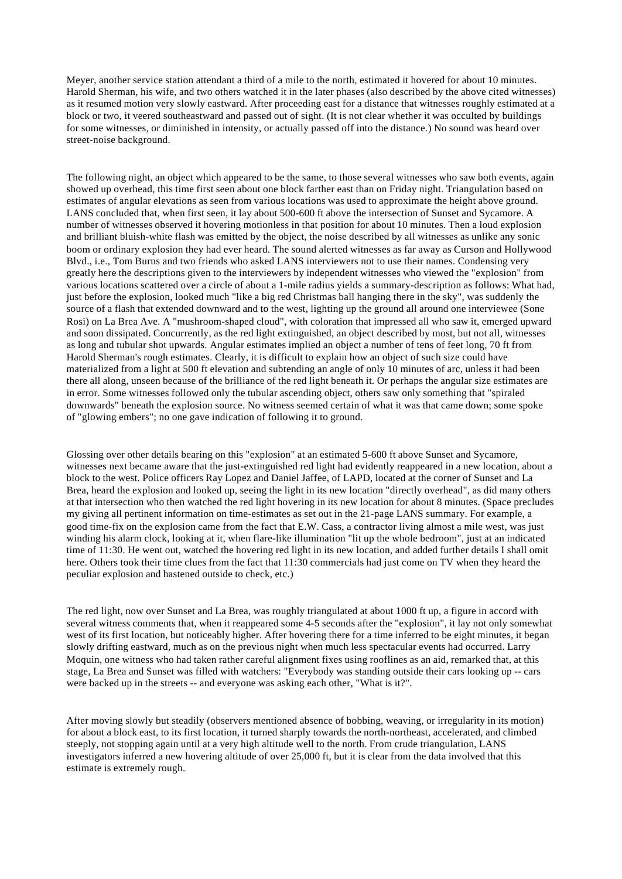Meyer, another service station attendant a third of a mile to the north, estimated it hovered for about 10 minutes. Harold Sherman, his wife, and two others watched it in the later phases (also described by the above cited witnesses) as it resumed motion very slowly eastward. After proceeding east for a distance that witnesses roughly estimated at a block or two, it veered southeastward and passed out of sight. (It is not clear whether it was occulted by buildings for some witnesses, or diminished in intensity, or actually passed off into the distance.) No sound was heard over street-noise background.

The following night, an object which appeared to be the same, to those several witnesses who saw both events, again showed up overhead, this time first seen about one block farther east than on Friday night. Triangulation based on estimates of angular elevations as seen from various locations was used to approximate the height above ground. LANS concluded that, when first seen, it lay about 500-600 ft above the intersection of Sunset and Sycamore. A number of witnesses observed it hovering motionless in that position for about 10 minutes. Then a loud explosion and brilliant bluish-white flash was emitted by the object, the noise described by all witnesses as unlike any sonic boom or ordinary explosion they had ever heard. The sound alerted witnesses as far away as Curson and Hollywood Blvd., i.e., Tom Burns and two friends who asked LANS interviewers not to use their names. Condensing very greatly here the descriptions given to the interviewers by independent witnesses who viewed the "explosion" from various locations scattered over a circle of about a 1-mile radius yields a summary-description as follows: What had, just before the explosion, looked much "like a big red Christmas ball hanging there in the sky", was suddenly the source of a flash that extended downward and to the west, lighting up the ground all around one interviewee (Sone Rosi) on La Brea Ave. A "mushroom-shaped cloud", with coloration that impressed all who saw it, emerged upward and soon dissipated. Concurrently, as the red light extinguished, an object described by most, but not all, witnesses as long and tubular shot upwards. Angular estimates implied an object a number of tens of feet long, 70 ft from Harold Sherman's rough estimates. Clearly, it is difficult to explain how an object of such size could have materialized from a light at 500 ft elevation and subtending an angle of only 10 minutes of arc, unless it had been there all along, unseen because of the brilliance of the red light beneath it. Or perhaps the angular size estimates are in error. Some witnesses followed only the tubular ascending object, others saw only something that "spiraled downwards" beneath the explosion source. No witness seemed certain of what it was that came down; some spoke of "glowing embers"; no one gave indication of following it to ground.

Glossing over other details bearing on this "explosion" at an estimated 5-600 ft above Sunset and Sycamore, witnesses next became aware that the just-extinguished red light had evidently reappeared in a new location, about a block to the west. Police officers Ray Lopez and Daniel Jaffee, of LAPD, located at the corner of Sunset and La Brea, heard the explosion and looked up, seeing the light in its new location "directly overhead", as did many others at that intersection who then watched the red light hovering in its new location for about 8 minutes. (Space precludes my giving all pertinent information on time-estimates as set out in the 21-page LANS summary. For example, a good time-fix on the explosion came from the fact that E.W. Cass, a contractor living almost a mile west, was just winding his alarm clock, looking at it, when flare-like illumination "lit up the whole bedroom", just at an indicated time of 11:30. He went out, watched the hovering red light in its new location, and added further details I shall omit here. Others took their time clues from the fact that 11:30 commercials had just come on TV when they heard the peculiar explosion and hastened outside to check, etc.)

The red light, now over Sunset and La Brea, was roughly triangulated at about 1000 ft up, a figure in accord with several witness comments that, when it reappeared some 4-5 seconds after the "explosion", it lay not only somewhat west of its first location, but noticeably higher. After hovering there for a time inferred to be eight minutes, it began slowly drifting eastward, much as on the previous night when much less spectacular events had occurred. Larry Moquin, one witness who had taken rather careful alignment fixes using rooflines as an aid, remarked that, at this stage, La Brea and Sunset was filled with watchers: "Everybody was standing outside their cars looking up -- cars were backed up in the streets -- and everyone was asking each other, "What is it?".

After moving slowly but steadily (observers mentioned absence of bobbing, weaving, or irregularity in its motion) for about a block east, to its first location, it turned sharply towards the north-northeast, accelerated, and climbed steeply, not stopping again until at a very high altitude well to the north. From crude triangulation, LANS investigators inferred a new hovering altitude of over 25,000 ft, but it is clear from the data involved that this estimate is extremely rough.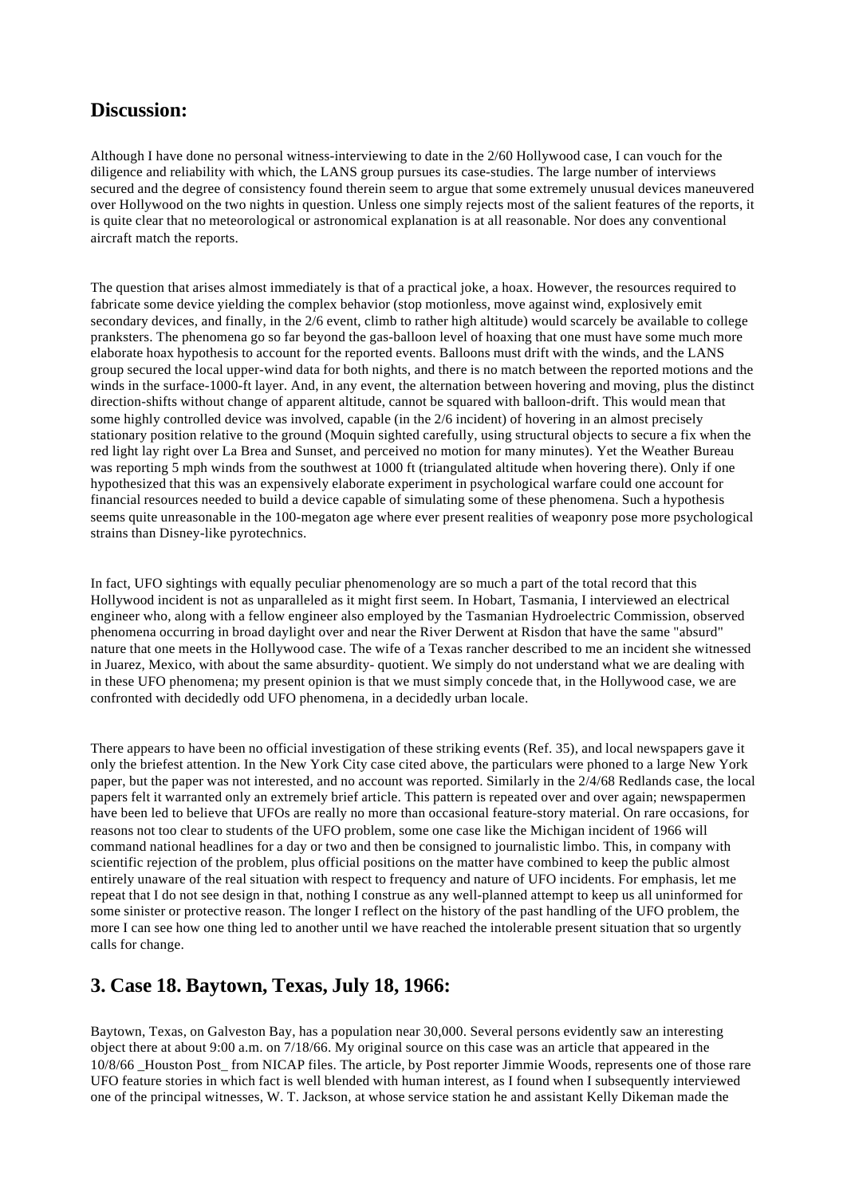## Discussion:

Although I have done no personal witness-interviewing to date in the 2/60 Hollywood case, I can vouch for the diligence and reliability with which, the LANS group pursues its case-studies. The large number of interviews secured and the degree of consistency found therein seem to argue that some extremely unusual devices maneuvered over Hollywood on the two nights in question. Unless one simply rejects most of the salient features of the reports, it is quite clear that no meteorological or astronomical explanation is at all reasonable. Nor does any conventional aircraft match the reports.

The question that arises almost immediately is that of a practical joke, a hoax. However, the resources required to fabricate some device yielding the complex behavior (stop motionless, move against wind, explosively emit secondary devices, and finally, in the 2/6 event, climb to rather high altitude) would scarcely be available to college pranksters. The phenomena go so far beyond the gas-balloon level of hoaxing that one must have some much more elaborate hoax hypothesis to account for the reported events. Balloons must drift with the winds, and the LANS group secured the local upper-wind data for both nights, and there is no match between the reported motions and the winds in the surface-1000-ft layer. And, in any event, the alternation between hovering and moving, plus the distinct direction-shifts without change of apparent altitude, cannot be squared with balloon-drift. This would mean that some highly controlled device was involved, capable (in the 2/6 incident) of hovering in an almost precisely stationary position relative to the ground (Moquin sighted carefully, using structural objects to secure a fix when the red light lay right over La Brea and Sunset, and perceived no motion for many minutes). Yet the Weather Bureau was reporting 5 mph winds from the southwest at 1000 ft (triangulated altitude when hovering there). Only if one hypothesized that this was an expensively elaborate experiment in psychological warfare could one account for financial resources needed to build a device capable of simulating some of these phenomena. Such a hypothesis seems quite unreasonable in the 100-megaton age where ever present realities of weaponry pose more psychological strains than Disney-like pyrotechnics.

In fact, UFO sightings with equally peculiar phenomenology are so much a part of the total record that this Hollywood incident is not as unparalleled as it might first seem. In Hobart, Tasmania, I interviewed an electrical engineer who, along with a fellow engineer also employed by the Tasmanian Hydroelectric Commission, observed phenomena occurring in broad daylight over and near the River Derwent at Risdon that have the same "absurd" nature that one meets in the Hollywood case. The wife of a Texas rancher described to me an incident she witnessed in Juarez, Mexico, with about the same absurdity- quotient. We simply do not understand what we are dealing with in these UFO phenomena; my present opinion is that we must simply concede that, in the Hollywood case, we are confronted with decidedly odd UFO phenomena, in a decidedly urban locale.

There appears to have been no official investigation of these striking events (Ref. 35), and local newspapers gave it only the briefest attention. In the New York City case cited above, the particulars were phoned to a large New York paper, but the paper was not interested, and no account was reported. Similarly in the 2/4/68 Redlands case, the local papers felt it warranted only an extremely brief article. This pattern is repeated over and over again; newspapermen have been led to believe that UFOs are really no more than occasional feature-story material. On rare occasions, for reasons not too clear to students of the UFO problem, some one case like the Michigan incident of 1966 will command national headlines for a day or two and then be consigned to journalistic limbo. This, in company with scientific rejection of the problem, plus official positions on the matter have combined to keep the public almost entirely unaware of the real situation with respect to frequency and nature of UFO incidents. For emphasis, let me repeat that I do not see design in that, nothing I construe as any well-planned attempt to keep us all uninformed for some sinister or protective reason. The longer I reflect on the history of the past handling of the UFO problem, the more I can see how one thing led to another until we have reached the intolerable present situation that so urgently calls for change.

## 3. Case 18. Baytown, Texas, July 18, 1966:

Baytown, Texas, on Galveston Bay, has a population near 30,000. Several persons evidently saw an interesting object there at about 9:00 a.m. on 7/18/66. My original source on this case was an article that appeared in the 10/8/66 _Houston Post_ from NICAP files. The article, by Post reporter Jimmie Woods, represents one of those rare UFO feature stories in which fact is well blended with human interest, as I found when I subsequently interviewed one of the principal witnesses, W. T. Jackson, at whose service station he and assistant Kelly Dikeman made the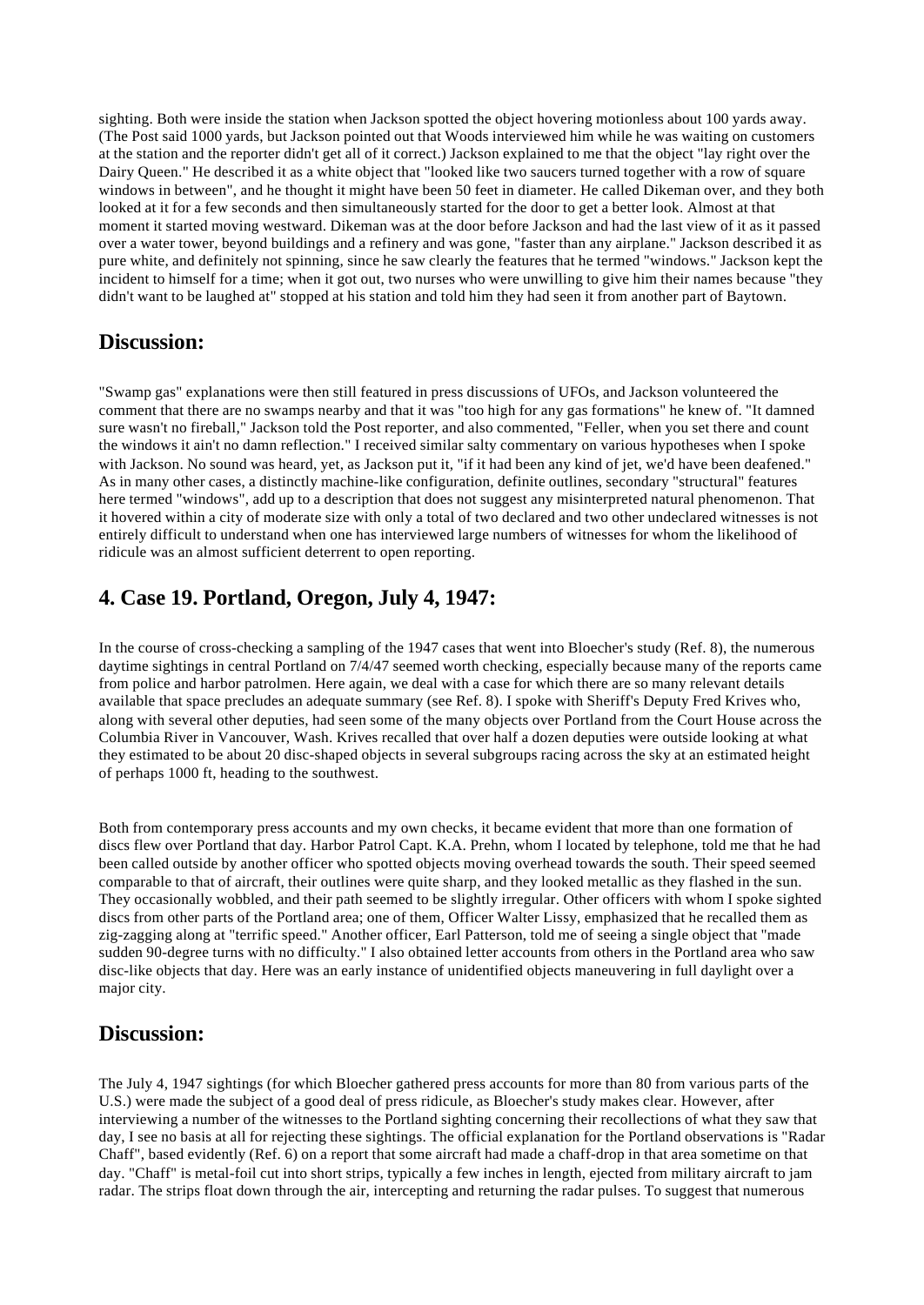sighting. Both were inside the station when Jackson spotted the object hovering motionless about 100 yards away. (The Post said 1000 yards, but Jackson pointed out that Woods interviewed him while he was waiting on customers at the station and the reporter didn't get all of it correct.) Jackson explained to me that the object "lay right over the Dairy Queen." He described it as a white object that "looked like two saucers turned together with a row of square windows in between", and he thought it might have been 50 feet in diameter. He called Dikeman over, and they both looked at it for a few seconds and then simultaneously started for the door to get a better look. Almost at that moment it started moving westward. Dikeman was at the door before Jackson and had the last view of it as it passed over a water tower, beyond buildings and a refinery and was gone, "faster than any airplane." Jackson described it as pure white, and definitely not spinning, since he saw clearly the features that he termed "windows." Jackson kept the incident to himself for a time; when it got out, two nurses who were unwilling to give him their names because "they didn't want to be laughed at" stopped at his station and told him they had seen it from another part of Baytown.

## Discussion:

"Swamp gas" explanations were then still featured in press discussions of UFOs, and Jackson volunteered the comment that there are no swamps nearby and that it was "too high for any gas formations" he knew of. "It damned sure wasn't no fireball," Jackson told the Post reporter, and also commented, "Feller, when you set there and count the windows it ain't no damn reflection." I received similar salty commentary on various hypotheses when I spoke with Jackson. No sound was heard, yet, as Jackson put it, "if it had been any kind of jet, we'd have been deafened." As in many other cases, a distinctly machine-like configuration, definite outlines, secondary "structural" features here termed "windows", add up to a description that does not suggest any misinterpreted natural phenomenon. That it hovered within a city of moderate size with only a total of two declared and two other undeclared witnesses is not entirely difficult to understand when one has interviewed large numbers of witnesses for whom the likelihood of ridicule was an almost sufficient deterrent to open reporting.

## 4. Case 19. Portland, Oregon, July 4, 1947:

In the course of cross-checking a sampling of the 1947 cases that went into Bloecher's study (Ref. 8), the numerous daytime sightings in central Portland on 7/4/47 seemed worth checking, especially because many of the reports came from police and harbor patrolmen. Here again, we deal with a case for which there are so many relevant details available that space precludes an adequate summary (see Ref. 8). I spoke with Sheriff's Deputy Fred Krives who, along with several other deputies, had seen some of the many objects over Portland from the Court House across the Columbia River in Vancouver, Wash. Krives recalled that over half a dozen deputies were outside looking at what they estimated to be about 20 disc-shaped objects in several subgroups racing across the sky at an estimated height of perhaps 1000 ft, heading to the southwest.

Both from contemporary press accounts and my own checks, it became evident that more than one formation of discs flew over Portland that day. Harbor Patrol Capt. K.A. Prehn, whom I located by telephone, told me that he had been called outside by another officer who spotted objects moving overhead towards the south. Their speed seemed comparable to that of aircraft, their outlines were quite sharp, and they looked metallic as they flashed in the sun. They occasionally wobbled, and their path seemed to be slightly irregular. Other officers with whom I spoke sighted discs from other parts of the Portland area; one of them, Officer Walter Lissy, emphasized that he recalled them as zig-zagging along at "terrific speed." Another officer, Earl Patterson, told me of seeing a single object that "made sudden 90-degree turns with no difficulty." I also obtained letter accounts from others in the Portland area who saw disc-like objects that day. Here was an early instance of unidentified objects maneuvering in full daylight over a major city.

## Discussion:

The July 4, 1947 sightings (for which Bloecher gathered press accounts for more than 80 from various parts of the U.S.) were made the subject of a good deal of press ridicule, as Bloecher's study makes clear. However, after interviewing a number of the witnesses to the Portland sighting concerning their recollections of what they saw that day, I see no basis at all for rejecting these sightings. The official explanation for the Portland observations is "Radar Chaff", based evidently (Ref. 6) on a report that some aircraft had made a chaff-drop in that area sometime on that day. "Chaff" is metal-foil cut into short strips, typically a few inches in length, ejected from military aircraft to jam radar. The strips float down through the air, intercepting and returning the radar pulses. To suggest that numerous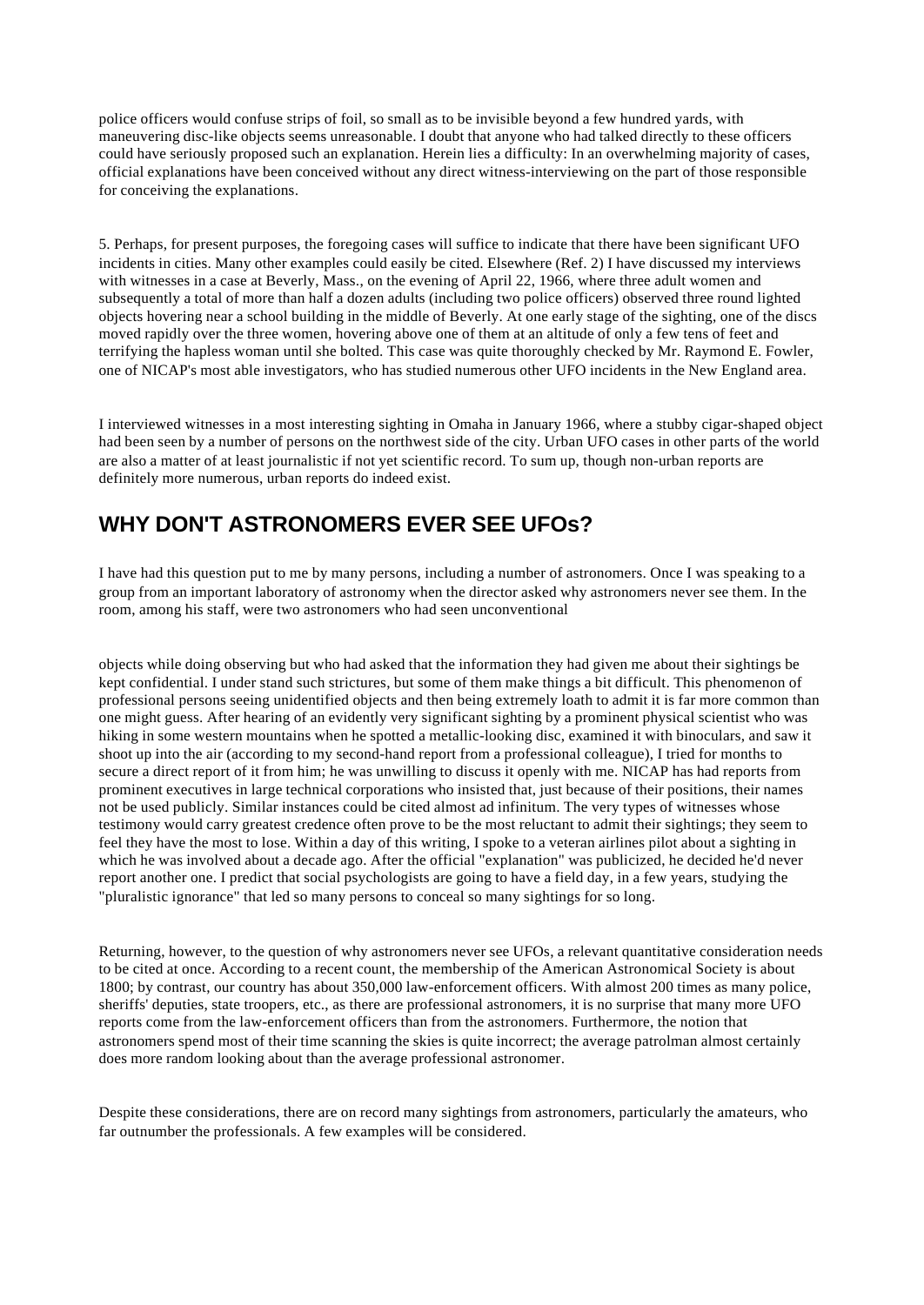police officers would confuse strips of foil, so small as to be invisible beyond a few hundred yards, with maneuvering disc-like objects seems unreasonable. I doubt that anyone who had talked directly to these officers could have seriously proposed such an explanation. Herein lies a difficulty: In an overwhelming majority of cases, official explanations have been conceived without any direct witness-interviewing on the part of those responsible for conceiving the explanations.

5. Perhaps, for present purposes, the foregoing cases will suffice to indicate that there have been significant UFO incidents in cities. Many other examples could easily be cited. Elsewhere (Ref. 2) I have discussed my interviews with witnesses in a case at Beverly, Mass., on the evening of April 22, 1966, where three adult women and subsequently a total of more than half a dozen adults (including two police officers) observed three round lighted objects hovering near a school building in the middle of Beverly. At one early stage of the sighting, one of the discs moved rapidly over the three women, hovering above one of them at an altitude of only a few tens of feet and terrifying the hapless woman until she bolted. This case was quite thoroughly checked by Mr. Raymond E. Fowler, one of NICAP's most able investigators, who has studied numerous other UFO incidents in the New England area.

I interviewed witnesses in a most interesting sighting in Omaha in January 1966, where a stubby cigar-shaped object had been seen by a number of persons on the northwest side of the city. Urban UFO cases in other parts of the world are also a matter of at least journalistic if not yet scientific record. To sum up, though non-urban reports are definitely more numerous, urban reports do indeed exist.

## WHY DON'T ASTRONOMERS EVER SEE UFOs?

I have had this question put to me by many persons, including a number of astronomers. Once I was speaking to a group from an important laboratory of astronomy when the director asked why astronomers never see them. In the room, among his staff, were two astronomers who had seen unconventional objects while doing observing but who had asked that the information they had given me about their sightings be kept confidential. I under stand such strictures, but some of them make things a bit difficult. This phenomenon of professional persons seeing unidentified objects and then being extremely loath to admit it is far more common than one might guess. After hearing of an evidently very significant sighting by a prominent physical scientist who was hiking in some western mountains when he spotted a metallic-looking disc, examined it with binoculars, and saw it shoot up into the air (according to my second-hand report from a professional colleague), I tried for months to secure a direct report of it from him; he was unwilling to discuss it openly with me. NICAP has had reports from prominent executives in large technical corporations who insisted that, just because of their positions, their names not be used publicly. Similar instances could be cited almost ad infinitum. The very types of witnesses whose testimony would carry greatest credence often prove to be the most reluctant to admit their sightings; they seem to feel they have the most to lose. Within a day of this writing, I spoke to a veteran airlines pilot about a sighting in which he was involved about a decade ago. After the official "explanation" was publicized, he decided he'd never report another one. I predict that social psychologists are going to have a field day, in a few years, studying the "pluralistic ignorance" that led so many persons to conceal so many sightings for so long.

Returning, however, to the question of why astronomers never see UFOs, a relevant quantitative consideration needs to be cited at once. According to a recent count, the membership of the American Astronomical Society is about 1800; by contrast, our country has about 350,000 law-enforcement officers. With almost 200 times as many police, sheriffs' deputies, state troopers, etc., as there are professional astronomers, it is no surprise that many more UFO reports come from the law-enforcement officers than from the astronomers. Furthermore, the notion that astronomers spend most of their time scanning the skies is quite incorrect; the average patrolman almost certainly does more random looking about than the average professional astronomer.

Despite these considerations, there are on record many sightings from astronomers, particularly the amateurs, who far outnumber the professionals. A few examples will be considered.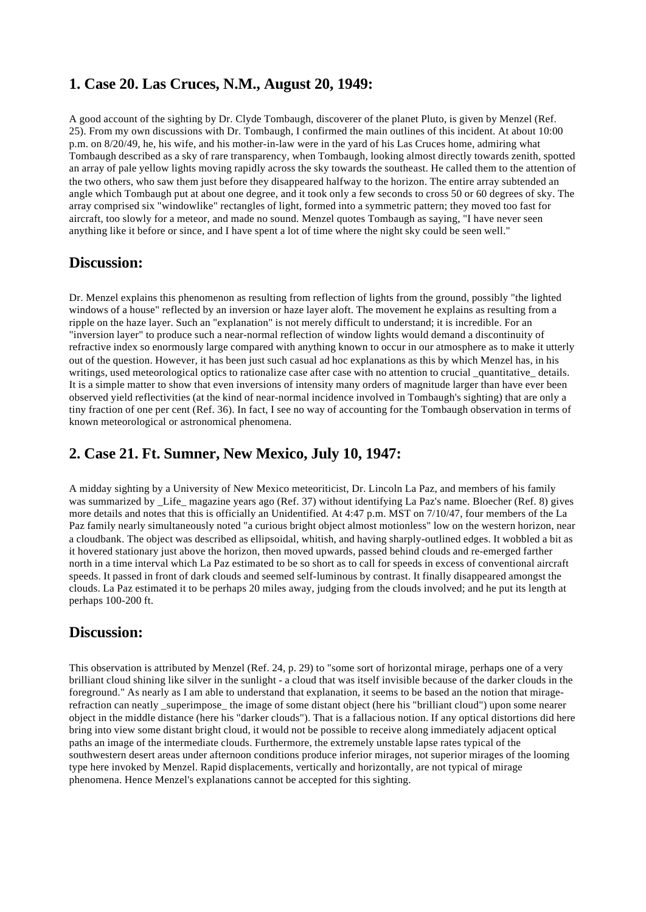## 1. Case 20. Las Cruces, N.M., August 20, 1949:

A good account of the sighting by Dr. Clyde Tombaugh, discoverer of the planet Pluto, is given by Menzel (Ref. 25). From my own discussions with Dr. Tombaugh, I confirmed the main outlines of this incident. At about 10:00 p.m. on 8/20/49, he, his wife, and his mother-in-law were in the yard of his Las Cruces home, admiring what Tombaugh described as a sky of rare transparency, when Tombaugh, looking almost directly towards zenith, spotted an array of pale yellow lights moving rapidly across the sky towards the southeast. He called them to the attention of the two others, who saw them just before they disappeared halfway to the horizon. The entire array subtended an angle which Tombaugh put at about one degree, and it took only a few seconds to cross 50 or 60 degrees of sky. The array comprised six "windowlike" rectangles of light, formed into a symmetric pattern; they moved too fast for aircraft, too slowly for a meteor, and made no sound. Menzel quotes Tombaugh as saying, "I have never seen anything like it before or since, and I have spent a lot of time where the night sky could be seen well."

## Discussion:

Dr. Menzel explains this phenomenon as resulting from reflection of lights from the ground, possibly "the lighted windows of a house" reflected by an inversion or haze layer aloft. The movement he explains as resulting from a ripple on the haze layer. Such an "explanation" is not merely difficult to understand; it is incredible. For an "inversion layer" to produce such a near-normal reflection of window lights would demand a discontinuity of refractive index so enormously large compared with anything known to occur in our atmosphere as to make it utterly out of the question. However, it has been just such casual ad hoc explanations as this by which Menzel has, in his writings, used meteorological optics to rationalize case after case with no attention to crucial _quantitative_ details. It is a simple matter to show that even inversions of intensity many orders of magnitude larger than have ever been observed yield reflectivities (at the kind of near-normal incidence involved in Tombaugh's sighting) that are only a tiny fraction of one per cent (Ref. 36). In fact, I see no way of accounting for the Tombaugh observation in terms of known meteorological or astronomical phenomena.

## 2. Case 21. Ft. Sumner, New Mexico, July 10, 1947:

A midday sighting by a University of New Mexico meteoriticist, Dr. Lincoln La Paz, and members of his family was summarized by _Life_ magazine years ago (Ref. 37) without identifying La Paz's name. Bloecher (Ref. 8) gives more details and notes that this is officially an Unidentified. At 4:47 p.m. MST on 7/10/47, four members of the La Paz family nearly simultaneously noted "a curious bright object almost motionless" low on the western horizon, near a cloudbank. The object was described as ellipsoidal, whitish, and having sharply-outlined edges. It wobbled a bit as it hovered stationary just above the horizon, then moved upwards, passed behind clouds and re-emerged farther north in a time interval which La Paz estimated to be so short as to call for speeds in excess of conventional aircraft speeds. It passed in front of dark clouds and seemed self-luminous by contrast. It finally disappeared amongst the clouds. La Paz estimated it to be perhaps 20 miles away, judging from the clouds involved; and he put its length at perhaps 100-200 ft.

## Discussion:

This observation is attributed by Menzel (Ref. 24, p. 29) to "some sort of horizontal mirage, perhaps one of a very brilliant cloud shining like silver in the sunlight - a cloud that was itself invisible because of the darker clouds in the foreground." As nearly as I am able to understand that explanation, it seems to be based an the notion that mirage-refraction can neatly _superimpose_ the image of some distant object (here his "brilliant cloud") upon some nearer object in the middle distance (here his "darker clouds"). That is a fallacious notion. If any optical distortions did here bring into view some distant bright cloud, it would not be possible to receive along immediately adjacent optical paths an image of the intermediate clouds. Furthermore, the extremely unstable lapse rates typical of the southwestern desert areas under afternoon conditions produce inferior mirages, not superior mirages of the looming type here invoked by Menzel. Rapid displacements, vertically and horizontally, are not typical of mirage phenomena. Hence Menzel's explanations cannot be accepted for this sighting.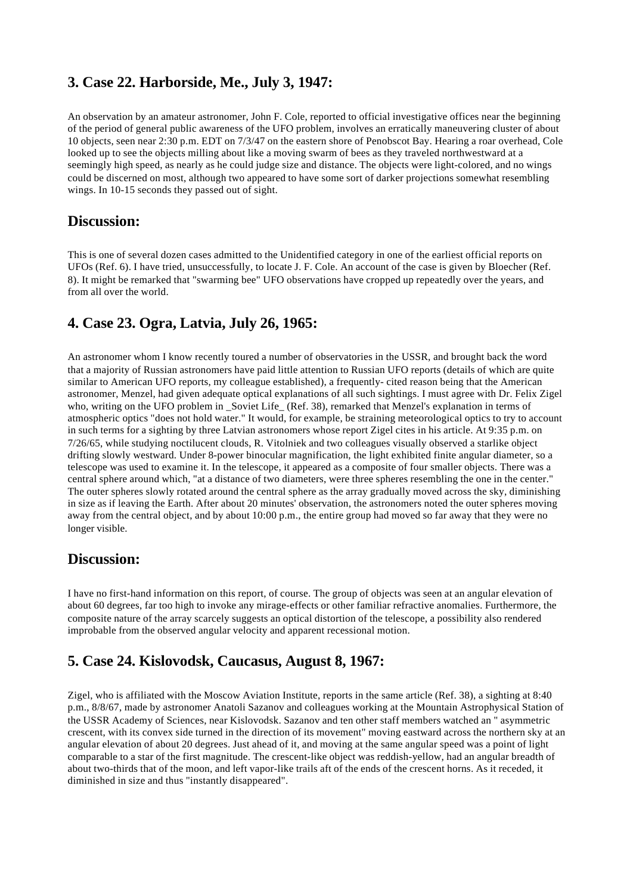## 3. Case 22. Harborside, Me., July 3, 1947:

An observation by an amateur astronomer, John F. Cole, reported to official investigative offices near the beginning of the period of general public awareness of the UFO problem, involves an erratically maneuvering cluster of about 10 objects, seen near 2:30 p.m. EDT on 7/3/47 on the eastern shore of Penobscot Bay. Hearing a roar overhead, Cole looked up to see the objects milling about like a moving swarm of bees as they traveled northwestward at a seemingly high speed, as nearly as he could judge size and distance. The objects were light-colored, and no wings could be discerned on most, although two appeared to have some sort of darker projections somewhat resembling wings. In 10-15 seconds they passed out of sight.

## Discussion:

This is one of several dozen cases admitted to the Unidentified category in one of the earliest official reports on UFOs (Ref. 6). I have tried, unsuccessfully, to locate J. F. Cole. An account of the case is given by Bloecher (Ref. 8). It might be remarked that "swarming bee" UFO observations have cropped up repeatedly over the years, and from all over the world.

## 4. Case 23. Ogra, Latvia, July 26, 1965:

An astronomer whom I know recently toured a number of observatories in the USSR, and brought back the word that a majority of Russian astronomers have paid little attention to Russian UFO reports (details of which are quite similar to American UFO reports, my colleague established), a frequently- cited reason being that the American astronomer, Menzel, had given adequate optical explanations of all such sightings. I must agree with Dr. Felix Zigel who, writing on the UFO problem in _Soviet Life_ (Ref. 38), remarked that Menzel's explanation in terms of atmospheric optics "does not hold water." It would, for example, be straining meteorological optics to try to account in such terms for a sighting by three Latvian astronomers whose report Zigel cites in his article. At 9:35 p.m. on 7/26/65, while studying noctilucent clouds, R. Vitolniek and two colleagues visually observed a starlike object drifting slowly westward. Under 8-power binocular magnification, the light exhibited finite angular diameter, so a telescope was used to examine it. In the telescope, it appeared as a composite of four smaller objects. There was a central sphere around which, "at a distance of two diameters, were three spheres resembling the one in the center." The outer spheres slowly rotated around the central sphere as the array gradually moved across the sky, diminishing in size as if leaving the Earth. After about 20 minutes' observation, the astronomers noted the outer spheres moving away from the central object, and by about 10:00 p.m., the entire group had moved so far away that they were no longer visible.

## Discussion:

I have no first-hand information on this report, of course. The group of objects was seen at an angular elevation of about 60 degrees, far too high to invoke any mirage-effects or other familiar refractive anomalies. Furthermore, the composite nature of the array scarcely suggests an optical distortion of the telescope, a possibility also rendered improbable from the observed angular velocity and apparent recessional motion.

## 5. Case 24. Kislovodsk, Caucasus, August 8, 1967:

Zigel, who is affiliated with the Moscow Aviation Institute, reports in the same article (Ref. 38), a sighting at 8:40 p.m., 8/8/67, made by astronomer Anatoli Sazanov and colleagues working at the Mountain Astrophysical Station of the USSR Academy of Sciences, near Kislovodsk. Sazanov and ten other staff members watched an " asymmetric crescent, with its convex side turned in the direction of its movement" moving eastward across the northern sky at an angular elevation of about 20 degrees. Just ahead of it, and moving at the same angular speed was a point of light comparable to a star of the first magnitude. The crescent-like object was reddish-yellow, had an angular breadth of about two-thirds that of the moon, and left vapor-like trails aft of the ends of the crescent horns. As it receded, it diminished in size and thus "instantly disappeared".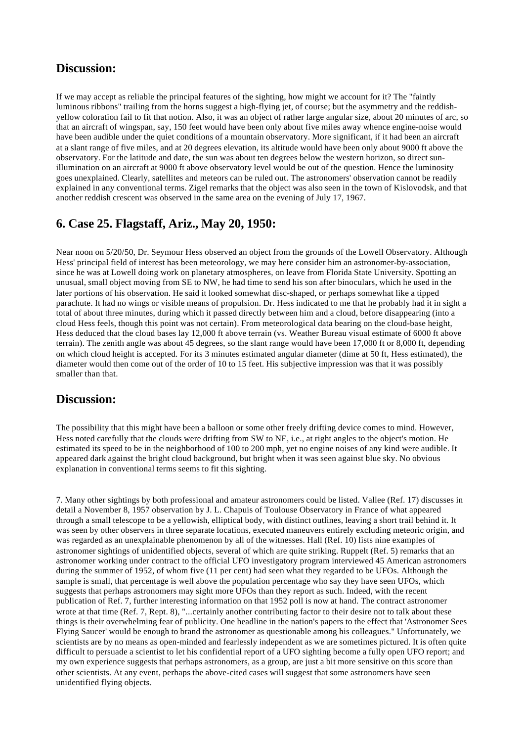## Discussion:

If we may accept as reliable the principal features of the sighting, how might we account for it? The "faintly luminous ribbons" trailing from the horns suggest a high-flying jet, of course; but the asymmetry and the reddish-yellow coloration fail to fit that notion. Also, it was an object of rather large angular size, about 20 minutes of arc, so that an aircraft of wingspan, say, 150 feet would have been only about five miles away whence engine-noise would have been audible under the quiet conditions of a mountain observatory. More significant, if it had been an aircraft at a slant range of five miles, and at 20 degrees elevation, its altitude would have been only about 9000 ft above the observatory. For the latitude and date, the sun was about ten degrees below the western horizon, so direct sun-illumination on an aircraft at 9000 ft above observatory level would be out of the question. Hence the luminosity goes unexplained. Clearly, satellites and meteors can be ruled out. The astronomers' observation cannot be readily explained in any conventional terms. Zigel remarks that the object was also seen in the town of Kislovodsk, and that another reddish crescent was observed in the same area on the evening of July 17, 1967.

## 6. Case 25. Flagstaff, Ariz., May 20, 1950:

Near noon on 5/20/50, Dr. Seymour Hess observed an object from the grounds of the Lowell Observatory. Although Hess' principal field of interest has been meteorology, we may here consider him an astronomer-by-association, since he was at Lowell doing work on planetary atmospheres, on leave from Florida State University. Spotting an unusual, small object moving from SE to NW, he had time to send his son after binoculars, which he used in the later portions of his observation. He said it looked somewhat disc-shaped, or perhaps somewhat like a tipped parachute. It had no wings or visible means of propulsion. Dr. Hess indicated to me that he probably had it in sight a total of about three minutes, during which it passed directly between him and a cloud, before disappearing (into a cloud Hess feels, though this point was not certain). From meteorological data bearing on the cloud-base height, Hess deduced that the cloud bases lay 12,000 ft above terrain (vs. Weather Bureau visual estimate of 6000 ft above terrain). The zenith angle was about 45 degrees, so the slant range would have been 17,000 ft or 8,000 ft, depending on which cloud height is accepted. For its 3 minutes estimated angular diameter (dime at 50 ft, Hess estimated), the diameter would then come out of the order of 10 to 15 feet. His subjective impression was that it was possibly smaller than that.

## Discussion:

The possibility that this might have been a balloon or some other freely drifting device comes to mind. However, Hess noted carefully that the clouds were drifting from SW to NE, i.e., at right angles to the object's motion. He estimated its speed to be in the neighborhood of 100 to 200 mph, yet no engine noises of any kind were audible. It appeared dark against the bright cloud background, but bright when it was seen against blue sky. No obvious explanation in conventional terms seems to fit this sighting.

7. Many other sightings by both professional and amateur astronomers could be listed. Vallee (Ref. 17) discusses in detail a November 8, 1957 observation by J. L. Chapuis of Toulouse Observatory in France of what appeared through a small telescope to be a yellowish, elliptical body, with distinct outlines, leaving a short trail behind it. It was seen by other observers in three separate locations, executed maneuvers entirely excluding meteoric origin, and was regarded as an unexplainable phenomenon by all of the witnesses. Hall (Ref. 10) lists nine examples of astronomer sightings of unidentified objects, several of which are quite striking. Ruppelt (Ref. 5) remarks that an astronomer working under contract to the official UFO investigatory program interviewed 45 American astronomers during the summer of 1952, of whom five (11 per cent) had seen what they regarded to be UFOs. Although the sample is small, that percentage is well above the population percentage who say they have seen UFOs, which suggests that perhaps astronomers may sight more UFOs than they report as such. Indeed, with the recent publication of Ref. 7, further interesting information on that 1952 poll is now at hand. The contract astronomer wrote at that time (Ref. 7, Rept. 8), "...certainly another contributing factor to their desire not to talk about these things is their overwhelming fear of publicity. One headline in the nation's papers to the effect that 'Astronomer Sees Flying Saucer' would be enough to brand the astronomer as questionable among his colleagues." Unfortunately, we scientists are by no means as open-minded and fearlessly independent as we are sometimes pictured. It is often quite difficult to persuade a scientist to let his confidential report of a UFO sighting become a fully open UFO report; and my own experience suggests that perhaps astronomers, as a group, are just a bit more sensitive on this score than other scientists. At any event, perhaps the above-cited cases will suggest that some astronomers have seen unidentified flying objects.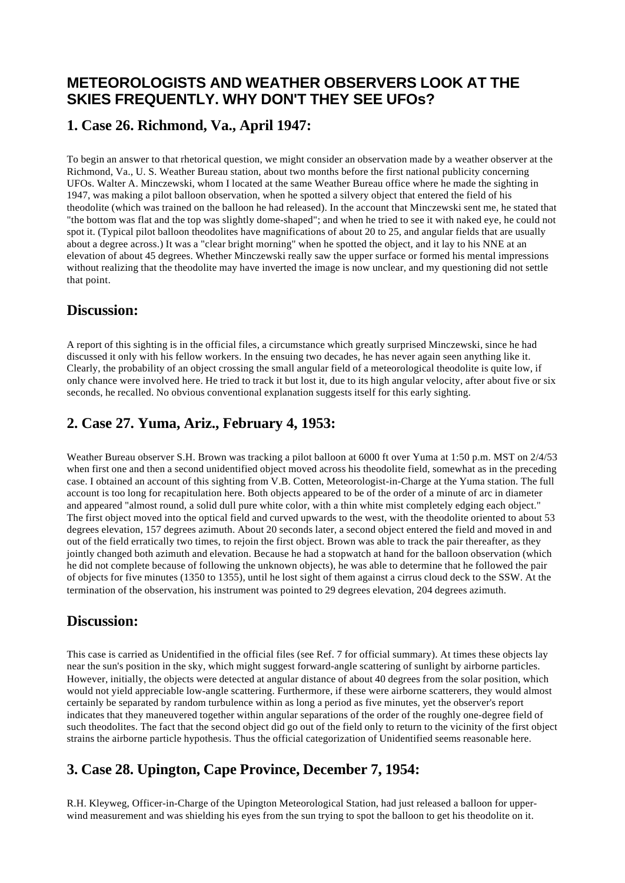## METEOROLOGISTS AND WEATHER OBSERVERS LOOK AT THE SKIES FREQUENTLY. WHY DON'T THEY SEE UFOs?

### 1. Case 26. Richmond, Va., April 1947:

To begin an answer to that rhetorical question, we might consider an observation made by a weather observer at the Richmond, Va., U. S. Weather Bureau station, about two months before the first national publicity concerning UFOs. Walter A. Minczewski, whom I located at the same Weather Bureau office where he made the sighting in 1947, was making a pilot balloon observation, when he spotted a silvery object that entered the field of his theodolite (which was trained on the balloon he had released). In the account that Minczewski sent me, he stated that "the bottom was flat and the top was slightly dome-shaped"; and when he tried to see it with naked eye, he could not spot it. (Typical pilot balloon theodolites have magnifications of about 20 to 25, and angular fields that are usually about a degree across.) It was a "clear bright morning" when he spotted the object, and it lay to his NNE at an elevation of about 45 degrees. Whether Minczewski really saw the upper surface or formed his mental impressions without realizing that the theodolite may have inverted the image is now unclear, and my questioning did not settle that point.

### Discussion:

A report of this sighting is in the official files, a circumstance which greatly surprised Minczewski, since he had discussed it only with his fellow workers. In the ensuing two decades, he has never again seen anything like it. Clearly, the probability of an object crossing the small angular field of a meteorological theodolite is quite low, if only chance were involved here. He tried to track it but lost it, due to its high angular velocity, after about five or six seconds, he recalled. No obvious conventional explanation suggests itself for this early sighting.

### 2. Case 27. Yuma, Ariz., February 4, 1953:

Weather Bureau observer S.H. Brown was tracking a pilot balloon at 6000 ft over Yuma at 1:50 p.m. MST on 2/4/53 when first one and then a second unidentified object moved across his theodolite field, somewhat as in the preceding case. I obtained an account of this sighting from V.B. Cotten, Meteorologist-in-Charge at the Yuma station. The full account is too long for recapitulation here. Both objects appeared to be of the order of a minute of arc in diameter and appeared "almost round, a solid dull pure white color, with a thin white mist completely edging each object." The first object moved into the optical field and curved upwards to the west, with the theodolite oriented to about 53 degrees elevation, 157 degrees azimuth. About 20 seconds later, a second object entered the field and moved in and out of the field erratically two times, to rejoin the first object. Brown was able to track the pair thereafter, as they jointly changed both azimuth and elevation. Because he had a stopwatch at hand for the balloon observation (which he did not complete because of following the unknown objects), he was able to determine that he followed the pair of objects for five minutes (1350 to 1355), until he lost sight of them against a cirrus cloud deck to the SSW. At the termination of the observation, his instrument was pointed to 29 degrees elevation, 204 degrees azimuth.

### Discussion:

This case is carried as Unidentified in the official files (see Ref. 7 for official summary). At times these objects lay near the sun's position in the sky, which might suggest forward-angle scattering of sunlight by airborne particles. However, initially, the objects were detected at angular distance of about 40 degrees from the solar position, which would not yield appreciable low-angle scattering. Furthermore, if these were airborne scatterers, they would almost certainly be separated by random turbulence within as long a period as five minutes, yet the observer's report indicates that they maneuvered together within angular separations of the order of the roughly one-degree field of such theodolites. The fact that the second object did go out of the field only to return to the vicinity of the first object strains the airborne particle hypothesis. Thus the official categorization of Unidentified seems reasonable here.

### 3. Case 28. Upington, Cape Province, December 7, 1954:

R.H. Kleyweg, Officer-in-Charge of the Upington Meteorological Station, had just released a balloon for upper-wind measurement and was shielding his eyes from the sun trying to spot the balloon to get his theodolite on it.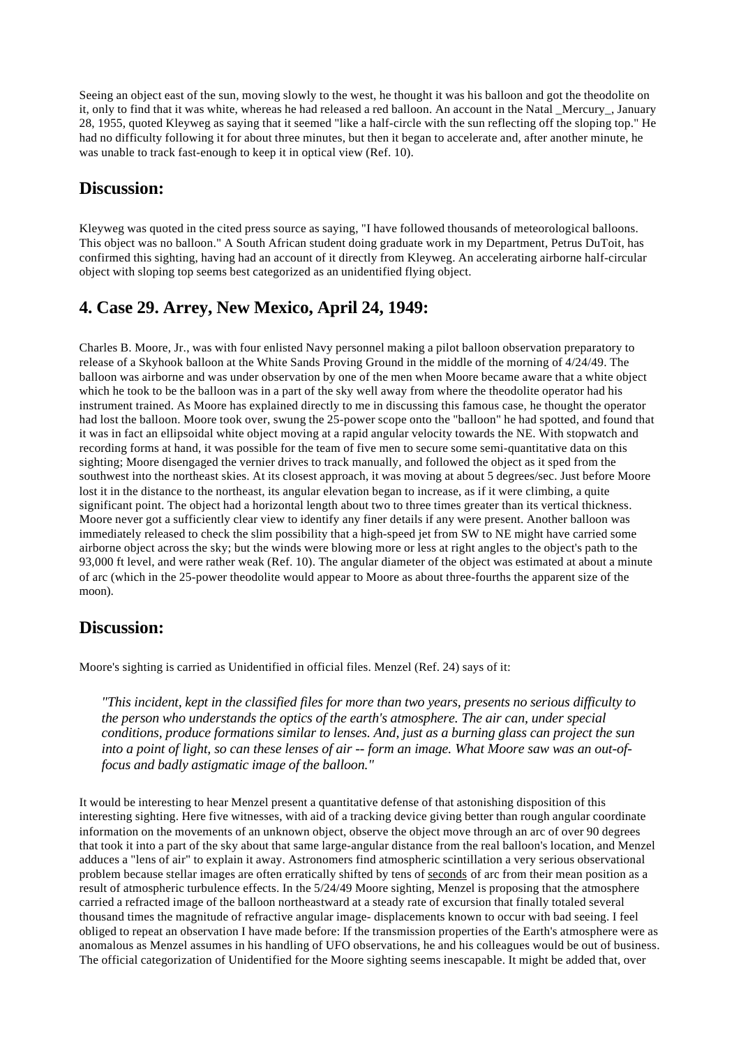Seeing an object east of the sun, moving slowly to the west, he thought it was his balloon and got the theodolite on it, only to find that it was white, whereas he had released a red balloon. An account in the Natal _Mercury_, January 28, 1955, quoted Kleyweg as saying that it seemed "like a half-circle with the sun reflecting off the sloping top." He had no difficulty following it for about three minutes, but then it began to accelerate and, after another minute, he was unable to track fast-enough to keep it in optical view (Ref. 10).

## Discussion:

Kleyweg was quoted in the cited press source as saying, "I have followed thousands of meteorological balloons. This object was no balloon." A South African student doing graduate work in my Department, Petrus DuToit, has confirmed this sighting, having had an account of it directly from Kleyweg. An accelerating airborne half-circular object with sloping top seems best categorized as an unidentified flying object.

## 4. Case 29. Arrey, New Mexico, April 24, 1949:

Charles B. Moore, Jr., was with four enlisted Navy personnel making a pilot balloon observation preparatory to release of a Skyhook balloon at the White Sands Proving Ground in the middle of the morning of 4/24/49. The balloon was airborne and was under observation by one of the men when Moore became aware that a white object which he took to be the balloon was in a part of the sky well away from where the theodolite operator had his instrument trained. As Moore has explained directly to me in discussing this famous case, he thought the operator had lost the balloon. Moore took over, swung the 25-power scope onto the "balloon" he had spotted, and found that it was in fact an ellipsoidal white object moving at a rapid angular velocity towards the NE. With stopwatch and recording forms at hand, it was possible for the team of five men to secure some semi-quantitative data on this sighting; Moore disengaged the vernier drives to track manually, and followed the object as it sped from the southwest into the northeast skies. At its closest approach, it was moving at about 5 degrees/sec. Just before Moore lost it in the distance to the northeast, its angular elevation began to increase, as if it were climbing, a quite significant point. The object had a horizontal length about two to three times greater than its vertical thickness. Moore never got a sufficiently clear view to identify any finer details if any were present. Another balloon was immediately released to check the slim possibility that a high-speed jet from SW to NE might have carried some airborne object across the sky; but the winds were blowing more or less at right angles to the object's path to the 93,000 ft level, and were rather weak (Ref. 10). The angular diameter of the object was estimated at about a minute of arc (which in the 25-power theodolite would appear to Moore as about three-fourths the apparent size of the moon).

## Discussion:

Moore's sighting is carried as Unidentified in official files. Menzel (Ref. 24) says of it:

> *"This incident, kept in the classified files for more than two years, presents no serious difficulty to the person who understands the optics of the earth's atmosphere. The air can, under special conditions, produce formations similar to lenses. And, just as a burning glass can project the sun into a point of light, so can these lenses of air -- form an image. What Moore saw was an out-of-focus and badly astigmatic image of the balloon."*

It would be interesting to hear Menzel present a quantitative defense of that astonishing disposition of this interesting sighting. Here five witnesses, with aid of a tracking device giving better than rough angular coordinate information on the movements of an unknown object, observe the object move through an arc of over 90 degrees that took it into a part of the sky about that same large-angular distance from the real balloon's location, and Menzel adduces a "lens of air" to explain it away. Astronomers find atmospheric scintillation a very serious observational problem because stellar images are often erratically shifted by tens of seconds of arc from their mean position as a result of atmospheric turbulence effects. In the 5/24/49 Moore sighting, Menzel is proposing that the atmosphere carried a refracted image of the balloon northeastward at a steady rate of excursion that finally totaled several thousand times the magnitude of refractive angular image- displacements known to occur with bad seeing. I feel obliged to repeat an observation I have made before: If the transmission properties of the Earth's atmosphere were as anomalous as Menzel assumes in his handling of UFO observations, he and his colleagues would be out of business. The official categorization of Unidentified for the Moore sighting seems inescapable. It might be added that, over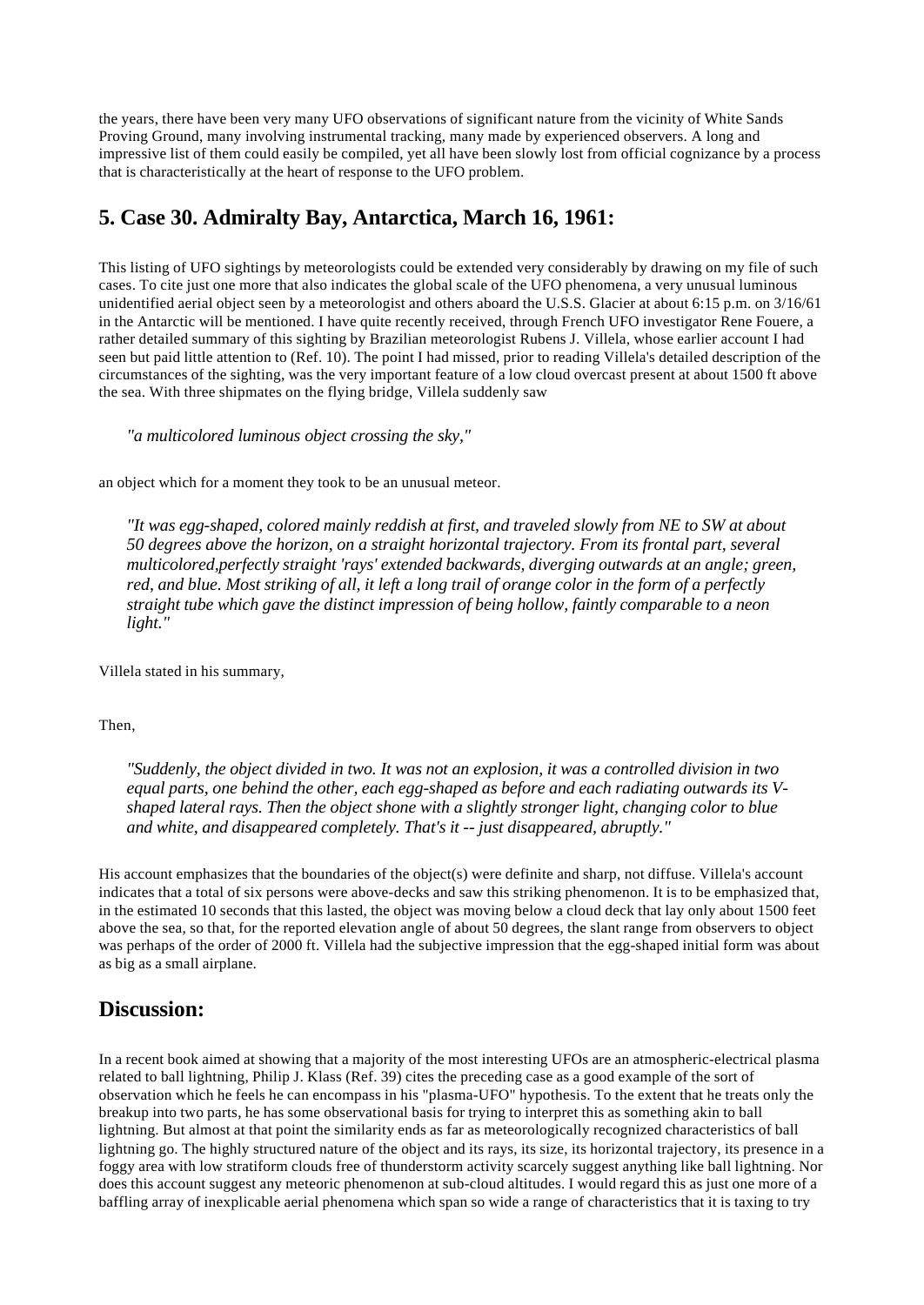the years, there have been very many UFO observations of significant nature from the vicinity of White Sands Proving Ground, many involving instrumental tracking, many made by experienced observers. A long and impressive list of them could easily be compiled, yet all have been slowly lost from official cognizance by a process that is characteristically at the heart of response to the UFO problem.

## 5. Case 30. Admiralty Bay, Antarctica, March 16, 1961:

This listing of UFO sightings by meteorologists could be extended very considerably by drawing on my file of such cases. To cite just one more that also indicates the global scale of the UFO phenomena, a very unusual luminous unidentified aerial object seen by a meteorologist and others aboard the U.S.S. Glacier at about 6:15 p.m. on 3/16/61 in the Antarctic will be mentioned. I have quite recently received, through French UFO investigator Rene Fouere, a rather detailed summary of this sighting by Brazilian meteorologist Rubens J. Villela, whose earlier account I had seen but paid little attention to (Ref. 10). The point I had missed, prior to reading Villela's detailed description of the circumstances of the sighting, was the very important feature of a low cloud overcast present at about 1500 ft above the sea. With three shipmates on the flying bridge, Villela suddenly saw

> *"a multicolored luminous object crossing the sky,"*

an object which for a moment they took to be an unusual meteor.

> *"It was egg-shaped, colored mainly reddish at first, and traveled slowly from NE to SW at about 50 degrees above the horizon, on a straight horizontal trajectory. From its frontal part, several multicolored,perfectly straight 'rays' extended backwards, diverging outwards at an angle; green, red, and blue. Most striking of all, it left a long trail of orange color in the form of a perfectly straight tube which gave the distinct impression of being hollow, faintly comparable to a neon light."*

Villela stated in his summary,

Then,

> *"Suddenly, the object divided in two. It was not an explosion, it was a controlled division in two equal parts, one behind the other, each egg-shaped as before and each radiating outwards its V-shaped lateral rays. Then the object shone with a slightly stronger light, changing color to blue and white, and disappeared completely. That's it -- just disappeared, abruptly."*

His account emphasizes that the boundaries of the object(s) were definite and sharp, not diffuse. Villela's account indicates that a total of six persons were above-decks and saw this striking phenomenon. It is to be emphasized that, in the estimated 10 seconds that this lasted, the object was moving below a cloud deck that lay only about 1500 feet above the sea, so that, for the reported elevation angle of about 50 degrees, the slant range from observers to object was perhaps of the order of 2000 ft. Villela had the subjective impression that the egg-shaped initial form was about as big as a small airplane.

## Discussion:

In a recent book aimed at showing that a majority of the most interesting UFOs are an atmospheric-electrical plasma related to ball lightning, Philip J. Klass (Ref. 39) cites the preceding case as a good example of the sort of observation which he feels he can encompass in his "plasma-UFO" hypothesis. To the extent that he treats only the breakup into two parts, he has some observational basis for trying to interpret this as something akin to ball lightning. But almost at that point the similarity ends as far as meteorologically recognized characteristics of ball lightning go. The highly structured nature of the object and its rays, its size, its horizontal trajectory, its presence in a foggy area with low stratiform clouds free of thunderstorm activity scarcely suggest anything like ball lightning. Nor does this account suggest any meteoric phenomenon at sub-cloud altitudes. I would regard this as just one more of a baffling array of inexplicable aerial phenomena which span so wide a range of characteristics that it is taxing to try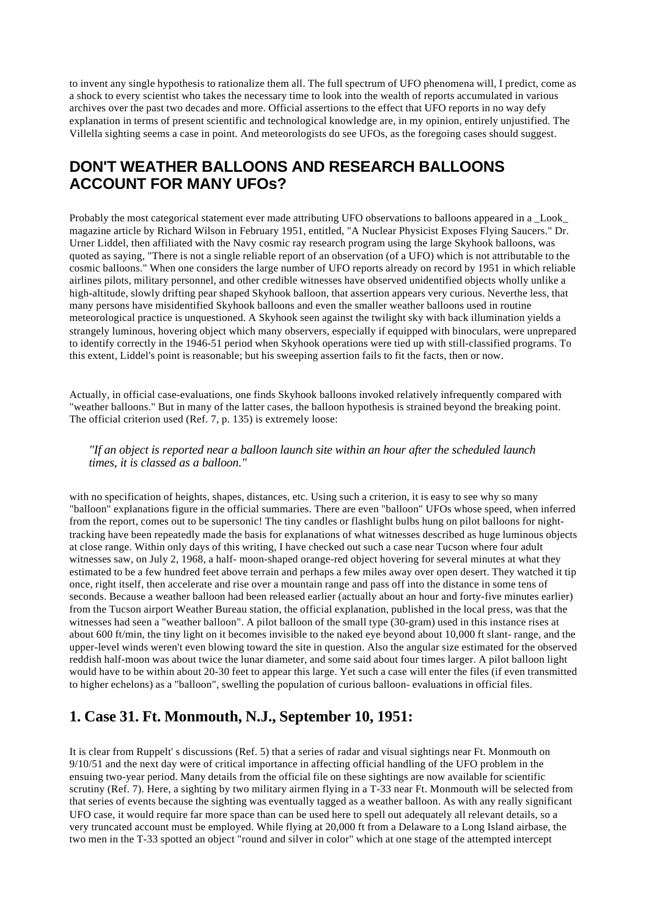to invent any single hypothesis to rationalize them all. The full spectrum of UFO phenomena will, I predict, come as a shock to every scientist who takes the necessary time to look into the wealth of reports accumulated in various archives over the past two decades and more. Official assertions to the effect that UFO reports in no way defy explanation in terms of present scientific and technological knowledge are, in my opinion, entirely unjustified. The Villella sighting seems a case in point. And meteorologists do see UFOs, as the foregoing cases should suggest.

## DON'T WEATHER BALLOONS AND RESEARCH BALLOONS ACCOUNT FOR MANY UFOs?

Probably the most categorical statement ever made attributing UFO observations to balloons appeared in a _Look_ magazine article by Richard Wilson in February 1951, entitled, "A Nuclear Physicist Exposes Flying Saucers." Dr. Urner Liddel, then affiliated with the Navy cosmic ray research program using the large Skyhook balloons, was quoted as saying, "There is not a single reliable report of an observation (of a UFO) which is not attributable to the cosmic balloons." When one considers the large number of UFO reports already on record by 1951 in which reliable airlines pilots, military personnel, and other credible witnesses have observed unidentified objects wholly unlike a high-altitude, slowly drifting pear shaped Skyhook balloon, that assertion appears very curious. Neverthe less, that many persons have misidentified Skyhook balloons and even the smaller weather balloons used in routine meteorological practice is unquestioned. A Skyhook seen against the twilight sky with back illumination yields a strangely luminous, hovering object which many observers, especially if equipped with binoculars, were unprepared to identify correctly in the 1946-51 period when Skyhook operations were tied up with still-classified programs. To this extent, Liddel's point is reasonable; but his sweeping assertion fails to fit the facts, then or now.

Actually, in official case-evaluations, one finds Skyhook balloons invoked relatively infrequently compared with "weather balloons." But in many of the latter cases, the balloon hypothesis is strained beyond the breaking point. The official criterion used (Ref. 7, p. 135) is extremely loose:

> *"If an object is reported near a balloon launch site within an hour after the scheduled launch times, it is classed as a balloon."*

with no specification of heights, shapes, distances, etc. Using such a criterion, it is easy to see why so many "balloon" explanations figure in the official summaries. There are even "balloon" UFOs whose speed, when inferred from the report, comes out to be supersonic! The tiny candles or flashlight bulbs hung on pilot balloons for night-tracking have been repeatedly made the basis for explanations of what witnesses described as huge luminous objects at close range. Within only days of this writing, I have checked out such a case near Tucson where four adult witnesses saw, on July 2, 1968, a half- moon-shaped orange-red object hovering for several minutes at what they estimated to be a few hundred feet above terrain and perhaps a few miles away over open desert. They watched it tip once, right itself, then accelerate and rise over a mountain range and pass off into the distance in some tens of seconds. Because a weather balloon had been released earlier (actually about an hour and forty-five minutes earlier) from the Tucson airport Weather Bureau station, the official explanation, published in the local press, was that the witnesses had seen a "weather balloon". A pilot balloon of the small type (30-gram) used in this instance rises at about 600 ft/min, the tiny light on it becomes invisible to the naked eye beyond about 10,000 ft slant- range, and the upper-level winds weren't even blowing toward the site in question. Also the angular size estimated for the observed reddish half-moon was about twice the lunar diameter, and some said about four times larger. A pilot balloon light would have to be within about 20-30 feet to appear this large. Yet such a case will enter the files (if even transmitted to higher echelons) as a "balloon", swelling the population of curious balloon- evaluations in official files.

## 1. Case 31. Ft. Monmouth, N.J., September 10, 1951:

It is clear from Ruppelt' s discussions (Ref. 5) that a series of radar and visual sightings near Ft. Monmouth on 9/10/51 and the next day were of critical importance in affecting official handling of the UFO problem in the ensuing two-year period. Many details from the official file on these sightings are now available for scientific scrutiny (Ref. 7). Here, a sighting by two military airmen flying in a T-33 near Ft. Monmouth will be selected from that series of events because the sighting was eventually tagged as a weather balloon. As with any really significant UFO case, it would require far more space than can be used here to spell out adequately all relevant details, so a very truncated account must be employed. While flying at 20,000 ft from a Delaware to a Long Island airbase, the two men in the T-33 spotted an object "round and silver in color" which at one stage of the attempted intercept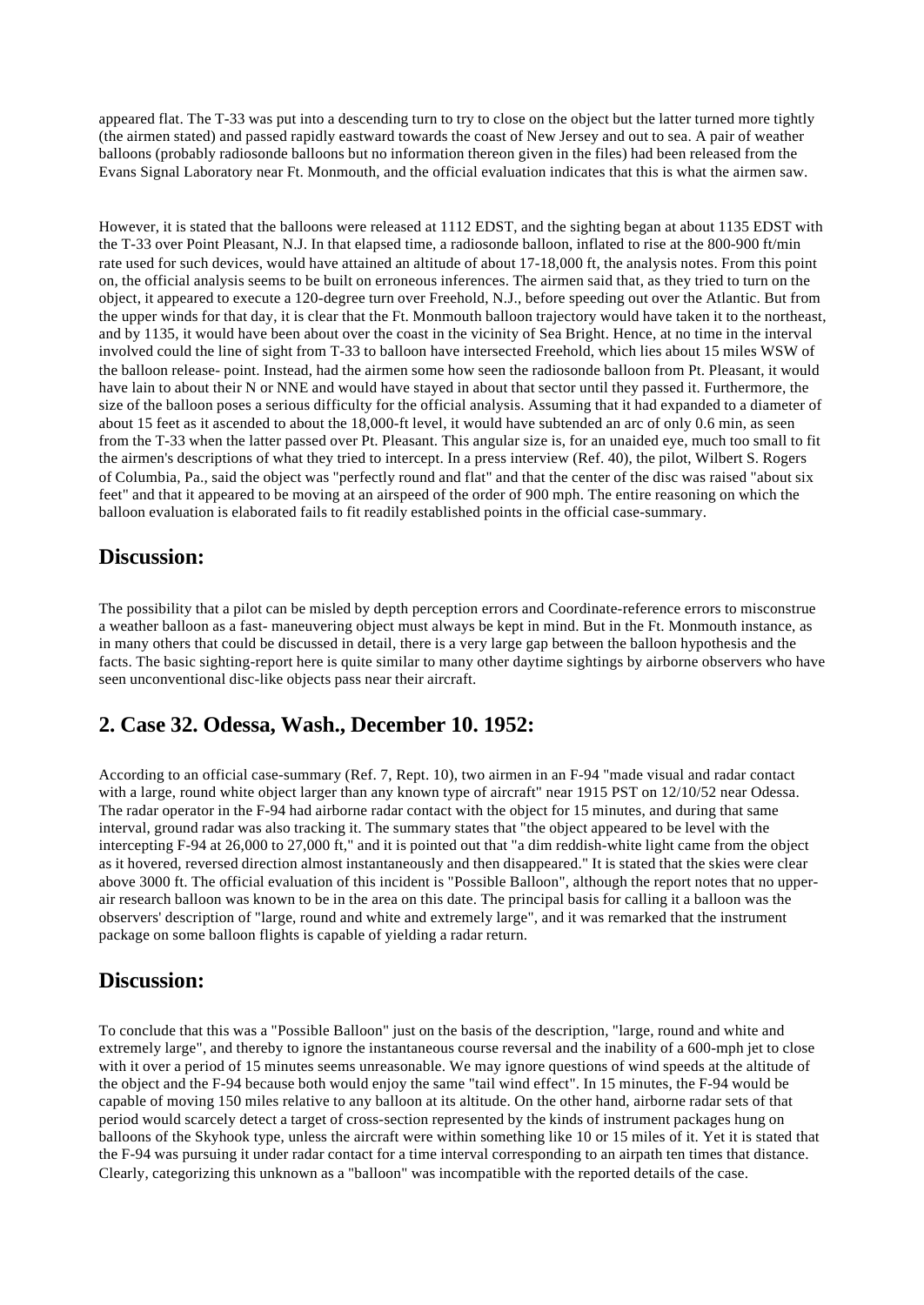appeared flat. The T-33 was put into a descending turn to try to close on the object but the latter turned more tightly (the airmen stated) and passed rapidly eastward towards the coast of New Jersey and out to sea. A pair of weather balloons (probably radiosonde balloons but no information thereon given in the files) had been released from the Evans Signal Laboratory near Ft. Monmouth, and the official evaluation indicates that this is what the airmen saw.

However, it is stated that the balloons were released at 1112 EDST, and the sighting began at about 1135 EDST with the T-33 over Point Pleasant, N.J. In that elapsed time, a radiosonde balloon, inflated to rise at the 800-900 ft/min rate used for such devices, would have attained an altitude of about 17-18,000 ft, the analysis notes. From this point on, the official analysis seems to be built on erroneous inferences. The airmen said that, as they tried to turn on the object, it appeared to execute a 120-degree turn over Freehold, N.J., before speeding out over the Atlantic. But from the upper winds for that day, it is clear that the Ft. Monmouth balloon trajectory would have taken it to the northeast, and by 1135, it would have been about over the coast in the vicinity of Sea Bright. Hence, at no time in the interval involved could the line of sight from T-33 to balloon have intersected Freehold, which lies about 15 miles WSW of the balloon release- point. Instead, had the airmen some how seen the radiosonde balloon from Pt. Pleasant, it would have lain to about their N or NNE and would have stayed in about that sector until they passed it. Furthermore, the size of the balloon poses a serious difficulty for the official analysis. Assuming that it had expanded to a diameter of about 15 feet as it ascended to about the 18,000-ft level, it would have subtended an arc of only 0.6 min, as seen from the T-33 when the latter passed over Pt. Pleasant. This angular size is, for an unaided eye, much too small to fit the airmen's descriptions of what they tried to intercept. In a press interview (Ref. 40), the pilot, Wilbert S. Rogers of Columbia, Pa., said the object was "perfectly round and flat" and that the center of the disc was raised "about six feet" and that it appeared to be moving at an airspeed of the order of 900 mph. The entire reasoning on which the balloon evaluation is elaborated fails to fit readily established points in the official case-summary.

## Discussion:

The possibility that a pilot can be misled by depth perception errors and Coordinate-reference errors to misconstrue a weather balloon as a fast- maneuvering object must always be kept in mind. But in the Ft. Monmouth instance, as in many others that could be discussed in detail, there is a very large gap between the balloon hypothesis and the facts. The basic sighting-report here is quite similar to many other daytime sightings by airborne observers who have seen unconventional disc-like objects pass near their aircraft.

## 2. Case 32. Odessa, Wash., December 10. 1952:

According to an official case-summary (Ref. 7, Rept. 10), two airmen in an F-94 "made visual and radar contact with a large, round white object larger than any known type of aircraft" near 1915 PST on 12/10/52 near Odessa. The radar operator in the F-94 had airborne radar contact with the object for 15 minutes, and during that same interval, ground radar was also tracking it. The summary states that "the object appeared to be level with the intercepting F-94 at 26,000 to 27,000 ft," and it is pointed out that "a dim reddish-white light came from the object as it hovered, reversed direction almost instantaneously and then disappeared." It is stated that the skies were clear above 3000 ft. The official evaluation of this incident is "Possible Balloon", although the report notes that no upper-air research balloon was known to be in the area on this date. The principal basis for calling it a balloon was the observers' description of "large, round and white and extremely large", and it was remarked that the instrument package on some balloon flights is capable of yielding a radar return.

## Discussion:

To conclude that this was a "Possible Balloon" just on the basis of the description, "large, round and white and extremely large", and thereby to ignore the instantaneous course reversal and the inability of a 600-mph jet to close with it over a period of 15 minutes seems unreasonable. We may ignore questions of wind speeds at the altitude of the object and the F-94 because both would enjoy the same "tail wind effect". In 15 minutes, the F-94 would be capable of moving 150 miles relative to any balloon at its altitude. On the other hand, airborne radar sets of that period would scarcely detect a target of cross-section represented by the kinds of instrument packages hung on balloons of the Skyhook type, unless the aircraft were within something like 10 or 15 miles of it. Yet it is stated that the F-94 was pursuing it under radar contact for a time interval corresponding to an airpath ten times that distance. Clearly, categorizing this unknown as a "balloon" was incompatible with the reported details of the case.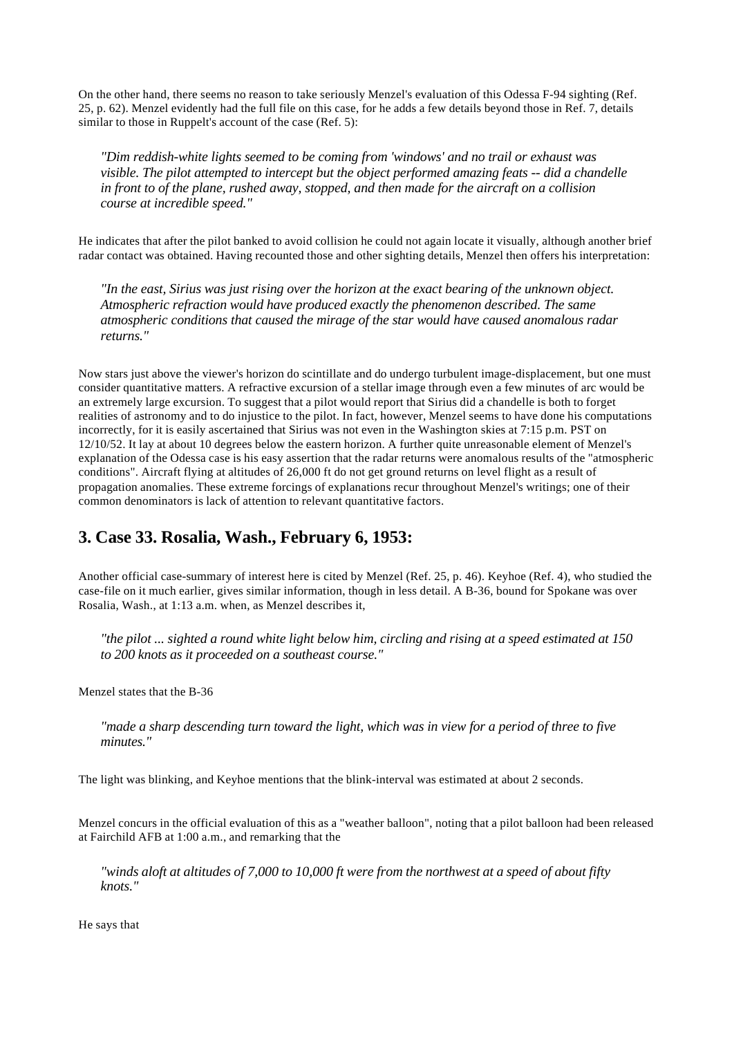On the other hand, there seems no reason to take seriously Menzel's evaluation of this Odessa F-94 sighting (Ref. 25, p. 62). Menzel evidently had the full file on this case, for he adds a few details beyond those in Ref. 7, details similar to those in Ruppelt's account of the case (Ref. 5):

> *"Dim reddish-white lights seemed to be coming from 'windows' and no trail or exhaust was visible. The pilot attempted to intercept but the object performed amazing feats -- did a chandelle in front to of the plane, rushed away, stopped, and then made for the aircraft on a collision course at incredible speed."*

He indicates that after the pilot banked to avoid collision he could not again locate it visually, although another brief radar contact was obtained. Having recounted those and other sighting details, Menzel then offers his interpretation:

> *"In the east, Sirius was just rising over the horizon at the exact bearing of the unknown object. Atmospheric refraction would have produced exactly the phenomenon described. The same atmospheric conditions that caused the mirage of the star would have caused anomalous radar returns."*

Now stars just above the viewer's horizon do scintillate and do undergo turbulent image-displacement, but one must consider quantitative matters. A refractive excursion of a stellar image through even a few minutes of arc would be an extremely large excursion. To suggest that a pilot would report that Sirius did a chandelle is both to forget realities of astronomy and to do injustice to the pilot. In fact, however, Menzel seems to have done his computations incorrectly, for it is easily ascertained that Sirius was not even in the Washington skies at 7:15 p.m. PST on 12/10/52. It lay at about 10 degrees below the eastern horizon. A further quite unreasonable element of Menzel's explanation of the Odessa case is his easy assertion that the radar returns were anomalous results of the "atmospheric conditions". Aircraft flying at altitudes of 26,000 ft do not get ground returns on level flight as a result of propagation anomalies. These extreme forcings of explanations recur throughout Menzel's writings; one of their common denominators is lack of attention to relevant quantitative factors.

## 3. Case 33. Rosalia, Wash., February 6, 1953:

Another official case-summary of interest here is cited by Menzel (Ref. 25, p. 46). Keyhoe (Ref. 4), who studied the case-file on it much earlier, gives similar information, though in less detail. A B-36, bound for Spokane was over Rosalia, Wash., at 1:13 a.m. when, as Menzel describes it,

> *"the pilot ... sighted a round white light below him, circling and rising at a speed estimated at 150 to 200 knots as it proceeded on a southeast course."*

Menzel states that the B-36

> *"made a sharp descending turn toward the light, which was in view for a period of three to five minutes."*

The light was blinking, and Keyhoe mentions that the blink-interval was estimated at about 2 seconds.

Menzel concurs in the official evaluation of this as a "weather balloon", noting that a pilot balloon had been released at Fairchild AFB at 1:00 a.m., and remarking that the

> *"winds aloft at altitudes of 7,000 to 10,000 ft were from the northwest at a speed of about fifty knots."*

He says that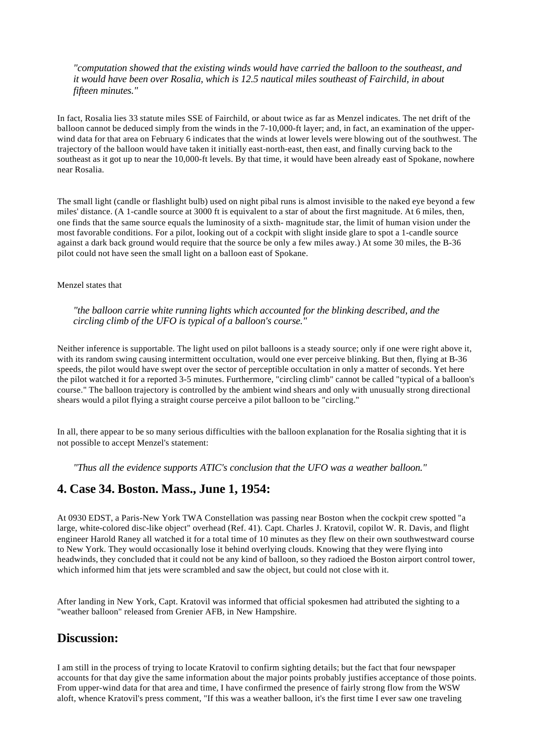*"computation showed that the existing winds would have carried the balloon to the southeast, and it would have been over Rosalia, which is 12.5 nautical miles southeast of Fairchild, in about fifteen minutes."*

In fact, Rosalia lies 33 statute miles SSE of Fairchild, or about twice as far as Menzel indicates. The net drift of the balloon cannot be deduced simply from the winds in the 7-10,000-ft layer; and, in fact, an examination of the upper-wind data for that area on February 6 indicates that the winds at lower levels were blowing out of the southwest. The trajectory of the balloon would have taken it initially east-north-east, then east, and finally curving back to the southeast as it got up to near the 10,000-ft levels. By that time, it would have been already east of Spokane, nowhere near Rosalia.

The small light (candle or flashlight bulb) used on night pibal runs is almost invisible to the naked eye beyond a few miles' distance. (A 1-candle source at 3000 ft is equivalent to a star of about the first magnitude. At 6 miles, then, one finds that the same source equals the luminosity of a sixth- magnitude star, the limit of human vision under the most favorable conditions. For a pilot, looking out of a cockpit with slight inside glare to spot a 1-candle source against a dark back ground would require that the source be only a few miles away.) At some 30 miles, the B-36 pilot could not have seen the small light on a balloon east of Spokane.

Menzel states that

*"the balloon carrie white running lights which accounted for the blinking described, and the circling climb of the UFO is typical of a balloon's course."*

Neither inference is supportable. The light used on pilot balloons is a steady source; only if one were right above it, with its random swing causing intermittent occultation, would one ever perceive blinking. But then, flying at B-36 speeds, the pilot would have swept over the sector of perceptible occultation in only a matter of seconds. Yet here the pilot watched it for a reported 3-5 minutes. Furthermore, "circling climb" cannot be called "typical of a balloon's course." The balloon trajectory is controlled by the ambient wind shears and only with unusually strong directional shears would a pilot flying a straight course perceive a pilot balloon to be "circling."

In all, there appear to be so many serious difficulties with the balloon explanation for the Rosalia sighting that it is not possible to accept Menzel's statement:

*"Thus all the evidence supports ATIC's conclusion that the UFO was a weather balloon."*

## 4. Case 34. Boston. Mass., June 1, 1954:

At 0930 EDST, a Paris-New York TWA Constellation was passing near Boston when the cockpit crew spotted "a large, white-colored disc-like object" overhead (Ref. 41). Capt. Charles J. Kratovil, copilot W. R. Davis, and flight engineer Harold Raney all watched it for a total time of 10 minutes as they flew on their own southwestward course to New York. They would occasionally lose it behind overlying clouds. Knowing that they were flying into headwinds, they concluded that it could not be any kind of balloon, so they radioed the Boston airport control tower, which informed him that jets were scrambled and saw the object, but could not close with it.

After landing in New York, Capt. Kratovil was informed that official spokesmen had attributed the sighting to a "weather balloon" released from Grenier AFB, in New Hampshire.

## Discussion:

I am still in the process of trying to locate Kratovil to confirm sighting details; but the fact that four newspaper accounts for that day give the same information about the major points probably justifies acceptance of those points. From upper-wind data for that area and time, I have confirmed the presence of fairly strong flow from the WSW aloft, whence Kratovil's press comment, "If this was a weather balloon, it's the first time I ever saw one traveling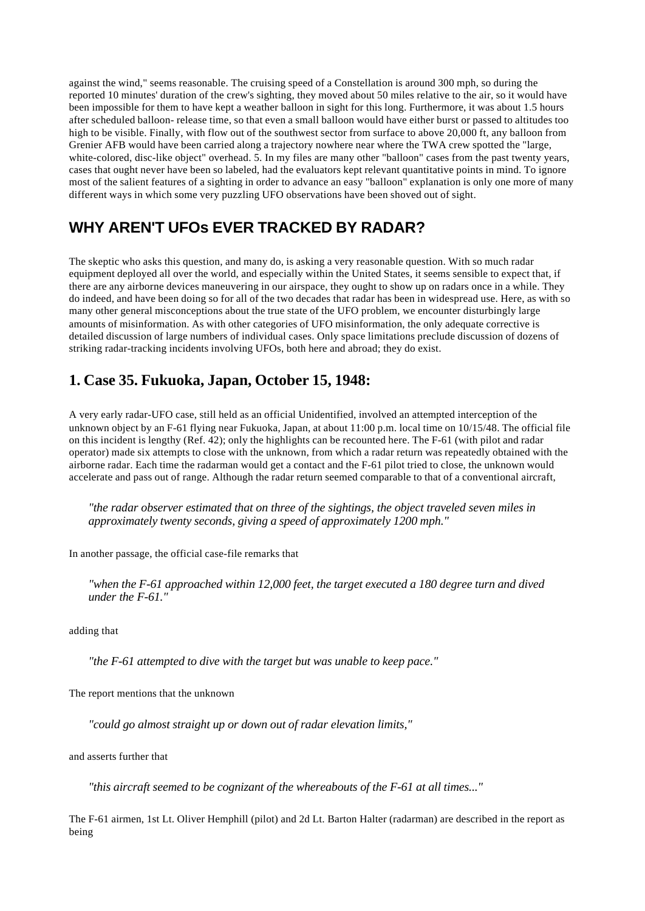against the wind," seems reasonable. The cruising speed of a Constellation is around 300 mph, so during the reported 10 minutes' duration of the crew's sighting, they moved about 50 miles relative to the air, so it would have been impossible for them to have kept a weather balloon in sight for this long. Furthermore, it was about 1.5 hours after scheduled balloon- release time, so that even a small balloon would have either burst or passed to altitudes too high to be visible. Finally, with flow out of the southwest sector from surface to above 20,000 ft, any balloon from Grenier AFB would have been carried along a trajectory nowhere near where the TWA crew spotted the "large, white-colored, disc-like object" overhead. 5. In my files are many other "balloon" cases from the past twenty years, cases that ought never have been so labeled, had the evaluators kept relevant quantitative points in mind. To ignore most of the salient features of a sighting in order to advance an easy "balloon" explanation is only one more of many different ways in which some very puzzling UFO observations have been shoved out of sight.

## WHY AREN'T UFOs EVER TRACKED BY RADAR?

The skeptic who asks this question, and many do, is asking a very reasonable question. With so much radar equipment deployed all over the world, and especially within the United States, it seems sensible to expect that, if there are any airborne devices maneuvering in our airspace, they ought to show up on radars once in a while. They do indeed, and have been doing so for all of the two decades that radar has been in widespread use. Here, as with so many other general misconceptions about the true state of the UFO problem, we encounter disturbingly large amounts of misinformation. As with other categories of UFO misinformation, the only adequate corrective is detailed discussion of large numbers of individual cases. Only space limitations preclude discussion of dozens of striking radar-tracking incidents involving UFOs, both here and abroad; they do exist.

## 1. Case 35. Fukuoka, Japan, October 15, 1948:

A very early radar-UFO case, still held as an official Unidentified, involved an attempted interception of the unknown object by an F-61 flying near Fukuoka, Japan, at about 11:00 p.m. local time on 10/15/48. The official file on this incident is lengthy (Ref. 42); only the highlights can be recounted here. The F-61 (with pilot and radar operator) made six attempts to close with the unknown, from which a radar return was repeatedly obtained with the airborne radar. Each time the radarman would get a contact and the F-61 pilot tried to close, the unknown would accelerate and pass out of range. Although the radar return seemed comparable to that of a conventional aircraft,

> *"the radar observer estimated that on three of the sightings, the object traveled seven miles in approximately twenty seconds, giving a speed of approximately 1200 mph."*

In another passage, the official case-file remarks that

> *"when the F-61 approached within 12,000 feet, the target executed a 180 degree turn and dived under the F-61."*

adding that

> *"the F-61 attempted to dive with the target but was unable to keep pace."*

The report mentions that the unknown

> *"could go almost straight up or down out of radar elevation limits,"*

and asserts further that

> *"this aircraft seemed to be cognizant of the whereabouts of the F-61 at all times..."*

The F-61 airmen, 1st Lt. Oliver Hemphill (pilot) and 2d Lt. Barton Halter (radarman) are described in the report as being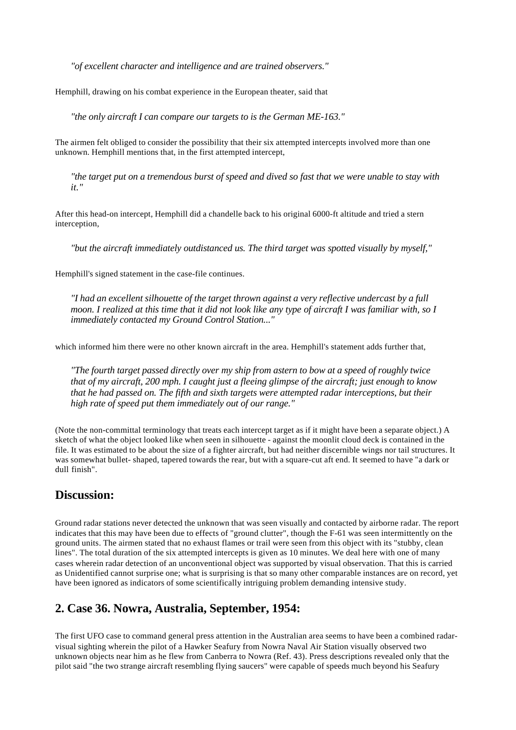> *"of excellent character and intelligence and are trained observers."*

Hemphill, drawing on his combat experience in the European theater, said that

> *"the only aircraft I can compare our targets to is the German ME-163."*

The airmen felt obliged to consider the possibility that their six attempted intercepts involved more than one unknown. Hemphill mentions that, in the first attempted intercept,

> *"the target put on a tremendous burst of speed and dived so fast that we were unable to stay with it."*

After this head-on intercept, Hemphill did a chandelle back to his original 6000-ft altitude and tried a stern interception,

> *"but the aircraft immediately outdistanced us. The third target was spotted visually by myself,"*

Hemphill's signed statement in the case-file continues.

> *"I had an excellent silhouette of the target thrown against a very reflective undercast by a full moon. I realized at this time that it did not look like any type of aircraft I was familiar with, so I immediately contacted my Ground Control Station..."*

which informed him there were no other known aircraft in the area. Hemphill's statement adds further that,

> *"The fourth target passed directly over my ship from astern to bow at a speed of roughly twice that of my aircraft, 200 mph. I caught just a fleeing glimpse of the aircraft; just enough to know that he had passed on. The fifth and sixth targets were attempted radar interceptions, but their high rate of speed put them immediately out of our range."*

(Note the non-committal terminology that treats each intercept target as if it might have been a separate object.) A sketch of what the object looked like when seen in silhouette - against the moonlit cloud deck is contained in the file. It was estimated to be about the size of a fighter aircraft, but had neither discernible wings nor tail structures. It was somewhat bullet- shaped, tapered towards the rear, but with a square-cut aft end. It seemed to have "a dark or dull finish".

## Discussion:

Ground radar stations never detected the unknown that was seen visually and contacted by airborne radar. The report indicates that this may have been due to effects of "ground clutter", though the F-61 was seen intermittently on the ground units. The airmen stated that no exhaust flames or trail were seen from this object with its "stubby, clean lines". The total duration of the six attempted intercepts is given as 10 minutes. We deal here with one of many cases wherein radar detection of an unconventional object was supported by visual observation. That this is carried as Unidentified cannot surprise one; what is surprising is that so many other comparable instances are on record, yet have been ignored as indicators of some scientifically intriguing problem demanding intensive study.

## 2. Case 36. Nowra, Australia, September, 1954:

The first UFO case to command general press attention in the Australian area seems to have been a combined radar-visual sighting wherein the pilot of a Hawker Seafury from Nowra Naval Air Station visually observed two unknown objects near him as he flew from Canberra to Nowra (Ref. 43). Press descriptions revealed only that the pilot said "the two strange aircraft resembling flying saucers" were capable of speeds much beyond his Seafury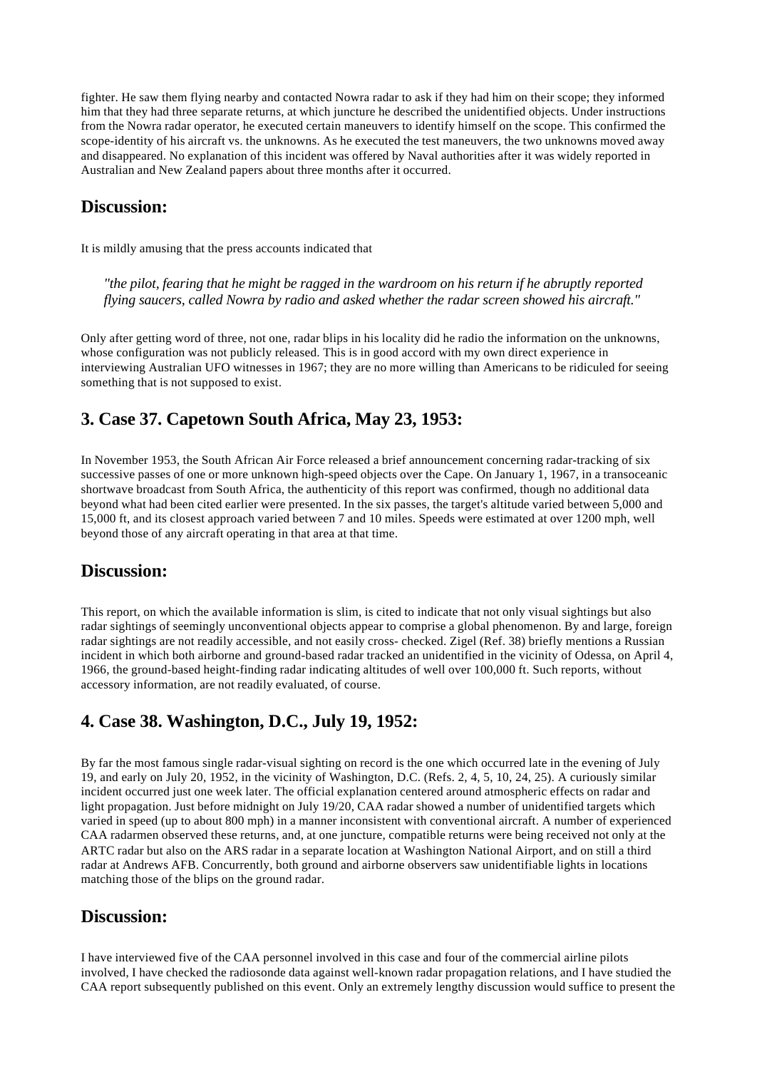fighter. He saw them flying nearby and contacted Nowra radar to ask if they had him on their scope; they informed him that they had three separate returns, at which juncture he described the unidentified objects. Under instructions from the Nowra radar operator, he executed certain maneuvers to identify himself on the scope. This confirmed the scope-identity of his aircraft vs. the unknowns. As he executed the test maneuvers, the two unknowns moved away and disappeared. No explanation of this incident was offered by Naval authorities after it was widely reported in Australian and New Zealand papers about three months after it occurred.

## Discussion:

It is mildly amusing that the press accounts indicated that

> *"the pilot, fearing that he might be ragged in the wardroom on his return if he abruptly reported flying saucers, called Nowra by radio and asked whether the radar screen showed his aircraft."*

Only after getting word of three, not one, radar blips in his locality did he radio the information on the unknowns, whose configuration was not publicly released. This is in good accord with my own direct experience in interviewing Australian UFO witnesses in 1967; they are no more willing than Americans to be ridiculed for seeing something that is not supposed to exist.

## 3. Case 37. Capetown South Africa, May 23, 1953:

In November 1953, the South African Air Force released a brief announcement concerning radar-tracking of six successive passes of one or more unknown high-speed objects over the Cape. On January 1, 1967, in a transoceanic shortwave broadcast from South Africa, the authenticity of this report was confirmed, though no additional data beyond what had been cited earlier were presented. In the six passes, the target's altitude varied between 5,000 and 15,000 ft, and its closest approach varied between 7 and 10 miles. Speeds were estimated at over 1200 mph, well beyond those of any aircraft operating in that area at that time.

## Discussion:

This report, on which the available information is slim, is cited to indicate that not only visual sightings but also radar sightings of seemingly unconventional objects appear to comprise a global phenomenon. By and large, foreign radar sightings are not readily accessible, and not easily cross- checked. Zigel (Ref. 38) briefly mentions a Russian incident in which both airborne and ground-based radar tracked an unidentified in the vicinity of Odessa, on April 4, 1966, the ground-based height-finding radar indicating altitudes of well over 100,000 ft. Such reports, without accessory information, are not readily evaluated, of course.

## 4. Case 38. Washington, D.C., July 19, 1952:

By far the most famous single radar-visual sighting on record is the one which occurred late in the evening of July 19, and early on July 20, 1952, in the vicinity of Washington, D.C. (Refs. 2, 4, 5, 10, 24, 25). A curiously similar incident occurred just one week later. The official explanation centered around atmospheric effects on radar and light propagation. Just before midnight on July 19/20, CAA radar showed a number of unidentified targets which varied in speed (up to about 800 mph) in a manner inconsistent with conventional aircraft. A number of experienced CAA radarmen observed these returns, and, at one juncture, compatible returns were being received not only at the ARTC radar but also on the ARS radar in a separate location at Washington National Airport, and on still a third radar at Andrews AFB. Concurrently, both ground and airborne observers saw unidentifiable lights in locations matching those of the blips on the ground radar.

## Discussion:

I have interviewed five of the CAA personnel involved in this case and four of the commercial airline pilots involved, I have checked the radiosonde data against well-known radar propagation relations, and I have studied the CAA report subsequently published on this event. Only an extremely lengthy discussion would suffice to present the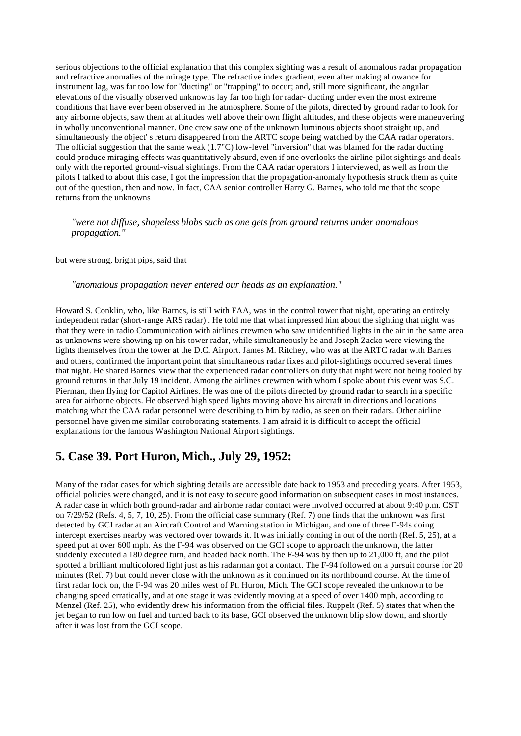serious objections to the official explanation that this complex sighting was a result of anomalous radar propagation and refractive anomalies of the mirage type. The refractive index gradient, even after making allowance for instrument lag, was far too low for "ducting" or "trapping" to occur; and, still more significant, the angular elevations of the visually observed unknowns lay far too high for radar- ducting under even the most extreme conditions that have ever been observed in the atmosphere. Some of the pilots, directed by ground radar to look for any airborne objects, saw them at altitudes well above their own flight altitudes, and these objects were maneuvering in wholly unconventional manner. One crew saw one of the unknown luminous objects shoot straight up, and simultaneously the object' s return disappeared from the ARTC scope being watched by the CAA radar operators. The official suggestion that the same weak (1.7"C) low-level "inversion" that was blamed for the radar ducting could produce miraging effects was quantitatively absurd, even if one overlooks the airline-pilot sightings and deals only with the reported ground-visual sightings. From the CAA radar operators I interviewed, as well as from the pilots I talked to about this case, I got the impression that the propagation-anomaly hypothesis struck them as quite out of the question, then and now. In fact, CAA senior controller Harry G. Barnes, who told me that the scope returns from the unknowns

> *"were not diffuse, shapeless blobs such as one gets from ground returns under anomalous propagation."*

but were strong, bright pips, said that

> *"anomalous propagation never entered our heads as an explanation."*

Howard S. Conklin, who, like Barnes, is still with FAA, was in the control tower that night, operating an entirely independent radar (short-range ARS radar) . He told me that what impressed him about the sighting that night was that they were in radio Communication with airlines crewmen who saw unidentified lights in the air in the same area as unknowns were showing up on his tower radar, while simultaneously he and Joseph Zacko were viewing the lights themselves from the tower at the D.C. Airport. James M. Ritchey, who was at the ARTC radar with Barnes and others, confirmed the important point that simultaneous radar fixes and pilot-sightings occurred several times that night. He shared Barnes' view that the experienced radar controllers on duty that night were not being fooled by ground returns in that July 19 incident. Among the airlines crewmen with whom I spoke about this event was S.C. Pierman, then flying for Capitol Airlines. He was one of the pilots directed by ground radar to search in a specific area for airborne objects. He observed high speed lights moving above his aircraft in directions and locations matching what the CAA radar personnel were describing to him by radio, as seen on their radars. Other airline personnel have given me similar corroborating statements. I am afraid it is difficult to accept the official explanations for the famous Washington National Airport sightings.

## 5. Case 39. Port Huron, Mich., July 29, 1952:

Many of the radar cases for which sighting details are accessible date back to 1953 and preceding years. After 1953, official policies were changed, and it is not easy to secure good information on subsequent cases in most instances. A radar case in which both ground-radar and airborne radar contact were involved occurred at about 9:40 p.m. CST on 7/29/52 (Refs. 4, 5, 7, 10, 25). From the official case summary (Ref. 7) one finds that the unknown was first detected by GCI radar at an Aircraft Control and Warning station in Michigan, and one of three F-94s doing intercept exercises nearby was vectored over towards it. It was initially coming in out of the north (Ref. 5, 25), at a speed put at over 600 mph. As the F-94 was observed on the GCI scope to approach the unknown, the latter suddenly executed a 180 degree turn, and headed back north. The F-94 was by then up to 21,000 ft, and the pilot spotted a brilliant multicolored light just as his radarman got a contact. The F-94 followed on a pursuit course for 20 minutes (Ref. 7) but could never close with the unknown as it continued on its northbound course. At the time of first radar lock on, the F-94 was 20 miles west of Pt. Huron, Mich. The GCI scope revealed the unknown to be changing speed erratically, and at one stage it was evidently moving at a speed of over 1400 mph, according to Menzel (Ref. 25), who evidently drew his information from the official files. Ruppelt (Ref. 5) states that when the jet began to run low on fuel and turned back to its base, GCI observed the unknown blip slow down, and shortly after it was lost from the GCI scope.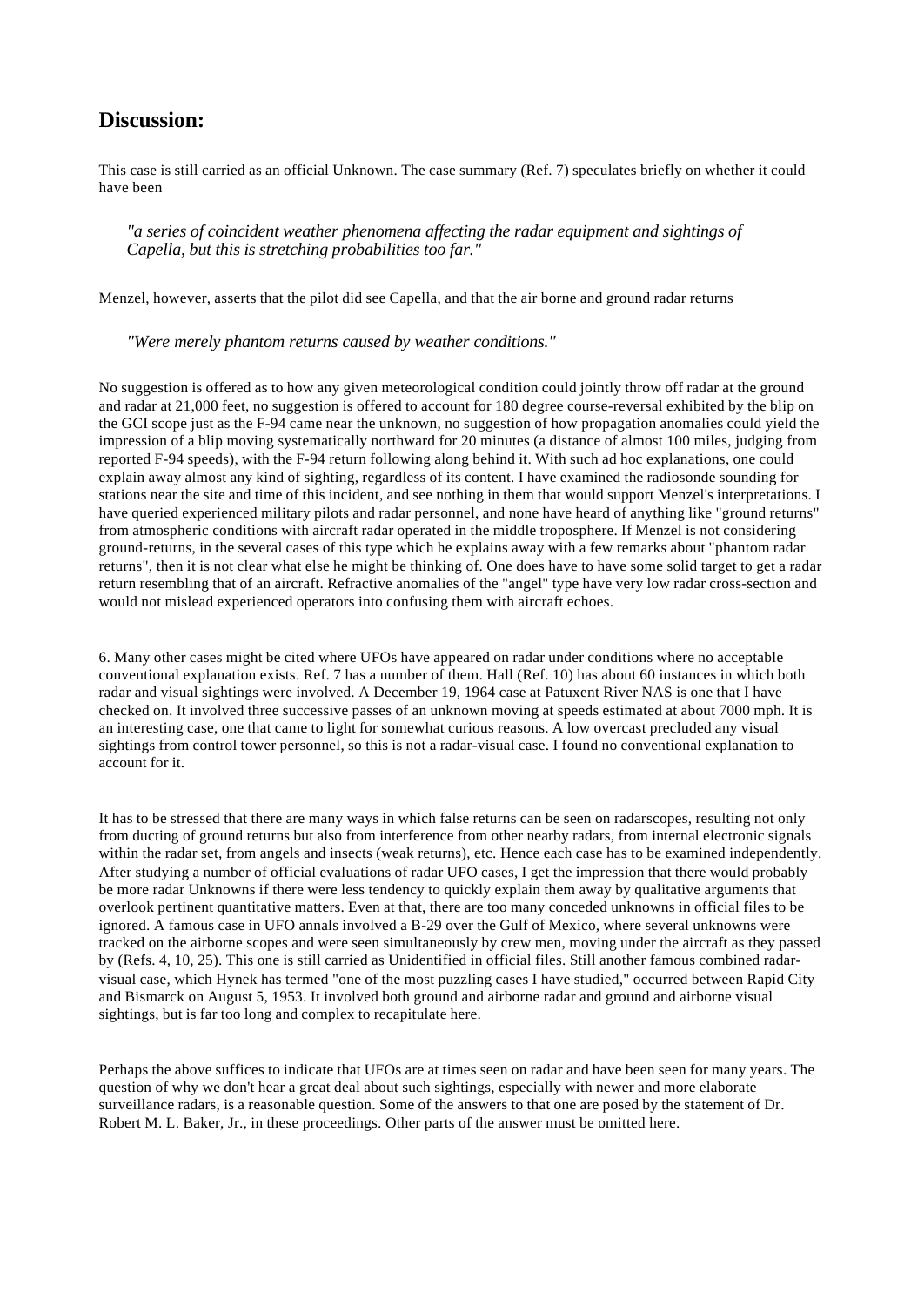## Discussion:

This case is still carried as an official Unknown. The case summary (Ref. 7) speculates briefly on whether it could have been

> *"a series of coincident weather phenomena affecting the radar equipment and sightings of Capella, but this is stretching probabilities too far."*

Menzel, however, asserts that the pilot did see Capella, and that the air borne and ground radar returns

> *"Were merely phantom returns caused by weather conditions."*

No suggestion is offered as to how any given meteorological condition could jointly throw off radar at the ground and radar at 21,000 feet, no suggestion is offered to account for 180 degree course-reversal exhibited by the blip on the GCI scope just as the F-94 came near the unknown, no suggestion of how propagation anomalies could yield the impression of a blip moving systematically northward for 20 minutes (a distance of almost 100 miles, judging from reported F-94 speeds), with the F-94 return following along behind it. With such ad hoc explanations, one could explain away almost any kind of sighting, regardless of its content. I have examined the radiosonde sounding for stations near the site and time of this incident, and see nothing in them that would support Menzel's interpretations. I have queried experienced military pilots and radar personnel, and none have heard of anything like "ground returns" from atmospheric conditions with aircraft radar operated in the middle troposphere. If Menzel is not considering ground-returns, in the several cases of this type which he explains away with a few remarks about "phantom radar returns", then it is not clear what else he might be thinking of. One does have to have some solid target to get a radar return resembling that of an aircraft. Refractive anomalies of the "angel" type have very low radar cross-section and would not mislead experienced operators into confusing them with aircraft echoes.

6. Many other cases might be cited where UFOs have appeared on radar under conditions where no acceptable conventional explanation exists. Ref. 7 has a number of them. Hall (Ref. 10) has about 60 instances in which both radar and visual sightings were involved. A December 19, 1964 case at Patuxent River NAS is one that I have checked on. It involved three successive passes of an unknown moving at speeds estimated at about 7000 mph. It is an interesting case, one that came to light for somewhat curious reasons. A low overcast precluded any visual sightings from control tower personnel, so this is not a radar-visual case. I found no conventional explanation to account for it.

It has to be stressed that there are many ways in which false returns can be seen on radarscopes, resulting not only from ducting of ground returns but also from interference from other nearby radars, from internal electronic signals within the radar set, from angels and insects (weak returns), etc. Hence each case has to be examined independently. After studying a number of official evaluations of radar UFO cases, I get the impression that there would probably be more radar Unknowns if there were less tendency to quickly explain them away by qualitative arguments that overlook pertinent quantitative matters. Even at that, there are too many conceded unknowns in official files to be ignored. A famous case in UFO annals involved a B-29 over the Gulf of Mexico, where several unknowns were tracked on the airborne scopes and were seen simultaneously by crew men, moving under the aircraft as they passed by (Refs. 4, 10, 25). This one is still carried as Unidentified in official files. Still another famous combined radar-visual case, which Hynek has termed "one of the most puzzling cases I have studied," occurred between Rapid City and Bismarck on August 5, 1953. It involved both ground and airborne radar and ground and airborne visual sightings, but is far too long and complex to recapitulate here.

Perhaps the above suffices to indicate that UFOs are at times seen on radar and have been seen for many years. The question of why we don't hear a great deal about such sightings, especially with newer and more elaborate surveillance radars, is a reasonable question. Some of the answers to that one are posed by the statement of Dr. Robert M. L. Baker, Jr., in these proceedings. Other parts of the answer must be omitted here.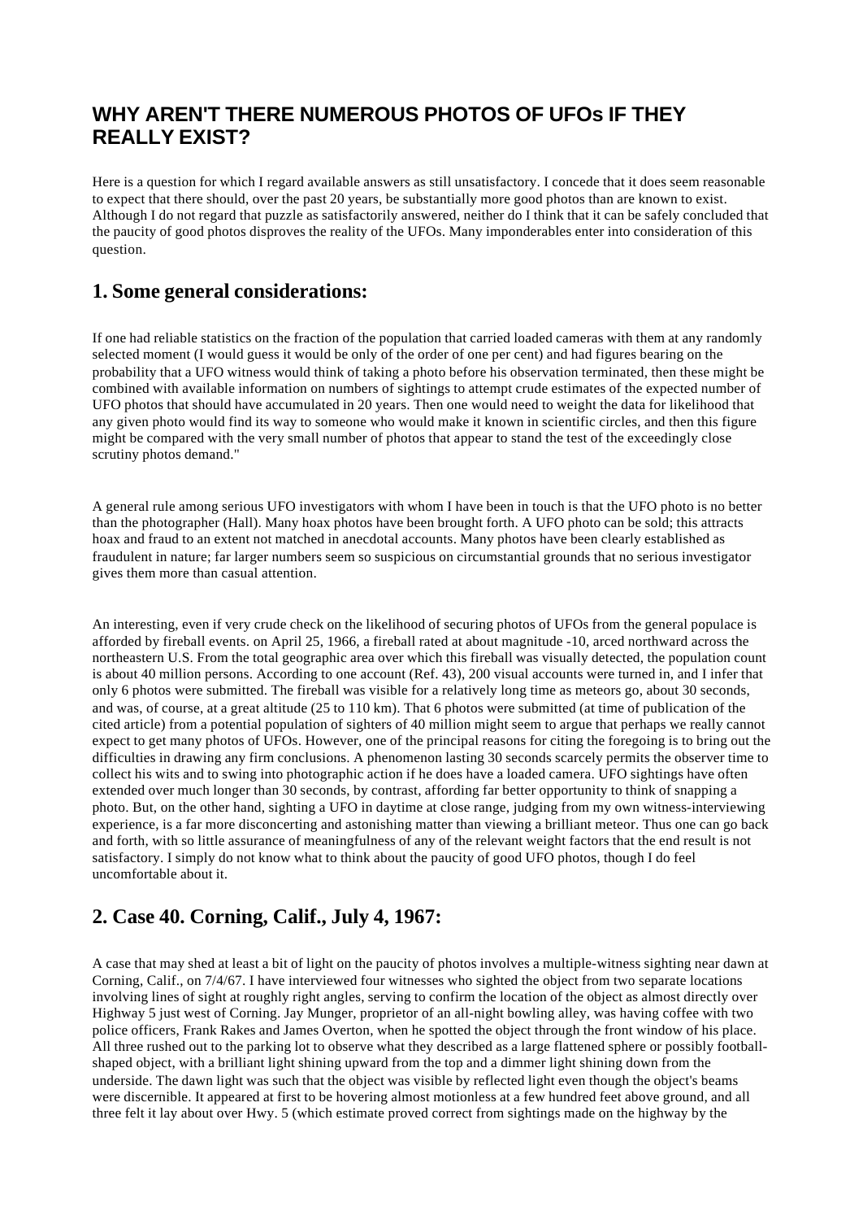## WHY AREN'T THERE NUMEROUS PHOTOS OF UFOs IF THEY REALLY EXIST?

Here is a question for which I regard available answers as still unsatisfactory. I concede that it does seem reasonable to expect that there should, over the past 20 years, be substantially more good photos than are known to exist. Although I do not regard that puzzle as satisfactorily answered, neither do I think that it can be safely concluded that the paucity of good photos disproves the reality of the UFOs. Many imponderables enter into consideration of this question.

### 1. Some general considerations:

If one had reliable statistics on the fraction of the population that carried loaded cameras with them at any randomly selected moment (I would guess it would be only of the order of one per cent) and had figures bearing on the probability that a UFO witness would think of taking a photo before his observation terminated, then these might be combined with available information on numbers of sightings to attempt crude estimates of the expected number of UFO photos that should have accumulated in 20 years. Then one would need to weight the data for likelihood that any given photo would find its way to someone who would make it known in scientific circles, and then this figure might be compared with the very small number of photos that appear to stand the test of the exceedingly close scrutiny photos demand."

A general rule among serious UFO investigators with whom I have been in touch is that the UFO photo is no better than the photographer (Hall). Many hoax photos have been brought forth. A UFO photo can be sold; this attracts hoax and fraud to an extent not matched in anecdotal accounts. Many photos have been clearly established as fraudulent in nature; far larger numbers seem so suspicious on circumstantial grounds that no serious investigator gives them more than casual attention.

An interesting, even if very crude check on the likelihood of securing photos of UFOs from the general populace is afforded by fireball events. on April 25, 1966, a fireball rated at about magnitude -10, arced northward across the northeastern U.S. From the total geographic area over which this fireball was visually detected, the population count is about 40 million persons. According to one account (Ref. 43), 200 visual accounts were turned in, and I infer that only 6 photos were submitted. The fireball was visible for a relatively long time as meteors go, about 30 seconds, and was, of course, at a great altitude (25 to 110 km). That 6 photos were submitted (at time of publication of the cited article) from a potential population of sighters of 40 million might seem to argue that perhaps we really cannot expect to get many photos of UFOs. However, one of the principal reasons for citing the foregoing is to bring out the difficulties in drawing any firm conclusions. A phenomenon lasting 30 seconds scarcely permits the observer time to collect his wits and to swing into photographic action if he does have a loaded camera. UFO sightings have often extended over much longer than 30 seconds, by contrast, affording far better opportunity to think of snapping a photo. But, on the other hand, sighting a UFO in daytime at close range, judging from my own witness-interviewing experience, is a far more disconcerting and astonishing matter than viewing a brilliant meteor. Thus one can go back and forth, with so little assurance of meaningfulness of any of the relevant weight factors that the end result is not satisfactory. I simply do not know what to think about the paucity of good UFO photos, though I do feel uncomfortable about it.

### 2. Case 40. Corning, Calif., July 4, 1967:

A case that may shed at least a bit of light on the paucity of photos involves a multiple-witness sighting near dawn at Corning, Calif., on 7/4/67. I have interviewed four witnesses who sighted the object from two separate locations involving lines of sight at roughly right angles, serving to confirm the location of the object as almost directly over Highway 5 just west of Corning. Jay Munger, proprietor of an all-night bowling alley, was having coffee with two police officers, Frank Rakes and James Overton, when he spotted the object through the front window of his place. All three rushed out to the parking lot to observe what they described as a large flattened sphere or possibly football-shaped object, with a brilliant light shining upward from the top and a dimmer light shining down from the underside. The dawn light was such that the object was visible by reflected light even though the object's beams were discernible. It appeared at first to be hovering almost motionless at a few hundred feet above ground, and all three felt it lay about over Hwy. 5 (which estimate proved correct from sightings made on the highway by the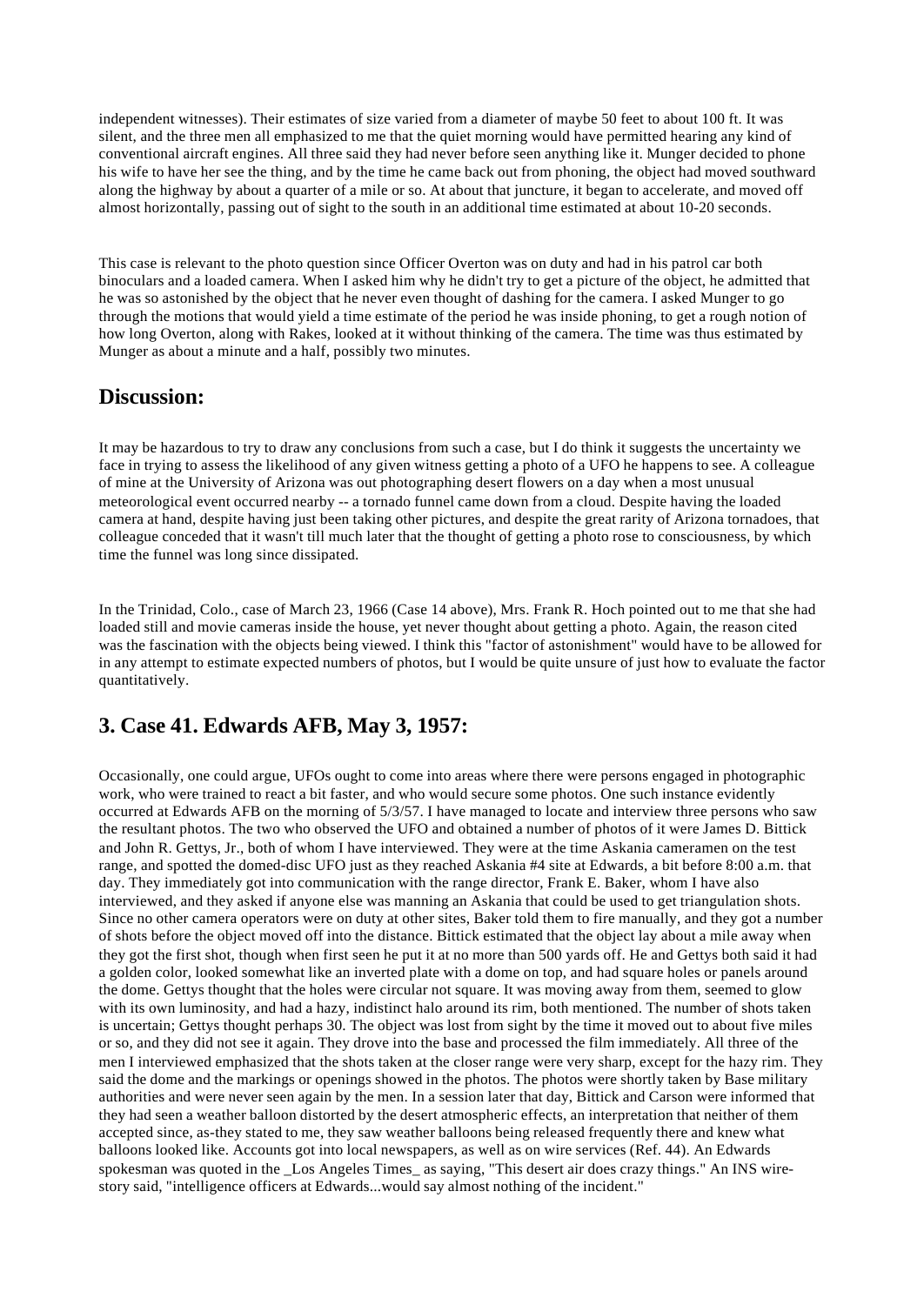independent witnesses). Their estimates of size varied from a diameter of maybe 50 feet to about 100 ft. It was silent, and the three men all emphasized to me that the quiet morning would have permitted hearing any kind of conventional aircraft engines. All three said they had never before seen anything like it. Munger decided to phone his wife to have her see the thing, and by the time he came back out from phoning, the object had moved southward along the highway by about a quarter of a mile or so. At about that juncture, it began to accelerate, and moved off almost horizontally, passing out of sight to the south in an additional time estimated at about 10-20 seconds.

This case is relevant to the photo question since Officer Overton was on duty and had in his patrol car both binoculars and a loaded camera. When I asked him why he didn't try to get a picture of the object, he admitted that he was so astonished by the object that he never even thought of dashing for the camera. I asked Munger to go through the motions that would yield a time estimate of the period he was inside phoning, to get a rough notion of how long Overton, along with Rakes, looked at it without thinking of the camera. The time was thus estimated by Munger as about a minute and a half, possibly two minutes.

## Discussion:

It may be hazardous to try to draw any conclusions from such a case, but I do think it suggests the uncertainty we face in trying to assess the likelihood of any given witness getting a photo of a UFO he happens to see. A colleague of mine at the University of Arizona was out photographing desert flowers on a day when a most unusual meteorological event occurred nearby -- a tornado funnel came down from a cloud. Despite having the loaded camera at hand, despite having just been taking other pictures, and despite the great rarity of Arizona tornadoes, that colleague conceded that it wasn't till much later that the thought of getting a photo rose to consciousness, by which time the funnel was long since dissipated.

In the Trinidad, Colo., case of March 23, 1966 (Case 14 above), Mrs. Frank R. Hoch pointed out to me that she had loaded still and movie cameras inside the house, yet never thought about getting a photo. Again, the reason cited was the fascination with the objects being viewed. I think this "factor of astonishment" would have to be allowed for in any attempt to estimate expected numbers of photos, but I would be quite unsure of just how to evaluate the factor quantitatively.

## 3. Case 41. Edwards AFB, May 3, 1957:

Occasionally, one could argue, UFOs ought to come into areas where there were persons engaged in photographic work, who were trained to react a bit faster, and who would secure some photos. One such instance evidently occurred at Edwards AFB on the morning of 5/3/57. I have managed to locate and interview three persons who saw the resultant photos. The two who observed the UFO and obtained a number of photos of it were James D. Bittick and John R. Gettys, Jr., both of whom I have interviewed. They were at the time Askania cameramen on the test range, and spotted the domed-disc UFO just as they reached Askania #4 site at Edwards, a bit before 8:00 a.m. that day. They immediately got into communication with the range director, Frank E. Baker, whom I have also interviewed, and they asked if anyone else was manning an Askania that could be used to get triangulation shots. Since no other camera operators were on duty at other sites, Baker told them to fire manually, and they got a number of shots before the object moved off into the distance. Bittick estimated that the object lay about a mile away when they got the first shot, though when first seen he put it at no more than 500 yards off. He and Gettys both said it had a golden color, looked somewhat like an inverted plate with a dome on top, and had square holes or panels around the dome. Gettys thought that the holes were circular not square. It was moving away from them, seemed to glow with its own luminosity, and had a hazy, indistinct halo around its rim, both mentioned. The number of shots taken is uncertain; Gettys thought perhaps 30. The object was lost from sight by the time it moved out to about five miles or so, and they did not see it again. They drove into the base and processed the film immediately. All three of the men I interviewed emphasized that the shots taken at the closer range were very sharp, except for the hazy rim. They said the dome and the markings or openings showed in the photos. The photos were shortly taken by Base military authorities and were never seen again by the men. In a session later that day, Bittick and Carson were informed that they had seen a weather balloon distorted by the desert atmospheric effects, an interpretation that neither of them accepted since, as-they stated to me, they saw weather balloons being released frequently there and knew what balloons looked like. Accounts got into local newspapers, as well as on wire services (Ref. 44). An Edwards spokesman was quoted in the _Los Angeles Times_ as saying, "This desert air does crazy things." An INS wire-story said, "intelligence officers at Edwards...would say almost nothing of the incident."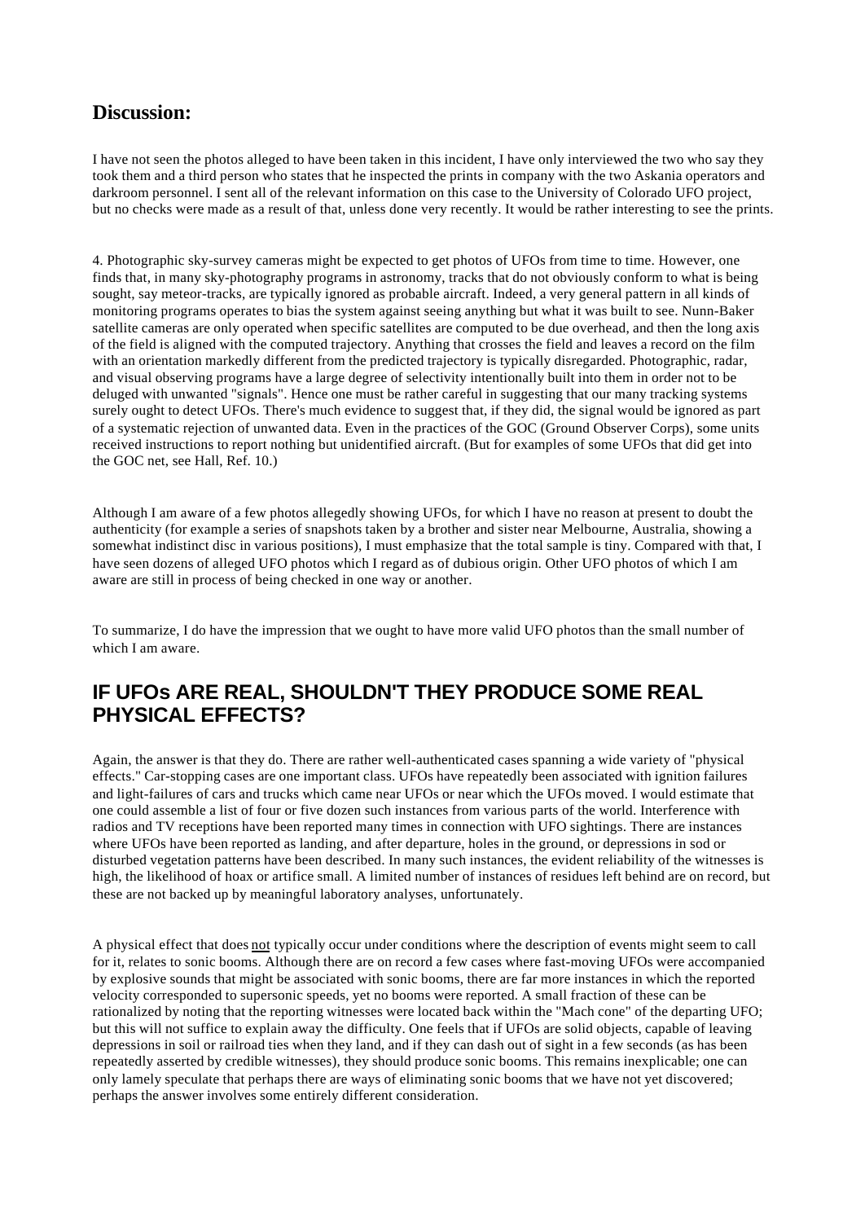## Discussion:

I have not seen the photos alleged to have been taken in this incident, I have only interviewed the two who say they took them and a third person who states that he inspected the prints in company with the two Askania operators and darkroom personnel. I sent all of the relevant information on this case to the University of Colorado UFO project, but no checks were made as a result of that, unless done very recently. It would be rather interesting to see the prints.

4. Photographic sky-survey cameras might be expected to get photos of UFOs from time to time. However, one finds that, in many sky-photography programs in astronomy, tracks that do not obviously conform to what is being sought, say meteor-tracks, are typically ignored as probable aircraft. Indeed, a very general pattern in all kinds of monitoring programs operates to bias the system against seeing anything but what it was built to see. Nunn-Baker satellite cameras are only operated when specific satellites are computed to be due overhead, and then the long axis of the field is aligned with the computed trajectory. Anything that crosses the field and leaves a record on the film with an orientation markedly different from the predicted trajectory is typically disregarded. Photographic, radar, and visual observing programs have a large degree of selectivity intentionally built into them in order not to be deluged with unwanted "signals". Hence one must be rather careful in suggesting that our many tracking systems surely ought to detect UFOs. There's much evidence to suggest that, if they did, the signal would be ignored as part of a systematic rejection of unwanted data. Even in the practices of the GOC (Ground Observer Corps), some units received instructions to report nothing but unidentified aircraft. (But for examples of some UFOs that did get into the GOC net, see Hall, Ref. 10.)

Although I am aware of a few photos allegedly showing UFOs, for which I have no reason at present to doubt the authenticity (for example a series of snapshots taken by a brother and sister near Melbourne, Australia, showing a somewhat indistinct disc in various positions), I must emphasize that the total sample is tiny. Compared with that, I have seen dozens of alleged UFO photos which I regard as of dubious origin. Other UFO photos of which I am aware are still in process of being checked in one way or another.

To summarize, I do have the impression that we ought to have more valid UFO photos than the small number of which I am aware.

## IF UFOs ARE REAL, SHOULDN'T THEY PRODUCE SOME REAL PHYSICAL EFFECTS?

Again, the answer is that they do. There are rather well-authenticated cases spanning a wide variety of "physical effects." Car-stopping cases are one important class. UFOs have repeatedly been associated with ignition failures and light-failures of cars and trucks which came near UFOs or near which the UFOs moved. I would estimate that one could assemble a list of four or five dozen such instances from various parts of the world. Interference with radios and TV receptions have been reported many times in connection with UFO sightings. There are instances where UFOs have been reported as landing, and after departure, holes in the ground, or depressions in sod or disturbed vegetation patterns have been described. In many such instances, the evident reliability of the witnesses is high, the likelihood of hoax or artifice small. A limited number of instances of residues left behind are on record, but these are not backed up by meaningful laboratory analyses, unfortunately.

A physical effect that does not typically occur under conditions where the description of events might seem to call for it, relates to sonic booms. Although there are on record a few cases where fast-moving UFOs were accompanied by explosive sounds that might be associated with sonic booms, there are far more instances in which the reported velocity corresponded to supersonic speeds, yet no booms were reported. A small fraction of these can be rationalized by noting that the reporting witnesses were located back within the "Mach cone" of the departing UFO; but this will not suffice to explain away the difficulty. One feels that if UFOs are solid objects, capable of leaving depressions in soil or railroad ties when they land, and if they can dash out of sight in a few seconds (as has been repeatedly asserted by credible witnesses), they should produce sonic booms. This remains inexplicable; one can only lamely speculate that perhaps there are ways of eliminating sonic booms that we have not yet discovered; perhaps the answer involves some entirely different consideration.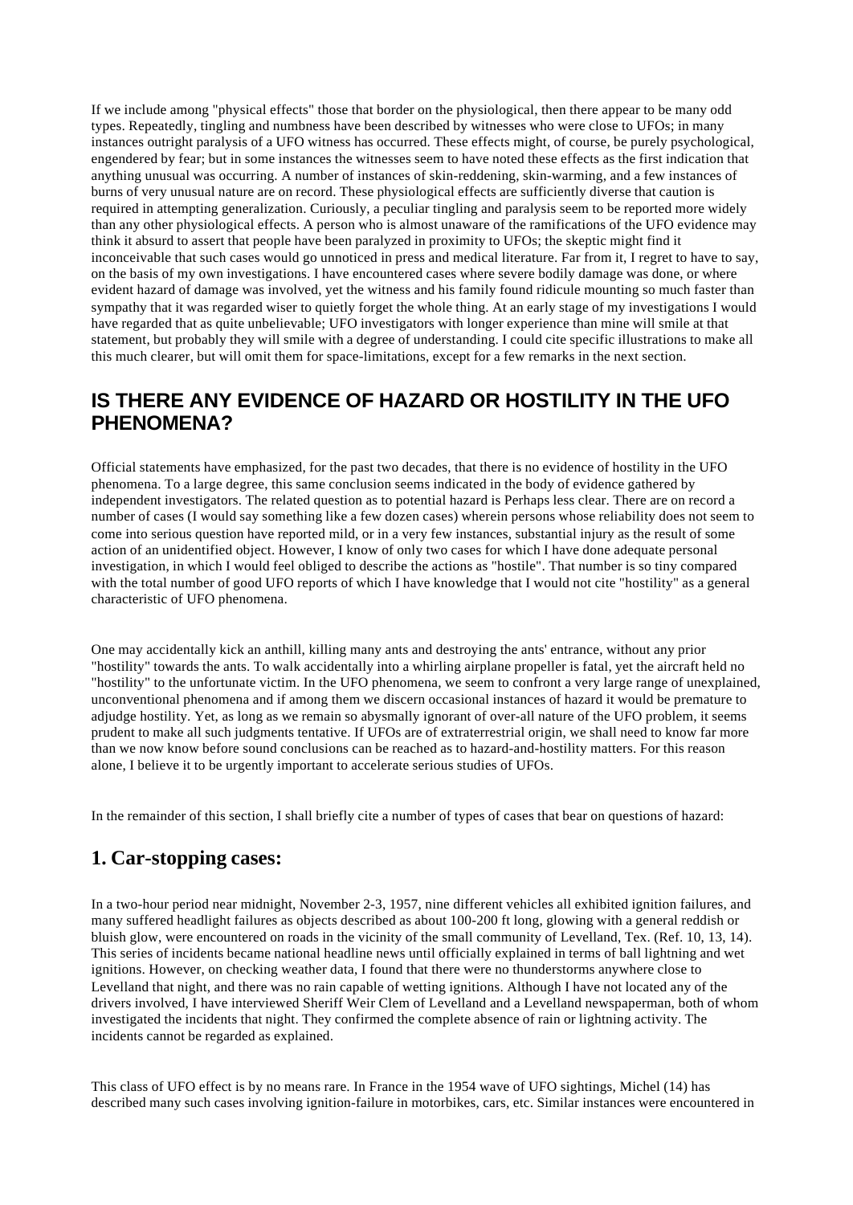If we include among "physical effects" those that border on the physiological, then there appear to be many odd types. Repeatedly, tingling and numbness have been described by witnesses who were close to UFOs; in many instances outright paralysis of a UFO witness has occurred. These effects might, of course, be purely psychological, engendered by fear; but in some instances the witnesses seem to have noted these effects as the first indication that anything unusual was occurring. A number of instances of skin-reddening, skin-warming, and a few instances of burns of very unusual nature are on record. These physiological effects are sufficiently diverse that caution is required in attempting generalization. Curiously, a peculiar tingling and paralysis seem to be reported more widely than any other physiological effects. A person who is almost unaware of the ramifications of the UFO evidence may think it absurd to assert that people have been paralyzed in proximity to UFOs; the skeptic might find it inconceivable that such cases would go unnoticed in press and medical literature. Far from it, I regret to have to say, on the basis of my own investigations. I have encountered cases where severe bodily damage was done, or where evident hazard of damage was involved, yet the witness and his family found ridicule mounting so much faster than sympathy that it was regarded wiser to quietly forget the whole thing. At an early stage of my investigations I would have regarded that as quite unbelievable; UFO investigators with longer experience than mine will smile at that statement, but probably they will smile with a degree of understanding. I could cite specific illustrations to make all this much clearer, but will omit them for space-limitations, except for a few remarks in the next section.

## IS THERE ANY EVIDENCE OF HAZARD OR HOSTILITY IN THE UFO PHENOMENA?

Official statements have emphasized, for the past two decades, that there is no evidence of hostility in the UFO phenomena. To a large degree, this same conclusion seems indicated in the body of evidence gathered by independent investigators. The related question as to potential hazard is Perhaps less clear. There are on record a number of cases (I would say something like a few dozen cases) wherein persons whose reliability does not seem to come into serious question have reported mild, or in a very few instances, substantial injury as the result of some action of an unidentified object. However, I know of only two cases for which I have done adequate personal investigation, in which I would feel obliged to describe the actions as "hostile". That number is so tiny compared with the total number of good UFO reports of which I have knowledge that I would not cite "hostility" as a general characteristic of UFO phenomena.

One may accidentally kick an anthill, killing many ants and destroying the ants' entrance, without any prior "hostility" towards the ants. To walk accidentally into a whirling airplane propeller is fatal, yet the aircraft held no "hostility" to the unfortunate victim. In the UFO phenomena, we seem to confront a very large range of unexplained, unconventional phenomena and if among them we discern occasional instances of hazard it would be premature to adjudge hostility. Yet, as long as we remain so abysmally ignorant of over-all nature of the UFO problem, it seems prudent to make all such judgments tentative. If UFOs are of extraterrestrial origin, we shall need to know far more than we now know before sound conclusions can be reached as to hazard-and-hostility matters. For this reason alone, I believe it to be urgently important to accelerate serious studies of UFOs.

In the remainder of this section, I shall briefly cite a number of types of cases that bear on questions of hazard:

## 1. Car-stopping cases:

In a two-hour period near midnight, November 2-3, 1957, nine different vehicles all exhibited ignition failures, and many suffered headlight failures as objects described as about 100-200 ft long, glowing with a general reddish or bluish glow, were encountered on roads in the vicinity of the small community of Levelland, Tex. (Ref. 10, 13, 14). This series of incidents became national headline news until officially explained in terms of ball lightning and wet ignitions. However, on checking weather data, I found that there were no thunderstorms anywhere close to Levelland that night, and there was no rain capable of wetting ignitions. Although I have not located any of the drivers involved, I have interviewed Sheriff Weir Clem of Levelland and a Levelland newspaperman, both of whom investigated the incidents that night. They confirmed the complete absence of rain or lightning activity. The incidents cannot be regarded as explained.

This class of UFO effect is by no means rare. In France in the 1954 wave of UFO sightings, Michel (14) has described many such cases involving ignition-failure in motorbikes, cars, etc. Similar instances were encountered in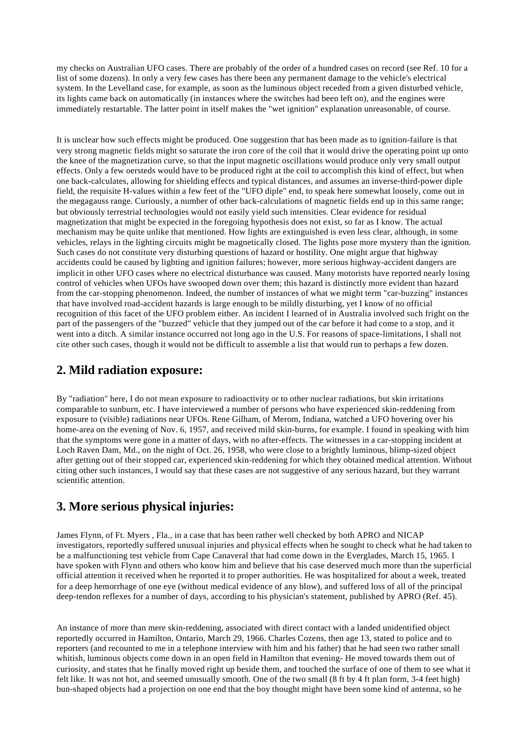my checks on Australian UFO cases. There are probably of the order of a hundred cases on record (see Ref. 10 for a list of some dozens). In only a very few cases has there been any permanent damage to the vehicle's electrical system. In the Levelland case, for example, as soon as the luminous object receded from a given disturbed vehicle, its lights came back on automatically (in instances where the switches had been left on), and the engines were immediately restartable. The latter point in itself makes the "wet ignition" explanation unreasonable, of course.

It is unclear how such effects might be produced. One suggestion that has been made as to ignition-failure is that very strong magnetic fields might so saturate the iron core of the coil that it would drive the operating point up onto the knee of the magnetization curve, so that the input magnetic oscillations would produce only very small output effects. Only a few oersteds would have to be produced right at the coil to accomplish this kind of effect, but when one back-calculates, allowing for shielding effects and typical distances, and assumes an inverse-third-power diple field, the requisite H-values within a few feet of the "UFO diple" end, to speak here somewhat loosely, come out in the megagauss range. Curiously, a number of other back-calculations of magnetic fields end up in this same range; but obviously terrestrial technologies would not easily yield such intensities. Clear evidence for residual magnetization that might be expected in the foregoing hypothesis does not exist, so far as I know. The actual mechanism may be quite unlike that mentioned. How lights are extinguished is even less clear, although, in some vehicles, relays in the lighting circuits might be magnetically closed. The lights pose more mystery than the ignition. Such cases do not constitute very disturbing questions of hazard or hostility. One might argue that highway accidents could be caused by lighting and ignition failures; however, more serious highway-accident dangers are implicit in other UFO cases where no electrical disturbance was caused. Many motorists have reported nearly losing control of vehicles when UFOs have swooped down over them; this hazard is distinctly more evident than hazard from the car-stopping phenomenon. Indeed, the number of instances of what we might term "car-buzzing" instances that have involved road-accident hazards is large enough to be mildly disturbing, yet I know of no official recognition of this facet of the UFO problem either. An incident I learned of in Australia involved such fright on the part of the passengers of the "buzzed" vehicle that they jumped out of the car before it had come to a stop, and it went into a ditch. A similar instance occurred not long ago in the U.S. For reasons of space-limitations, I shall not cite other such cases, though it would not be difficult to assemble a list that would run to perhaps a few dozen.

## 2. Mild radiation exposure:

By "radiation" here, I do not mean exposure to radioactivity or to other nuclear radiations, but skin irritations comparable to sunburn, etc. I have interviewed a number of persons who have experienced skin-reddening from exposure to (visible) radiations near UFOs. Rene Gilham, of Merom, Indiana, watched a UFO hovering over his home-area on the evening of Nov. 6, 1957, and received mild skin-burns, for example. I found in speaking with him that the symptoms were gone in a matter of days, with no after-effects. The witnesses in a car-stopping incident at Loch Raven Dam, Md., on the night of Oct. 26, 1958, who were close to a brightly luminous, blimp-sized object after getting out of their stopped car, experienced skin-reddening for which they obtained medical attention. Without citing other such instances, I would say that these cases are not suggestive of any serious hazard, but they warrant scientific attention.

## 3. More serious physical injuries:

James Flynn, of Ft. Myers , Fla., in a case that has been rather well checked by both APRO and NICAP investigators, reportedly suffered unusual injuries and physical effects when he sought to check what he had taken to be a malfunctioning test vehicle from Cape Canaveral that had come down in the Everglades, March 15, 1965. I have spoken with Flynn and others who know him and believe that his case deserved much more than the superficial official attention it received when he reported it to proper authorities. He was hospitalized for about a week, treated for a deep hemorrhage of one eye (without medical evidence of any blow), and suffered loss of all of the principal deep-tendon reflexes for a number of days, according to his physician's statement, published by APRO (Ref. 45).

An instance of more than mere skin-reddening, associated with direct contact with a landed unidentified object reportedly occurred in Hamilton, Ontario, March 29, 1966. Charles Cozens, then age 13, stated to police and to reporters (and recounted to me in a telephone interview with him and his father) that he had seen two rather small whitish, luminous objects come down in an open field in Hamilton that evening- He moved towards them out of curiosity, and states that he finally moved right up beside them, and touched the surface of one of them to see what it felt like. It was not hot, and seemed unusually smooth. One of the two small (8 ft by 4 ft plan form, 3-4 feet high) bun-shaped objects had a projection on one end that the boy thought might have been some kind of antenna, so he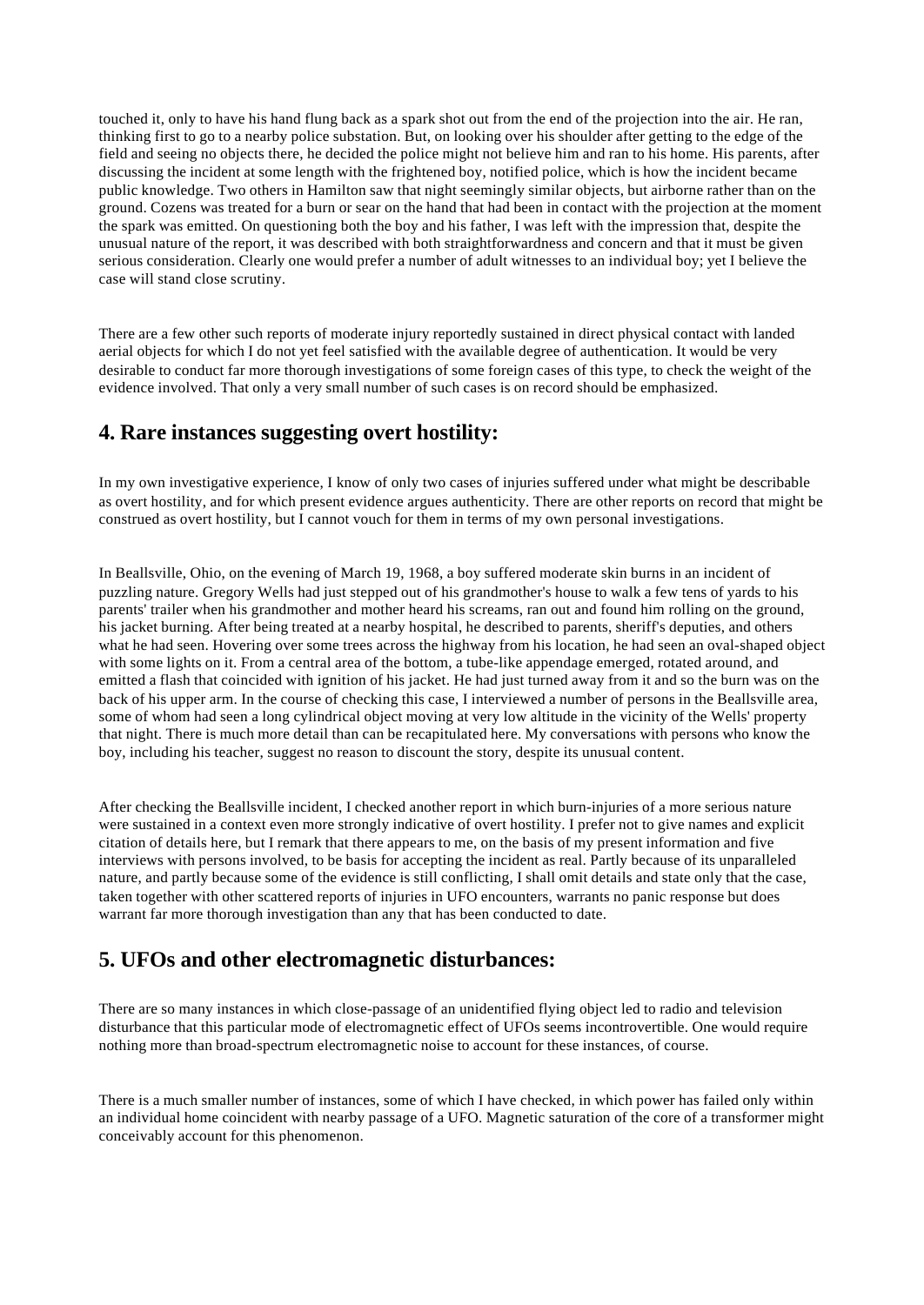touched it, only to have his hand flung back as a spark shot out from the end of the projection into the air. He ran, thinking first to go to a nearby police substation. But, on looking over his shoulder after getting to the edge of the field and seeing no objects there, he decided the police might not believe him and ran to his home. His parents, after discussing the incident at some length with the frightened boy, notified police, which is how the incident became public knowledge. Two others in Hamilton saw that night seemingly similar objects, but airborne rather than on the ground. Cozens was treated for a burn or sear on the hand that had been in contact with the projection at the moment the spark was emitted. On questioning both the boy and his father, I was left with the impression that, despite the unusual nature of the report, it was described with both straightforwardness and concern and that it must be given serious consideration. Clearly one would prefer a number of adult witnesses to an individual boy; yet I believe the case will stand close scrutiny.

There are a few other such reports of moderate injury reportedly sustained in direct physical contact with landed aerial objects for which I do not yet feel satisfied with the available degree of authentication. It would be very desirable to conduct far more thorough investigations of some foreign cases of this type, to check the weight of the evidence involved. That only a very small number of such cases is on record should be emphasized.

## 4. Rare instances suggesting overt hostility:

In my own investigative experience, I know of only two cases of injuries suffered under what might be describable as overt hostility, and for which present evidence argues authenticity. There are other reports on record that might be construed as overt hostility, but I cannot vouch for them in terms of my own personal investigations.

In Beallsville, Ohio, on the evening of March 19, 1968, a boy suffered moderate skin burns in an incident of puzzling nature. Gregory Wells had just stepped out of his grandmother's house to walk a few tens of yards to his parents' trailer when his grandmother and mother heard his screams, ran out and found him rolling on the ground, his jacket burning. After being treated at a nearby hospital, he described to parents, sheriff's deputies, and others what he had seen. Hovering over some trees across the highway from his location, he had seen an oval-shaped object with some lights on it. From a central area of the bottom, a tube-like appendage emerged, rotated around, and emitted a flash that coincided with ignition of his jacket. He had just turned away from it and so the burn was on the back of his upper arm. In the course of checking this case, I interviewed a number of persons in the Beallsville area, some of whom had seen a long cylindrical object moving at very low altitude in the vicinity of the Wells' property that night. There is much more detail than can be recapitulated here. My conversations with persons who know the boy, including his teacher, suggest no reason to discount the story, despite its unusual content.

After checking the Beallsville incident, I checked another report in which burn-injuries of a more serious nature were sustained in a context even more strongly indicative of overt hostility. I prefer not to give names and explicit citation of details here, but I remark that there appears to me, on the basis of my present information and five interviews with persons involved, to be basis for accepting the incident as real. Partly because of its unparalleled nature, and partly because some of the evidence is still conflicting, I shall omit details and state only that the case, taken together with other scattered reports of injuries in UFO encounters, warrants no panic response but does warrant far more thorough investigation than any that has been conducted to date.

## 5. UFOs and other electromagnetic disturbances:

There are so many instances in which close-passage of an unidentified flying object led to radio and television disturbance that this particular mode of electromagnetic effect of UFOs seems incontrovertible. One would require nothing more than broad-spectrum electromagnetic noise to account for these instances, of course.

There is a much smaller number of instances, some of which I have checked, in which power has failed only within an individual home coincident with nearby passage of a UFO. Magnetic saturation of the core of a transformer might conceivably account for this phenomenon.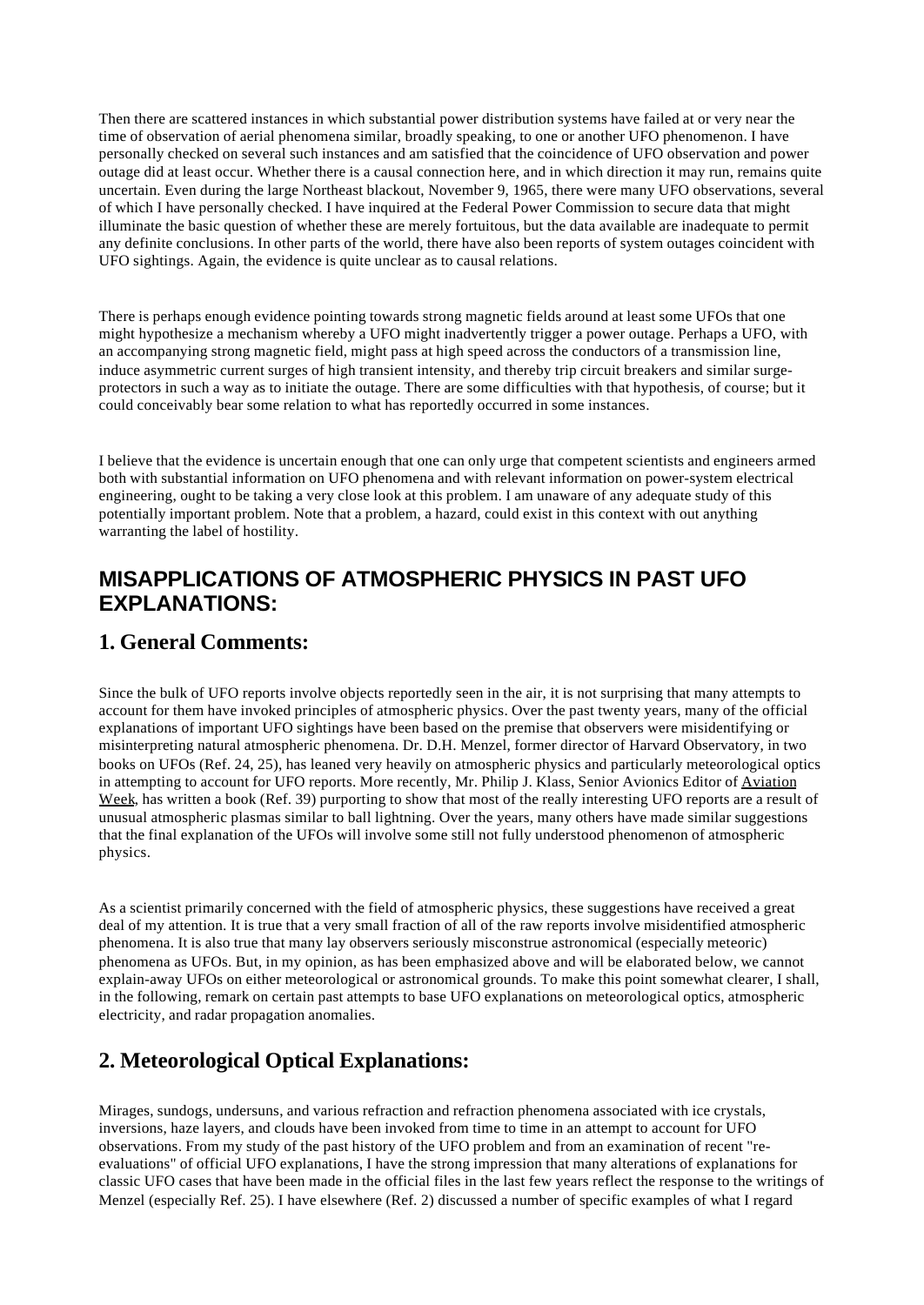Then there are scattered instances in which substantial power distribution systems have failed at or very near the time of observation of aerial phenomena similar, broadly speaking, to one or another UFO phenomenon. I have personally checked on several such instances and am satisfied that the coincidence of UFO observation and power outage did at least occur. Whether there is a causal connection here, and in which direction it may run, remains quite uncertain. Even during the large Northeast blackout, November 9, 1965, there were many UFO observations, several of which I have personally checked. I have inquired at the Federal Power Commission to secure data that might illuminate the basic question of whether these are merely fortuitous, but the data available are inadequate to permit any definite conclusions. In other parts of the world, there have also been reports of system outages coincident with UFO sightings. Again, the evidence is quite unclear as to causal relations.

There is perhaps enough evidence pointing towards strong magnetic fields around at least some UFOs that one might hypothesize a mechanism whereby a UFO might inadvertently trigger a power outage. Perhaps a UFO, with an accompanying strong magnetic field, might pass at high speed across the conductors of a transmission line, induce asymmetric current surges of high transient intensity, and thereby trip circuit breakers and similar surge-protectors in such a way as to initiate the outage. There are some difficulties with that hypothesis, of course; but it could conceivably bear some relation to what has reportedly occurred in some instances.

I believe that the evidence is uncertain enough that one can only urge that competent scientists and engineers armed both with substantial information on UFO phenomena and with relevant information on power-system electrical engineering, ought to be taking a very close look at this problem. I am unaware of any adequate study of this potentially important problem. Note that a problem, a hazard, could exist in this context with out anything warranting the label of hostility.

## MISAPPLICATIONS OF ATMOSPHERIC PHYSICS IN PAST UFO EXPLANATIONS:

### 1. General Comments:

Since the bulk of UFO reports involve objects reportedly seen in the air, it is not surprising that many attempts to account for them have invoked principles of atmospheric physics. Over the past twenty years, many of the official explanations of important UFO sightings have been based on the premise that observers were misidentifying or misinterpreting natural atmospheric phenomena. Dr. D.H. Menzel, former director of Harvard Observatory, in two books on UFOs (Ref. 24, 25), has leaned very heavily on atmospheric physics and particularly meteorological optics in attempting to account for UFO reports. More recently, Mr. Philip J. Klass, Senior Avionics Editor of Aviation Week, has written a book (Ref. 39) purporting to show that most of the really interesting UFO reports are a result of unusual atmospheric plasmas similar to ball lightning. Over the years, many others have made similar suggestions that the final explanation of the UFOs will involve some still not fully understood phenomenon of atmospheric physics.

As a scientist primarily concerned with the field of atmospheric physics, these suggestions have received a great deal of my attention. It is true that a very small fraction of all of the raw reports involve misidentified atmospheric phenomena. It is also true that many lay observers seriously misconstrue astronomical (especially meteoric) phenomena as UFOs. But, in my opinion, as has been emphasized above and will be elaborated below, we cannot explain-away UFOs on either meteorological or astronomical grounds. To make this point somewhat clearer, I shall, in the following, remark on certain past attempts to base UFO explanations on meteorological optics, atmospheric electricity, and radar propagation anomalies.

### 2. Meteorological Optical Explanations:

Mirages, sundogs, undersuns, and various refraction and refraction phenomena associated with ice crystals, inversions, haze layers, and clouds have been invoked from time to time in an attempt to account for UFO observations. From my study of the past history of the UFO problem and from an examination of recent "re-evaluations" of official UFO explanations, I have the strong impression that many alterations of explanations for classic UFO cases that have been made in the official files in the last few years reflect the response to the writings of Menzel (especially Ref. 25). I have elsewhere (Ref. 2) discussed a number of specific examples of what I regard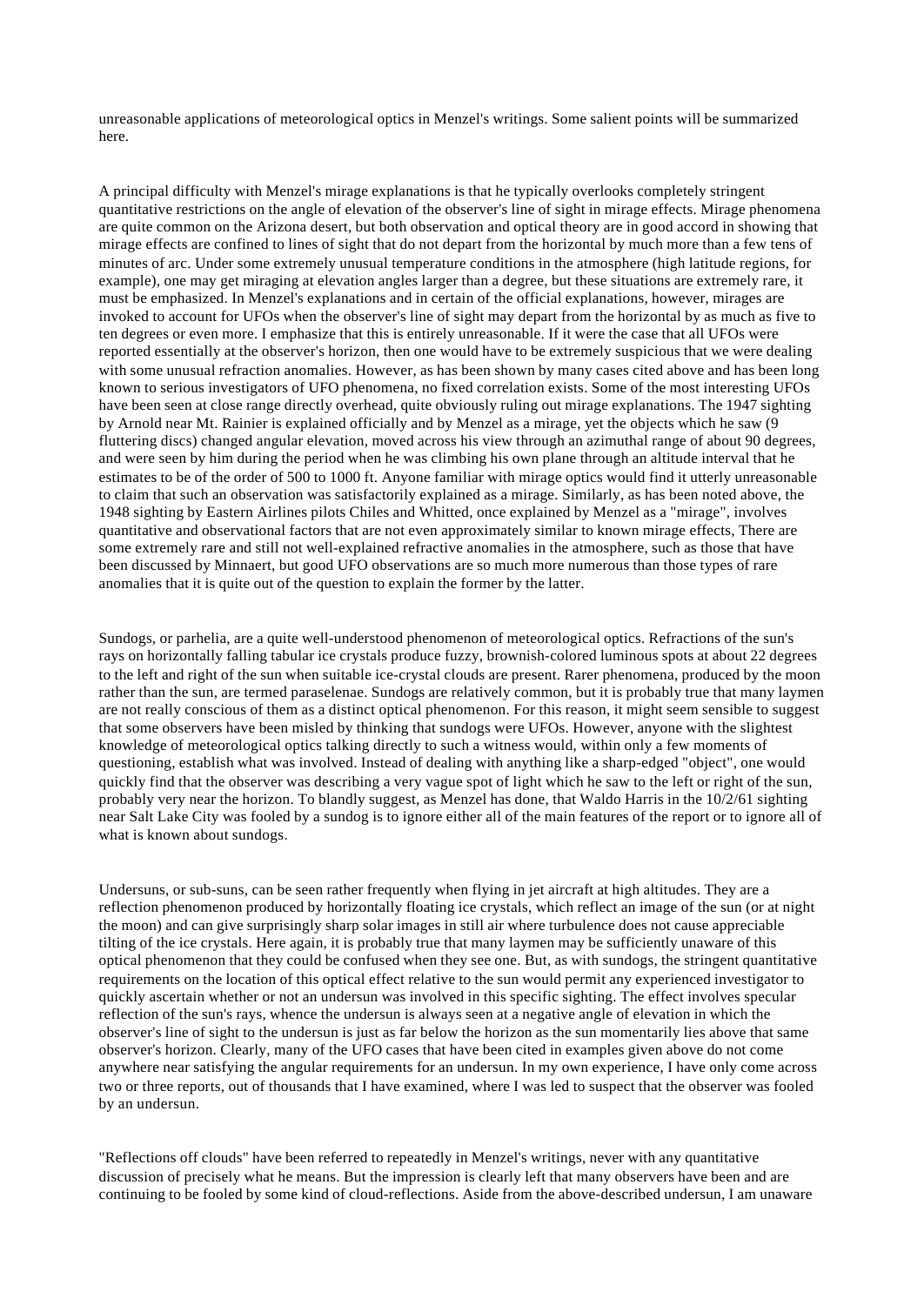unreasonable applications of meteorological optics in Menzel's writings. Some salient points will be summarized here.

A principal difficulty with Menzel's mirage explanations is that he typically overlooks completely stringent quantitative restrictions on the angle of elevation of the observer's line of sight in mirage effects. Mirage phenomena are quite common on the Arizona desert, but both observation and optical theory are in good accord in showing that mirage effects are confined to lines of sight that do not depart from the horizontal by much more than a few tens of minutes of arc. Under some extremely unusual temperature conditions in the atmosphere (high latitude regions, for example), one may get miraging at elevation angles larger than a degree, but these situations are extremely rare, it must be emphasized. In Menzel's explanations and in certain of the official explanations, however, mirages are invoked to account for UFOs when the observer's line of sight may depart from the horizontal by as much as five to ten degrees or even more. I emphasize that this is entirely unreasonable. If it were the case that all UFOs were reported essentially at the observer's horizon, then one would have to be extremely suspicious that we were dealing with some unusual refraction anomalies. However, as has been shown by many cases cited above and has been long known to serious investigators of UFO phenomena, no fixed correlation exists. Some of the most interesting UFOs have been seen at close range directly overhead, quite obviously ruling out mirage explanations. The 1947 sighting by Arnold near Mt. Rainier is explained officially and by Menzel as a mirage, yet the objects which he saw (9 fluttering discs) changed angular elevation, moved across his view through an azimuthal range of about 90 degrees, and were seen by him during the period when he was climbing his own plane through an altitude interval that he estimates to be of the order of 500 to 1000 ft. Anyone familiar with mirage optics would find it utterly unreasonable to claim that such an observation was satisfactorily explained as a mirage. Similarly, as has been noted above, the 1948 sighting by Eastern Airlines pilots Chiles and Whitted, once explained by Menzel as a "mirage", involves quantitative and observational factors that are not even approximately similar to known mirage effects, There are some extremely rare and still not well-explained refractive anomalies in the atmosphere, such as those that have been discussed by Minnaert, but good UFO observations are so much more numerous than those types of rare anomalies that it is quite out of the question to explain the former by the latter.

Sundogs, or parhelia, are a quite well-understood phenomenon of meteorological optics. Refractions of the sun's rays on horizontally falling tabular ice crystals produce fuzzy, brownish-colored luminous spots at about 22 degrees to the left and right of the sun when suitable ice-crystal clouds are present. Rarer phenomena, produced by the moon rather than the sun, are termed paraselenae. Sundogs are relatively common, but it is probably true that many laymen are not really conscious of them as a distinct optical phenomenon. For this reason, it might seem sensible to suggest that some observers have been misled by thinking that sundogs were UFOs. However, anyone with the slightest knowledge of meteorological optics talking directly to such a witness would, within only a few moments of questioning, establish what was involved. Instead of dealing with anything like a sharp-edged "object", one would quickly find that the observer was describing a very vague spot of light which he saw to the left or right of the sun, probably very near the horizon. To blandly suggest, as Menzel has done, that Waldo Harris in the 10/2/61 sighting near Salt Lake City was fooled by a sundog is to ignore either all of the main features of the report or to ignore all of what is known about sundogs.

Undersuns, or sub-suns, can be seen rather frequently when flying in jet aircraft at high altitudes. They are a reflection phenomenon produced by horizontally floating ice crystals, which reflect an image of the sun (or at night the moon) and can give surprisingly sharp solar images in still air where turbulence does not cause appreciable tilting of the ice crystals. Here again, it is probably true that many laymen may be sufficiently unaware of this optical phenomenon that they could be confused when they see one. But, as with sundogs, the stringent quantitative requirements on the location of this optical effect relative to the sun would permit any experienced investigator to quickly ascertain whether or not an undersun was involved in this specific sighting. The effect involves specular reflection of the sun's rays, whence the undersun is always seen at a negative angle of elevation in which the observer's line of sight to the undersun is just as far below the horizon as the sun momentarily lies above that same observer's horizon. Clearly, many of the UFO cases that have been cited in examples given above do not come anywhere near satisfying the angular requirements for an undersun. In my own experience, I have only come across two or three reports, out of thousands that I have examined, where I was led to suspect that the observer was fooled by an undersun.

"Reflections off clouds" have been referred to repeatedly in Menzel's writings, never with any quantitative discussion of precisely what he means. But the impression is clearly left that many observers have been and are continuing to be fooled by some kind of cloud-reflections. Aside from the above-described undersun, I am unaware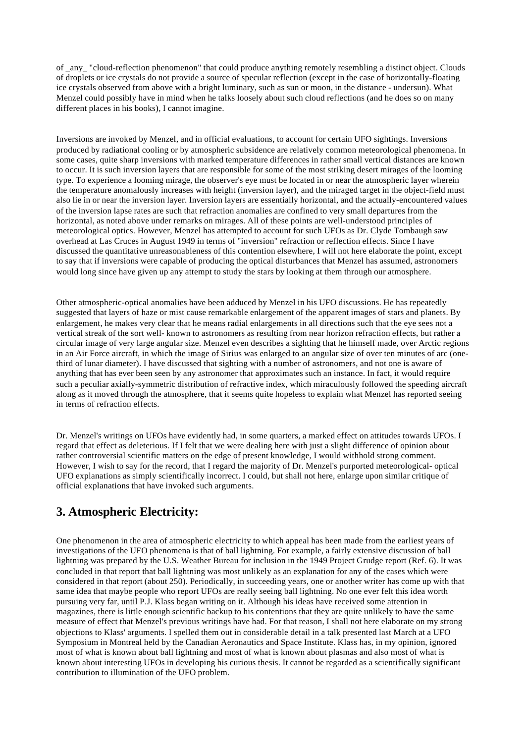of _any_ "cloud-reflection phenomenon" that could produce anything remotely resembling a distinct object. Clouds of droplets or ice crystals do not provide a source of specular reflection (except in the case of horizontally-floating ice crystals observed from above with a bright luminary, such as sun or moon, in the distance - undersun). What Menzel could possibly have in mind when he talks loosely about such cloud reflections (and he does so on many different places in his books), I cannot imagine.

Inversions are invoked by Menzel, and in official evaluations, to account for certain UFO sightings. Inversions produced by radiational cooling or by atmospheric subsidence are relatively common meteorological phenomena. In some cases, quite sharp inversions with marked temperature differences in rather small vertical distances are known to occur. It is such inversion layers that are responsible for some of the most striking desert mirages of the looming type. To experience a looming mirage, the observer's eye must be located in or near the atmospheric layer wherein the temperature anomalously increases with height (inversion layer), and the miraged target in the object-field must also lie in or near the inversion layer. Inversion layers are essentially horizontal, and the actually-encountered values of the inversion lapse rates are such that refraction anomalies are confined to very small departures from the horizontal, as noted above under remarks on mirages. All of these points are well-understood principles of meteorological optics. However, Menzel has attempted to account for such UFOs as Dr. Clyde Tombaugh saw overhead at Las Cruces in August 1949 in terms of "inversion" refraction or reflection effects. Since I have discussed the quantitative unreasonableness of this contention elsewhere, I will not here elaborate the point, except to say that if inversions were capable of producing the optical disturbances that Menzel has assumed, astronomers would long since have given up any attempt to study the stars by looking at them through our atmosphere.

Other atmospheric-optical anomalies have been adduced by Menzel in his UFO discussions. He has repeatedly suggested that layers of haze or mist cause remarkable enlargement of the apparent images of stars and planets. By enlargement, he makes very clear that he means radial enlargements in all directions such that the eye sees not a vertical streak of the sort well- known to astronomers as resulting from near horizon refraction effects, but rather a circular image of very large angular size. Menzel even describes a sighting that he himself made, over Arctic regions in an Air Force aircraft, in which the image of Sirius was enlarged to an angular size of over ten minutes of arc (one-third of lunar diameter). I have discussed that sighting with a number of astronomers, and not one is aware of anything that has ever been seen by any astronomer that approximates such an instance. In fact, it would require such a peculiar axially-symmetric distribution of refractive index, which miraculously followed the speeding aircraft along as it moved through the atmosphere, that it seems quite hopeless to explain what Menzel has reported seeing in terms of refraction effects.

Dr. Menzel's writings on UFOs have evidently had, in some quarters, a marked effect on attitudes towards UFOs. I regard that effect as deleterious. If I felt that we were dealing here with just a slight difference of opinion about rather controversial scientific matters on the edge of present knowledge, I would withhold strong comment. However, I wish to say for the record, that I regard the majority of Dr. Menzel's purported meteorological- optical UFO explanations as simply scientifically incorrect. I could, but shall not here, enlarge upon similar critique of official explanations that have invoked such arguments.

## 3. Atmospheric Electricity:

One phenomenon in the area of atmospheric electricity to which appeal has been made from the earliest years of investigations of the UFO phenomena is that of ball lightning. For example, a fairly extensive discussion of ball lightning was prepared by the U.S. Weather Bureau for inclusion in the 1949 Project Grudge report (Ref. 6). It was concluded in that report that ball lightning was most unlikely as an explanation for any of the cases which were considered in that report (about 250). Periodically, in succeeding years, one or another writer has come up with that same idea that maybe people who report UFOs are really seeing ball lightning. No one ever felt this idea worth pursuing very far, until P.J. Klass began writing on it. Although his ideas have received some attention in magazines, there is little enough scientific backup to his contentions that they are quite unlikely to have the same measure of effect that Menzel's previous writings have had. For that reason, I shall not here elaborate on my strong objections to Klass' arguments. I spelled them out in considerable detail in a talk presented last March at a UFO Symposium in Montreal held by the Canadian Aeronautics and Space Institute. Klass has, in my opinion, ignored most of what is known about ball lightning and most of what is known about plasmas and also most of what is known about interesting UFOs in developing his curious thesis. It cannot be regarded as a scientifically significant contribution to illumination of the UFO problem.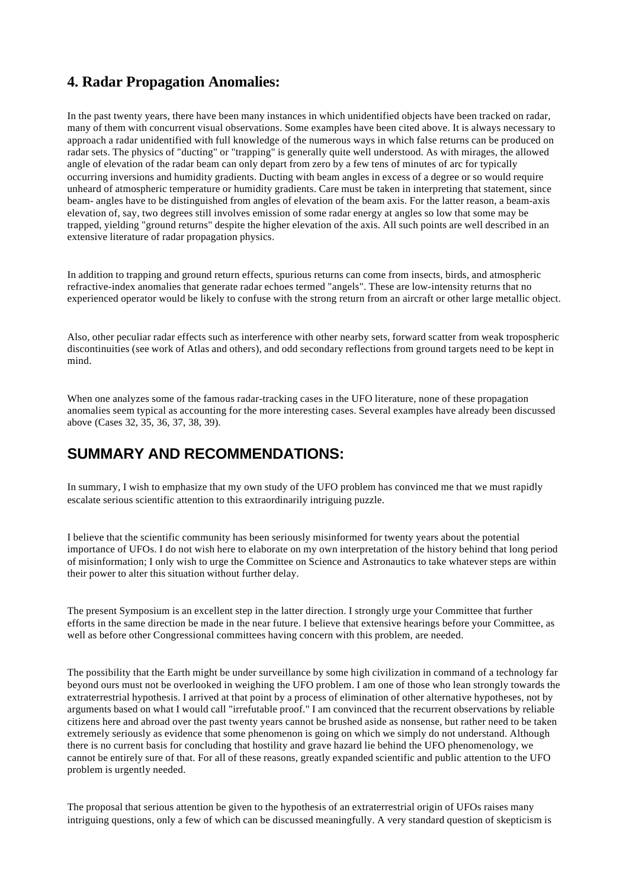## 4. Radar Propagation Anomalies:

In the past twenty years, there have been many instances in which unidentified objects have been tracked on radar, many of them with concurrent visual observations. Some examples have been cited above. It is always necessary to approach a radar unidentified with full knowledge of the numerous ways in which false returns can be produced on radar sets. The physics of "ducting" or "trapping" is generally quite well understood. As with mirages, the allowed angle of elevation of the radar beam can only depart from zero by a few tens of minutes of arc for typically occurring inversions and humidity gradients. Ducting with beam angles in excess of a degree or so would require unheard of atmospheric temperature or humidity gradients. Care must be taken in interpreting that statement, since beam- angles have to be distinguished from angles of elevation of the beam axis. For the latter reason, a beam-axis elevation of, say, two degrees still involves emission of some radar energy at angles so low that some may be trapped, yielding "ground returns" despite the higher elevation of the axis. All such points are well described in an extensive literature of radar propagation physics.

In addition to trapping and ground return effects, spurious returns can come from insects, birds, and atmospheric refractive-index anomalies that generate radar echoes termed "angels". These are low-intensity returns that no experienced operator would be likely to confuse with the strong return from an aircraft or other large metallic object.

Also, other peculiar radar effects such as interference with other nearby sets, forward scatter from weak tropospheric discontinuities (see work of Atlas and others), and odd secondary reflections from ground targets need to be kept in mind.

When one analyzes some of the famous radar-tracking cases in the UFO literature, none of these propagation anomalies seem typical as accounting for the more interesting cases. Several examples have already been discussed above (Cases 32, 35, 36, 37, 38, 39).

## SUMMARY AND RECOMMENDATIONS:

In summary, I wish to emphasize that my own study of the UFO problem has convinced me that we must rapidly escalate serious scientific attention to this extraordinarily intriguing puzzle.

I believe that the scientific community has been seriously misinformed for twenty years about the potential importance of UFOs. I do not wish here to elaborate on my own interpretation of the history behind that long period of misinformation; I only wish to urge the Committee on Science and Astronautics to take whatever steps are within their power to alter this situation without further delay.

The present Symposium is an excellent step in the latter direction. I strongly urge your Committee that further efforts in the same direction be made in the near future. I believe that extensive hearings before your Committee, as well as before other Congressional committees having concern with this problem, are needed.

The possibility that the Earth might be under surveillance by some high civilization in command of a technology far beyond ours must not be overlooked in weighing the UFO problem. I am one of those who lean strongly towards the extraterrestrial hypothesis. I arrived at that point by a process of elimination of other alternative hypotheses, not by arguments based on what I would call "irrefutable proof." I am convinced that the recurrent observations by reliable citizens here and abroad over the past twenty years cannot be brushed aside as nonsense, but rather need to be taken extremely seriously as evidence that some phenomenon is going on which we simply do not understand. Although there is no current basis for concluding that hostility and grave hazard lie behind the UFO phenomenology, we cannot be entirely sure of that. For all of these reasons, greatly expanded scientific and public attention to the UFO problem is urgently needed.

The proposal that serious attention be given to the hypothesis of an extraterrestrial origin of UFOs raises many intriguing questions, only a few of which can be discussed meaningfully. A very standard question of skepticism is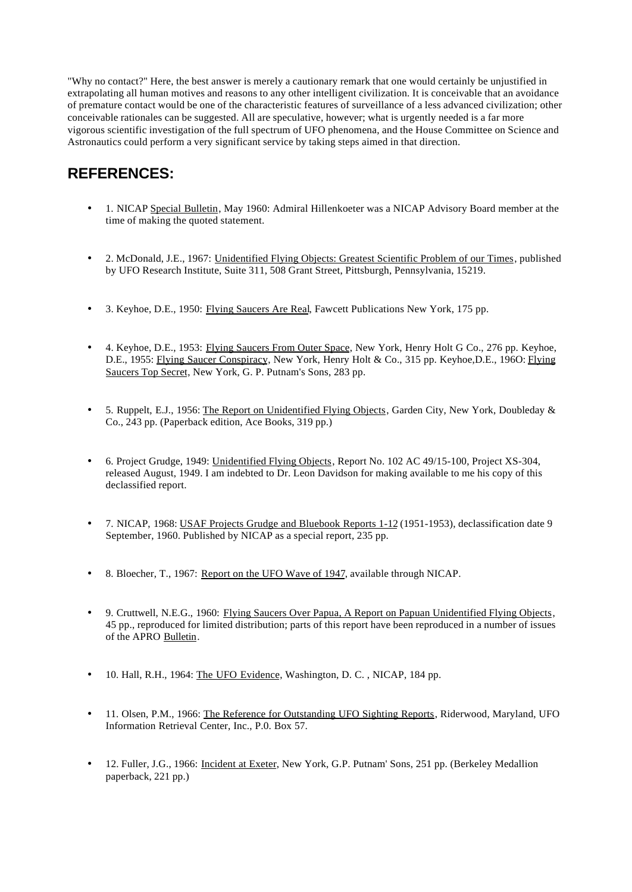"Why no contact?" Here, the best answer is merely a cautionary remark that one would certainly be unjustified in extrapolating all human motives and reasons to any other intelligent civilization. It is conceivable that an avoidance of premature contact would be one of the characteristic features of surveillance of a less advanced civilization; other conceivable rationales can be suggested. All are speculative, however; what is urgently needed is a far more vigorous scientific investigation of the full spectrum of UFO phenomena, and the House Committee on Science and Astronautics could perform a very significant service by taking steps aimed in that direction.

## REFERENCES:

- 1. NICAP Special Bulletin, May 1960: Admiral Hillenkoeter was a NICAP Advisory Board member at the time of making the quoted statement.

- 2. McDonald, J.E., 1967: Unidentified Flying Objects: Greatest Scientific Problem of our Times, published by UFO Research Institute, Suite 311, 508 Grant Street, Pittsburgh, Pennsylvania, 15219.

- 3. Keyhoe, D.E., 1950: Flying Saucers Are Real, Fawcett Publications New York, 175 pp.

- 4. Keyhoe, D.E., 1953: Flying Saucers From Outer Space, New York, Henry Holt G Co., 276 pp. Keyhoe, D.E., 1955: Flying Saucer Conspiracy, New York, Henry Holt & Co., 315 pp. Keyhoe,D.E., 196O: Flying Saucers Top Secret, New York, G. P. Putnam's Sons, 283 pp.

- 5. Ruppelt, E.J., 1956: The Report on Unidentified Flying Objects, Garden City, New York, Doubleday & Co., 243 pp. (Paperback edition, Ace Books, 319 pp.)

- 6. Project Grudge, 1949: Unidentified Flying Objects, Report No. 102 AC 49/15-100, Project XS-304, released August, 1949. I am indebted to Dr. Leon Davidson for making available to me his copy of this declassified report.

- 7. NICAP, 1968: USAF Projects Grudge and Bluebook Reports 1-12 (1951-1953), declassification date 9 September, 1960. Published by NICAP as a special report, 235 pp.

- 8. Bloecher, T., 1967: Report on the UFO Wave of 1947, available through NICAP.

- 9. Cruttwell, N.E.G., 1960: Flying Saucers Over Papua, A Report on Papuan Unidentified Flying Objects, 45 pp., reproduced for limited distribution; parts of this report have been reproduced in a number of issues of the APRO Bulletin.

- 10. Hall, R.H., 1964: The UFO Evidence, Washington, D. C. , NICAP, 184 pp.

- 11. Olsen, P.M., 1966: The Reference for Outstanding UFO Sighting Reports, Riderwood, Maryland, UFO Information Retrieval Center, Inc., P.0. Box 57.

- 12. Fuller, J.G., 1966: Incident at Exeter, New York, G.P. Putnam' Sons, 251 pp. (Berkeley Medallion paperback, 221 pp.)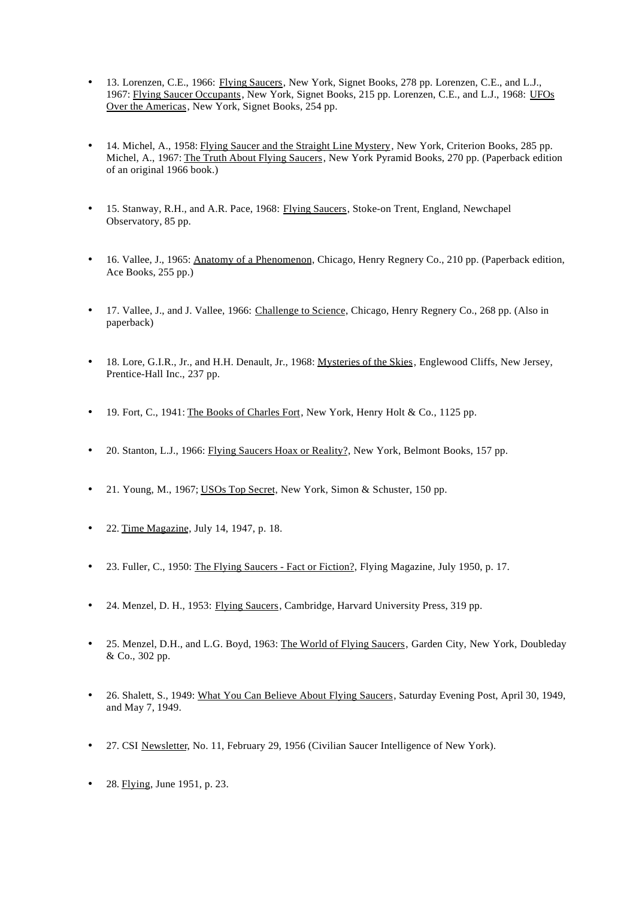- 13. Lorenzen, C.E., 1966: Flying Saucers, New York, Signet Books, 278 pp. Lorenzen, C.E., and L.J., 1967: Flying Saucer Occupants, New York, Signet Books, 215 pp. Lorenzen, C.E., and L.J., 1968: UFOs Over the Americas, New York, Signet Books, 254 pp.

- 14. Michel, A., 1958: Flying Saucer and the Straight Line Mystery, New York, Criterion Books, 285 pp. Michel, A., 1967: The Truth About Flying Saucers, New York Pyramid Books, 270 pp. (Paperback edition of an original 1966 book.)

- 15. Stanway, R.H., and A.R. Pace, 1968: Flying Saucers, Stoke-on Trent, England, Newchapel Observatory, 85 pp.

- 16. Vallee, J., 1965: Anatomy of a Phenomenon, Chicago, Henry Regnery Co., 210 pp. (Paperback edition, Ace Books, 255 pp.)

- 17. Vallee, J., and J. Vallee, 1966: Challenge to Science, Chicago, Henry Regnery Co., 268 pp. (Also in paperback)

- 18. Lore, G.I.R., Jr., and H.H. Denault, Jr., 1968: Mysteries of the Skies, Englewood Cliffs, New Jersey, Prentice-Hall Inc., 237 pp.

- 19. Fort, C., 1941: The Books of Charles Fort, New York, Henry Holt & Co., 1125 pp.

- 20. Stanton, L.J., 1966: Flying Saucers Hoax or Reality?, New York, Belmont Books, 157 pp.

- 21. Young, M., 1967; USOs Top Secret, New York, Simon & Schuster, 150 pp.

- 22. Time Magazine, July 14, 1947, p. 18.

- 23. Fuller, C., 1950: The Flying Saucers - Fact or Fiction?, Flying Magazine, July 1950, p. 17.

- 24. Menzel, D. H., 1953: Flying Saucers, Cambridge, Harvard University Press, 319 pp.

- 25. Menzel, D.H., and L.G. Boyd, 1963: The World of Flying Saucers, Garden City, New York, Doubleday & Co., 302 pp.

- 26. Shalett, S., 1949: What You Can Believe About Flying Saucers, Saturday Evening Post, April 30, 1949, and May 7, 1949.

- 27. CSI Newsletter, No. 11, February 29, 1956 (Civilian Saucer Intelligence of New York).

- 28. Flying, June 1951, p. 23.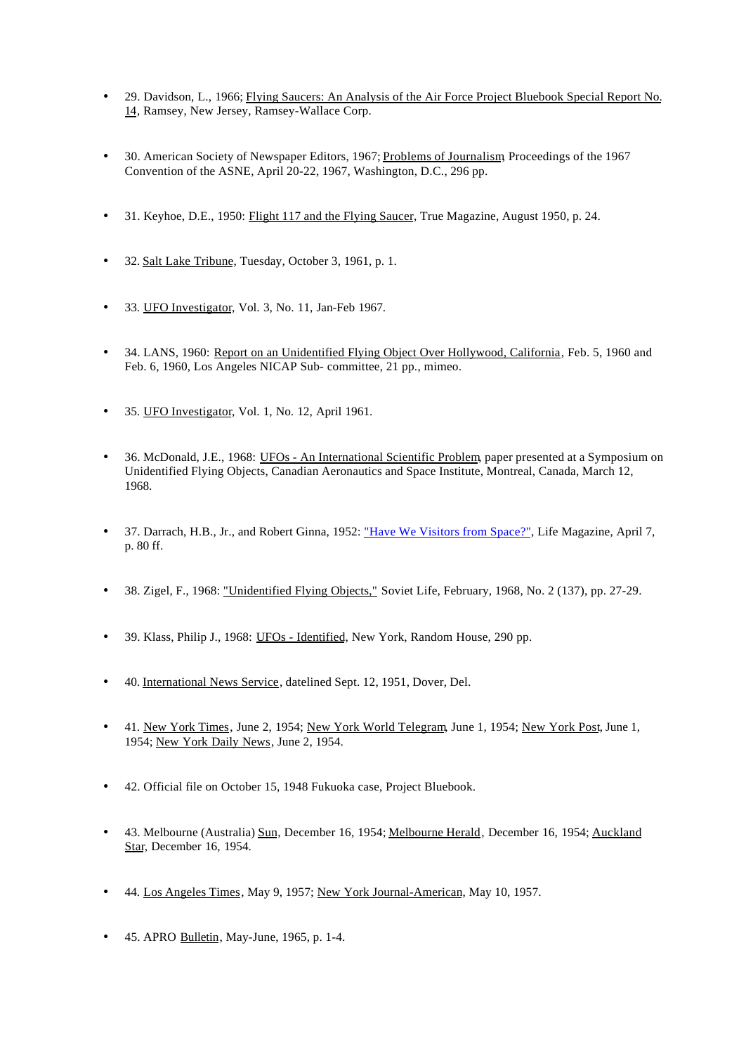- 29. Davidson, L., 1966; Flying Saucers: An Analysis of the Air Force Project Bluebook Special Report No. 14, Ramsey, New Jersey, Ramsey-Wallace Corp.

- 30. American Society of Newspaper Editors, 1967; Problems of Journalism, Proceedings of the 1967 Convention of the ASNE, April 20-22, 1967, Washington, D.C., 296 pp.

- 31. Keyhoe, D.E., 1950: Flight 117 and the Flying Saucer, True Magazine, August 1950, p. 24.

- 32. Salt Lake Tribune, Tuesday, October 3, 1961, p. 1.

- 33. UFO Investigator, Vol. 3, No. 11, Jan-Feb 1967.

- 34. LANS, 1960: Report on an Unidentified Flying Object Over Hollywood, California, Feb. 5, 1960 and Feb. 6, 1960, Los Angeles NICAP Sub- committee, 21 pp., mimeo.

- 35. UFO Investigator, Vol. 1, No. 12, April 1961.

- 36. McDonald, J.E., 1968: UFOs - An International Scientific Problem, paper presented at a Symposium on Unidentified Flying Objects, Canadian Aeronautics and Space Institute, Montreal, Canada, March 12, 1968.

- 37. Darrach, H.B., Jr., and Robert Ginna, 1952: "Have We Visitors from Space?", Life Magazine, April 7, p. 80 ff.

- 38. Zigel, F., 1968: "Unidentified Flying Objects," Soviet Life, February, 1968, No. 2 (137), pp. 27-29.

- 39. Klass, Philip J., 1968: UFOs - Identified, New York, Random House, 290 pp.

- 40. International News Service, datelined Sept. 12, 1951, Dover, Del.

- 41. New York Times, June 2, 1954; New York World Telegram, June 1, 1954; New York Post, June 1, 1954; New York Daily News, June 2, 1954.

- 42. Official file on October 15, 1948 Fukuoka case, Project Bluebook.

- 43. Melbourne (Australia) Sun, December 16, 1954; Melbourne Herald, December 16, 1954; Auckland Star, December 16, 1954.

- 44. Los Angeles Times, May 9, 1957; New York Journal-American, May 10, 1957.

- 45. APRO Bulletin, May-June, 1965, p. 1-4.